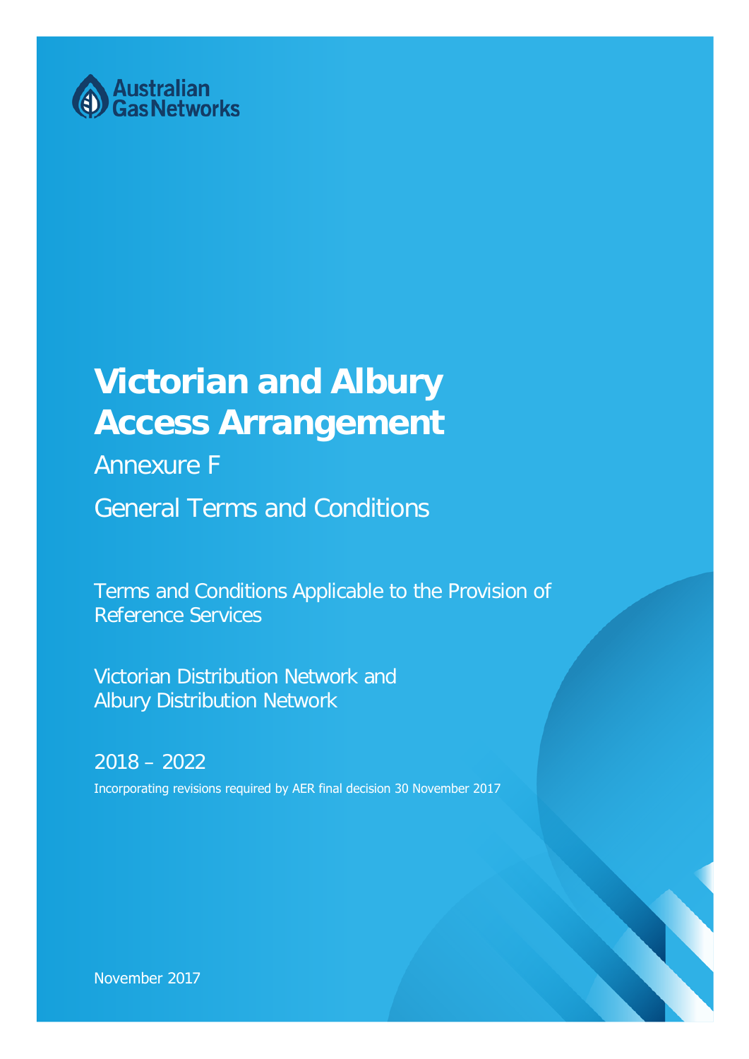Australian Gas Networks

# Victorian and Albury Access Arrangement

## Annexure F

## General Terms and Conditions

Terms and Conditions Applicable to the Provision of Reference Services

Victorian Distribution Network and Albury Distribution Network

2018 – 2022

Incorporating revisions required by AER final decision 30 November 2017

November 2017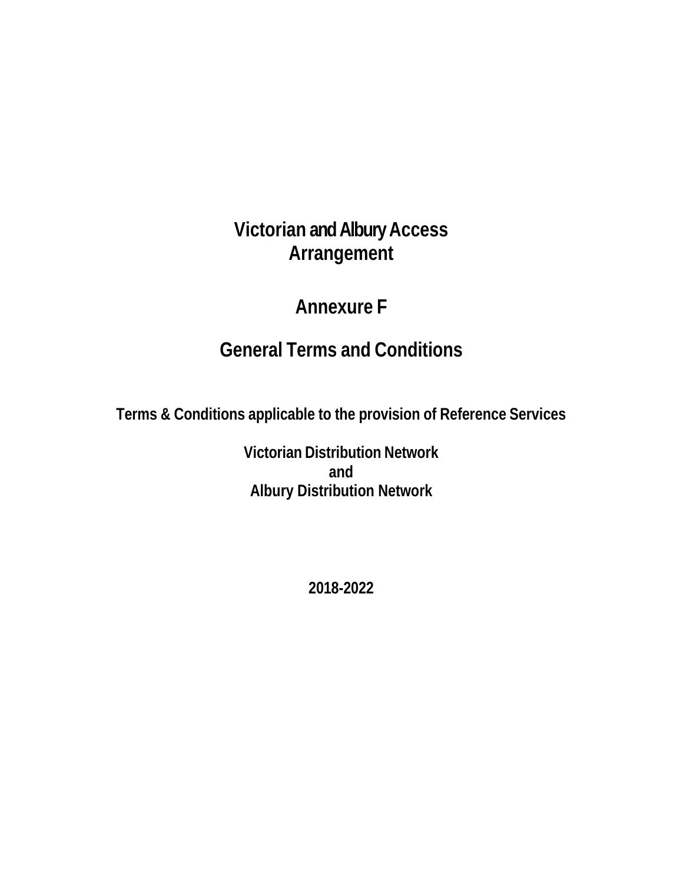# Victorian and Albury Access Arrangement

# Annexure F

# General Terms and Conditions

**Terms & Conditions applicable to the provision of Reference Services**

**Victorian Distribution Network**
**and**
**Albury Distribution Network**

**2018-2022**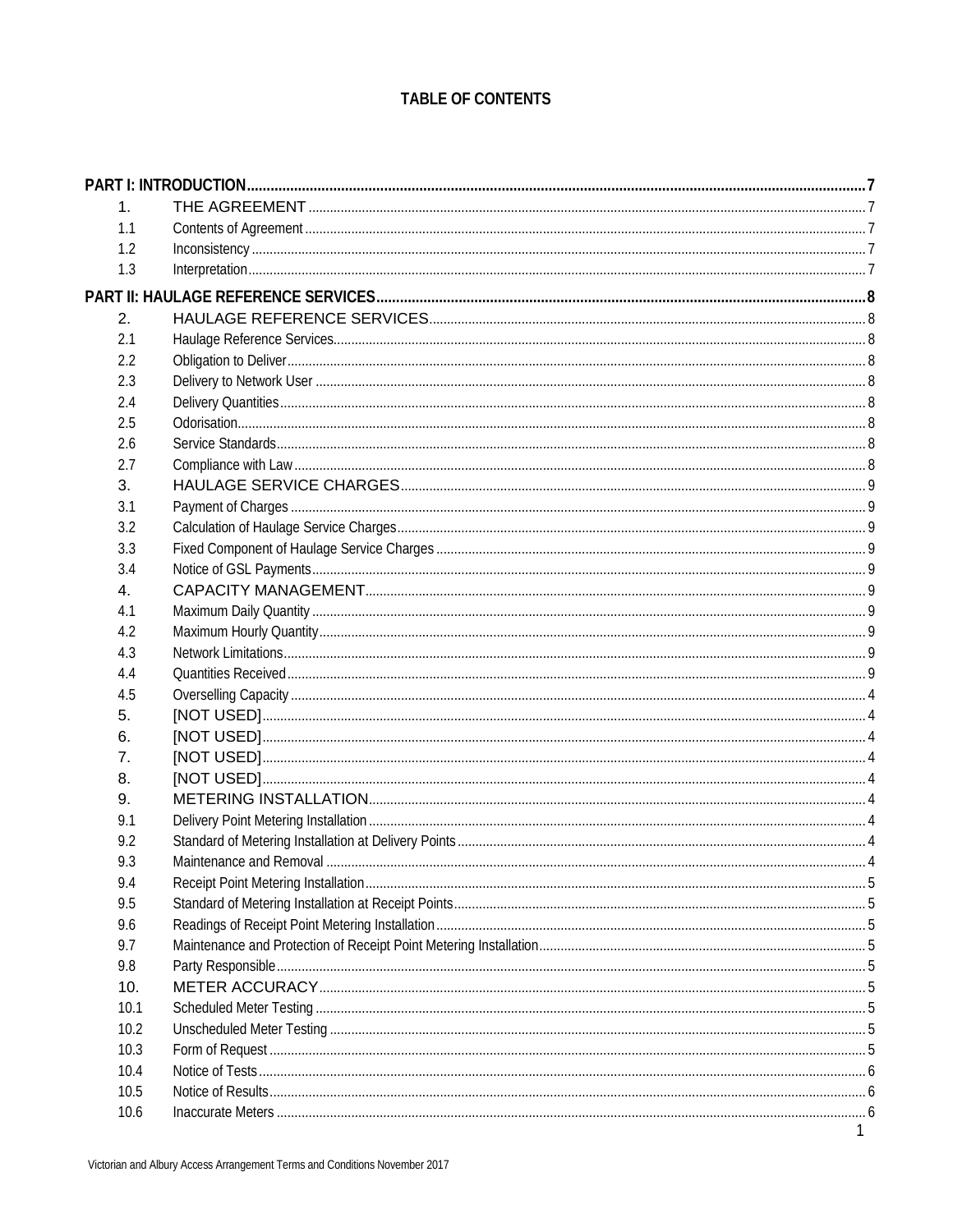## TABLE OF CONTENTS

| | | |
|---|---|---|
| **PART I: INTRODUCTION** | | **7** |
| 1. | THE AGREEMENT | 7 |
| 1.1 | Contents of Agreement | 7 |
| 1.2 | Inconsistency | 7 |
| 1.3 | Interpretation | 7 |
| **PART II: HAULAGE REFERENCE SERVICES** | | **8** |
| 2. | HAULAGE REFERENCE SERVICES | 8 |
| 2.1 | Haulage Reference Services | 8 |
| 2.2 | Obligation to Deliver | 8 |
| 2.3 | Delivery to Network User | 8 |
| 2.4 | Delivery Quantities | 8 |
| 2.5 | Odorisation | 8 |
| 2.6 | Service Standards | 8 |
| 2.7 | Compliance with Law | 8 |
| 3. | HAULAGE SERVICE CHARGES | 9 |
| 3.1 | Payment of Charges | 9 |
| 3.2 | Calculation of Haulage Service Charges | 9 |
| 3.3 | Fixed Component of Haulage Service Charges | 9 |
| 3.4 | Notice of GSL Payments | 9 |
| 4. | CAPACITY MANAGEMENT | 9 |
| 4.1 | Maximum Daily Quantity | 9 |
| 4.2 | Maximum Hourly Quantity | 9 |
| 4.3 | Network Limitations | 9 |
| 4.4 | Quantities Received | 9 |
| 4.5 | Overselling Capacity | 4 |
| 5. | [NOT USED] | 4 |
| 6. | [NOT USED] | 4 |
| 7. | [NOT USED] | 4 |
| 8. | [NOT USED] | 4 |
| 9. | METERING INSTALLATION | 4 |
| 9.1 | Delivery Point Metering Installation | 4 |
| 9.2 | Standard of Metering Installation at Delivery Points | 4 |
| 9.3 | Maintenance and Removal | 4 |
| 9.4 | Receipt Point Metering Installation | 5 |
| 9.5 | Standard of Metering Installation at Receipt Points | 5 |
| 9.6 | Readings of Receipt Point Metering Installation | 5 |
| 9.7 | Maintenance and Protection of Receipt Point Metering Installation | 5 |
| 9.8 | Party Responsible | 5 |
| 10. | METER ACCURACY | 5 |
| 10.1 | Scheduled Meter Testing | 5 |
| 10.2 | Unscheduled Meter Testing | 5 |
| 10.3 | Form of Request | 5 |
| 10.4 | Notice of Tests | 6 |
| 10.5 | Notice of Results | 6 |
| 10.6 | Inaccurate Meters | 6 |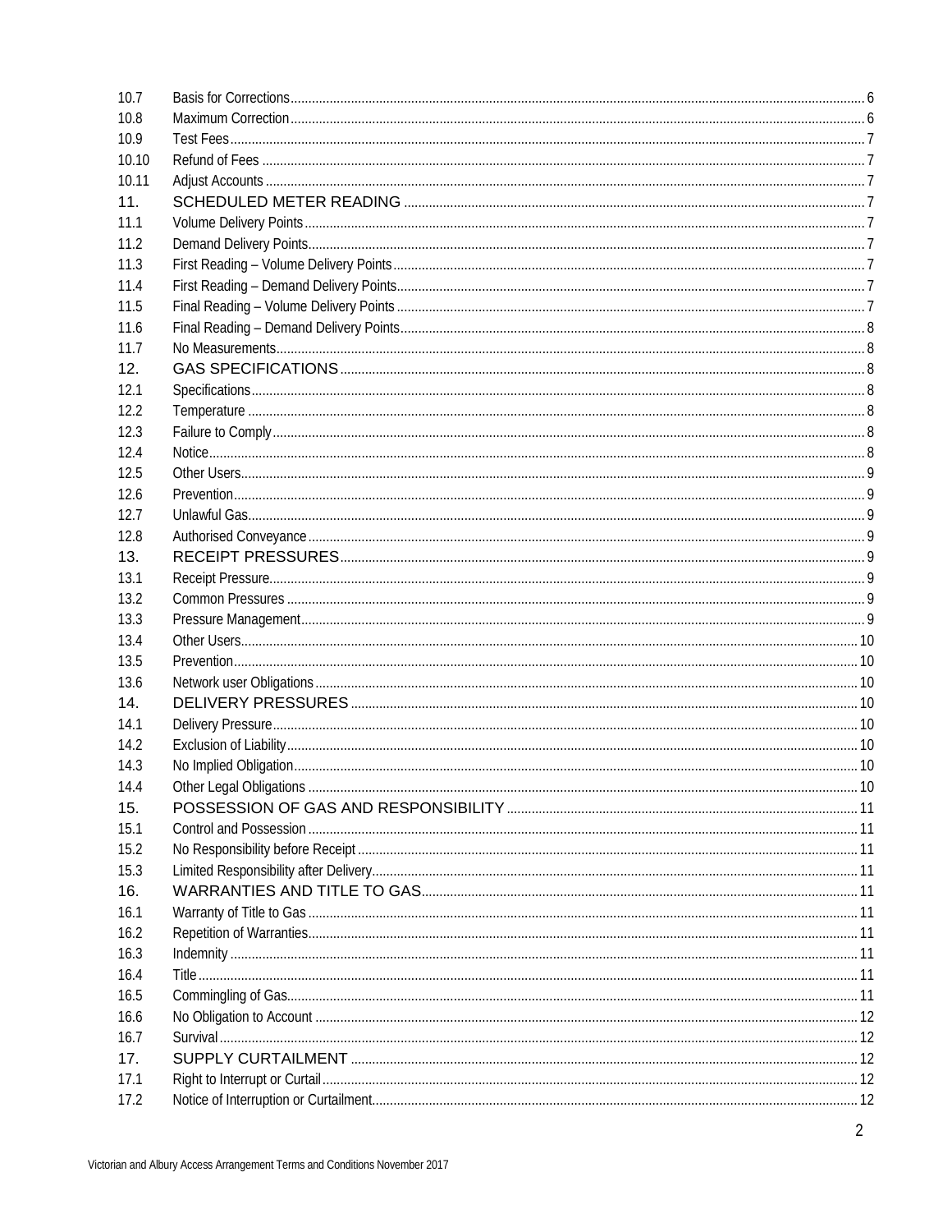| | | |
|---|---|---|
| 10.7 | Basis for Corrections | 6 |
| 10.8 | Maximum Correction | 6 |
| 10.9 | Test Fees | 7 |
| 10.10 | Refund of Fees | 7 |
| 10.11 | Adjust Accounts | 7 |
| 11. | SCHEDULED METER READING | 7 |
| 11.1 | Volume Delivery Points | 7 |
| 11.2 | Demand Delivery Points | 7 |
| 11.3 | First Reading – Volume Delivery Points | 7 |
| 11.4 | First Reading – Demand Delivery Points | 7 |
| 11.5 | Final Reading – Volume Delivery Points | 7 |
| 11.6 | Final Reading – Demand Delivery Points | 8 |
| 11.7 | No Measurements | 8 |
| 12. | GAS SPECIFICATIONS | 8 |
| 12.1 | Specifications | 8 |
| 12.2 | Temperature | 8 |
| 12.3 | Failure to Comply | 8 |
| 12.4 | Notice | 8 |
| 12.5 | Other Users | 9 |
| 12.6 | Prevention | 9 |
| 12.7 | Unlawful Gas | 9 |
| 12.8 | Authorised Conveyance | 9 |
| 13. | RECEIPT PRESSURES | 9 |
| 13.1 | Receipt Pressure | 9 |
| 13.2 | Common Pressures | 9 |
| 13.3 | Pressure Management | 9 |
| 13.4 | Other Users | 10 |
| 13.5 | Prevention | 10 |
| 13.6 | Network user Obligations | 10 |
| 14. | DELIVERY PRESSURES | 10 |
| 14.1 | Delivery Pressure | 10 |
| 14.2 | Exclusion of Liability | 10 |
| 14.3 | No Implied Obligation | 10 |
| 14.4 | Other Legal Obligations | 10 |
| 15. | POSSESSION OF GAS AND RESPONSIBILITY | 11 |
| 15.1 | Control and Possession | 11 |
| 15.2 | No Responsibility before Receipt | 11 |
| 15.3 | Limited Responsibility after Delivery | 11 |
| 16. | WARRANTIES AND TITLE TO GAS | 11 |
| 16.1 | Warranty of Title to Gas | 11 |
| 16.2 | Repetition of Warranties | 11 |
| 16.3 | Indemnity | 11 |
| 16.4 | Title | 11 |
| 16.5 | Commingling of Gas | 11 |
| 16.6 | No Obligation to Account | 12 |
| 16.7 | Survival | 12 |
| 17. | SUPPLY CURTAILMENT | 12 |
| 17.1 | Right to Interrupt or Curtail | 12 |
| 17.2 | Notice of Interruption or Curtailment | 12 |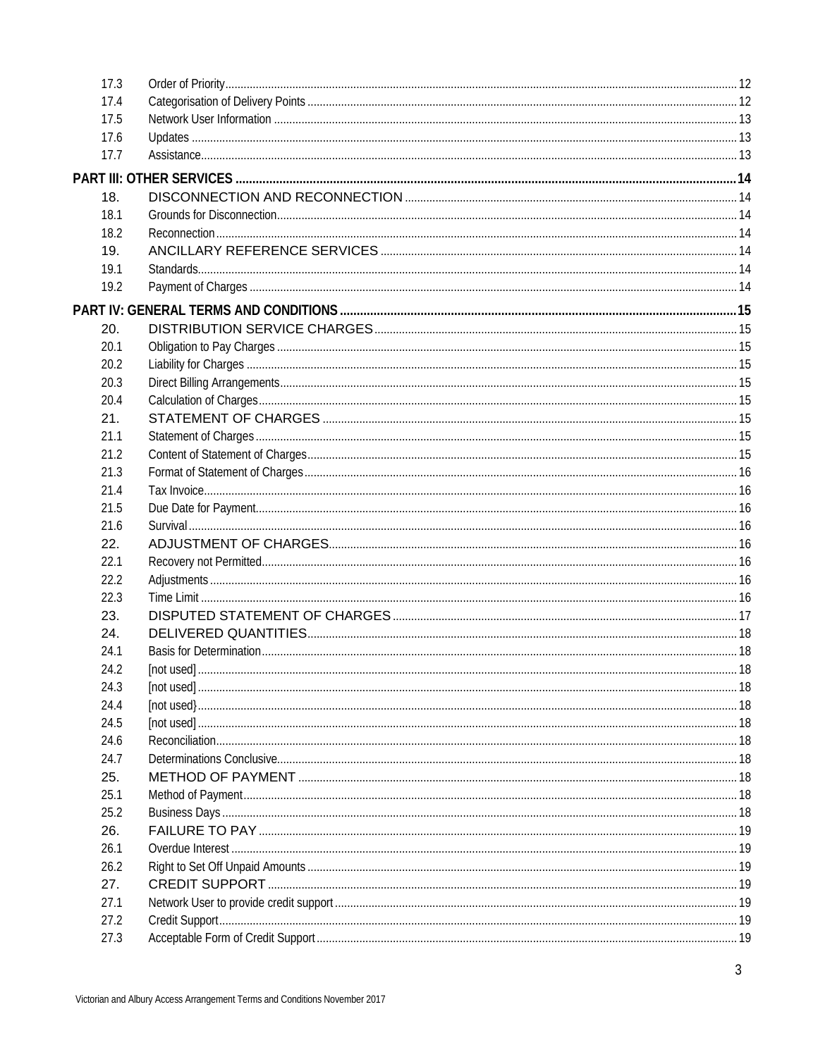| | | |
|---|---|---|
| 17.3 | Order of Priority | 12 |
| 17.4 | Categorisation of Delivery Points | 12 |
| 17.5 | Network User Information | 13 |
| 17.6 | Updates | 13 |
| 17.7 | Assistance | 13 |
| **PART III: OTHER SERVICES** | | **14** |
| 18. | DISCONNECTION AND RECONNECTION | 14 |
| 18.1 | Grounds for Disconnection | 14 |
| 18.2 | Reconnection | 14 |
| 19. | ANCILLARY REFERENCE SERVICES | 14 |
| 19.1 | Standards | 14 |
| 19.2 | Payment of Charges | 14 |
| **PART IV: GENERAL TERMS AND CONDITIONS** | | **15** |
| 20. | DISTRIBUTION SERVICE CHARGES | 15 |
| 20.1 | Obligation to Pay Charges | 15 |
| 20.2 | Liability for Charges | 15 |
| 20.3 | Direct Billing Arrangements | 15 |
| 20.4 | Calculation of Charges | 15 |
| 21. | STATEMENT OF CHARGES | 15 |
| 21.1 | Statement of Charges | 15 |
| 21.2 | Content of Statement of Charges | 15 |
| 21.3 | Format of Statement of Charges | 16 |
| 21.4 | Tax Invoice | 16 |
| 21.5 | Due Date for Payment | 16 |
| 21.6 | Survival | 16 |
| 22. | ADJUSTMENT OF CHARGES | 16 |
| 22.1 | Recovery not Permitted | 16 |
| 22.2 | Adjustments | 16 |
| 22.3 | Time Limit | 16 |
| 23. | DISPUTED STATEMENT OF CHARGES | 17 |
| 24. | DELIVERED QUANTITIES | 18 |
| 24.1 | Basis for Determination | 18 |
| 24.2 | [not used] | 18 |
| 24.3 | [not used] | 18 |
| 24.4 | [not used} | 18 |
| 24.5 | [not used] | 18 |
| 24.6 | Reconciliation | 18 |
| 24.7 | Determinations Conclusive | 18 |
| 25. | METHOD OF PAYMENT | 18 |
| 25.1 | Method of Payment | 18 |
| 25.2 | Business Days | 18 |
| 26. | FAILURE TO PAY | 19 |
| 26.1 | Overdue Interest | 19 |
| 26.2 | Right to Set Off Unpaid Amounts | 19 |
| 27. | CREDIT SUPPORT | 19 |
| 27.1 | Network User to provide credit support | 19 |
| 27.2 | Credit Support | 19 |
| 27.3 | Acceptable Form of Credit Support | 19 |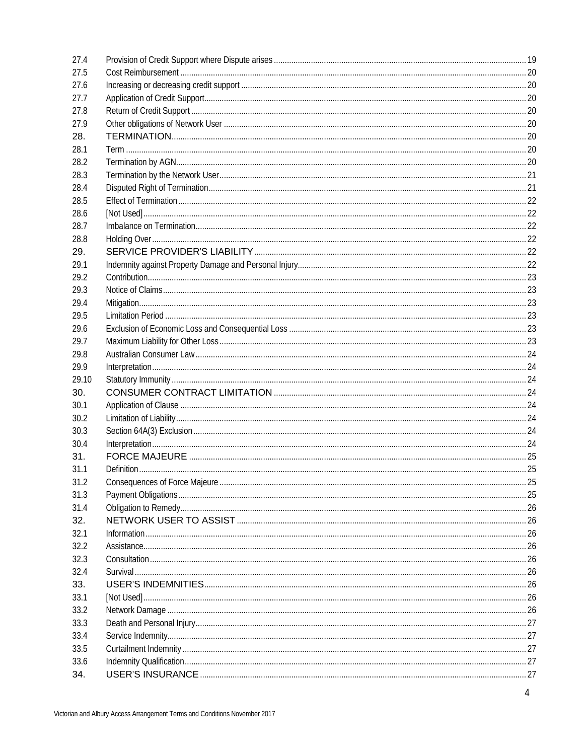| | | |
|---|---|---|
| 27.4 | Provision of Credit Support where Dispute arises | 19 |
| 27.5 | Cost Reimbursement | 20 |
| 27.6 | Increasing or decreasing credit support | 20 |
| 27.7 | Application of Credit Support | 20 |
| 27.8 | Return of Credit Support | 20 |
| 27.9 | Other obligations of Network User | 20 |
| 28. | TERMINATION | 20 |
| 28.1 | Term | 20 |
| 28.2 | Termination by AGN | 20 |
| 28.3 | Termination by the Network User | 21 |
| 28.4 | Disputed Right of Termination | 21 |
| 28.5 | Effect of Termination | 22 |
| 28.6 | [Not Used] | 22 |
| 28.7 | Imbalance on Termination | 22 |
| 28.8 | Holding Over | 22 |
| 29. | SERVICE PROVIDER'S LIABILITY | 22 |
| 29.1 | Indemnity against Property Damage and Personal Injury | 22 |
| 29.2 | Contribution | 23 |
| 29.3 | Notice of Claims | 23 |
| 29.4 | Mitigation | 23 |
| 29.5 | Limitation Period | 23 |
| 29.6 | Exclusion of Economic Loss and Consequential Loss | 23 |
| 29.7 | Maximum Liability for Other Loss | 23 |
| 29.8 | Australian Consumer Law | 24 |
| 29.9 | Interpretation | 24 |
| 29.10 | Statutory Immunity | 24 |
| 30. | CONSUMER CONTRACT LIMITATION | 24 |
| 30.1 | Application of Clause | 24 |
| 30.2 | Limitation of Liability | 24 |
| 30.3 | Section 64A(3) Exclusion | 24 |
| 30.4 | Interpretation | 24 |
| 31. | FORCE MAJEURE | 25 |
| 31.1 | Definition | 25 |
| 31.2 | Consequences of Force Majeure | 25 |
| 31.3 | Payment Obligations | 25 |
| 31.4 | Obligation to Remedy | 26 |
| 32. | NETWORK USER TO ASSIST | 26 |
| 32.1 | Information | 26 |
| 32.2 | Assistance | 26 |
| 32.3 | Consultation | 26 |
| 32.4 | Survival | 26 |
| 33. | USER'S INDEMNITIES | 26 |
| 33.1 | [Not Used] | 26 |
| 33.2 | Network Damage | 26 |
| 33.3 | Death and Personal Injury | 27 |
| 33.4 | Service Indemnity | 27 |
| 33.5 | Curtailment Indemnity | 27 |
| 33.6 | Indemnity Qualification | 27 |
| 34. | USER'S INSURANCE | 27 |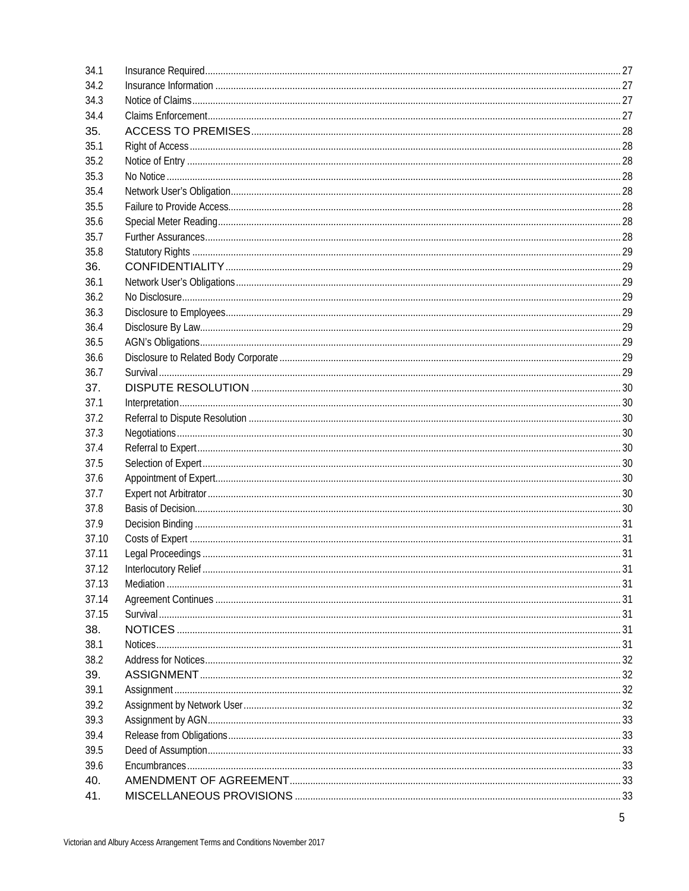| | | |
|---|---|---|
| 34.1 | Insurance Required | 27 |
| 34.2 | Insurance Information | 27 |
| 34.3 | Notice of Claims | 27 |
| 34.4 | Claims Enforcement | 27 |
| 35. | ACCESS TO PREMISES | 28 |
| 35.1 | Right of Access | 28 |
| 35.2 | Notice of Entry | 28 |
| 35.3 | No Notice | 28 |
| 35.4 | Network User's Obligation | 28 |
| 35.5 | Failure to Provide Access | 28 |
| 35.6 | Special Meter Reading | 28 |
| 35.7 | Further Assurances | 28 |
| 35.8 | Statutory Rights | 29 |
| 36. | CONFIDENTIALITY | 29 |
| 36.1 | Network User's Obligations | 29 |
| 36.2 | No Disclosure | 29 |
| 36.3 | Disclosure to Employees | 29 |
| 36.4 | Disclosure By Law | 29 |
| 36.5 | AGN's Obligations | 29 |
| 36.6 | Disclosure to Related Body Corporate | 29 |
| 36.7 | Survival | 29 |
| 37. | DISPUTE RESOLUTION | 30 |
| 37.1 | Interpretation | 30 |
| 37.2 | Referral to Dispute Resolution | 30 |
| 37.3 | Negotiations | 30 |
| 37.4 | Referral to Expert | 30 |
| 37.5 | Selection of Expert | 30 |
| 37.6 | Appointment of Expert | 30 |
| 37.7 | Expert not Arbitrator | 30 |
| 37.8 | Basis of Decision | 30 |
| 37.9 | Decision Binding | 31 |
| 37.10 | Costs of Expert | 31 |
| 37.11 | Legal Proceedings | 31 |
| 37.12 | Interlocutory Relief | 31 |
| 37.13 | Mediation | 31 |
| 37.14 | Agreement Continues | 31 |
| 37.15 | Survival | 31 |
| 38. | NOTICES | 31 |
| 38.1 | Notices | 31 |
| 38.2 | Address for Notices | 32 |
| 39. | ASSIGNMENT | 32 |
| 39.1 | Assignment | 32 |
| 39.2 | Assignment by Network User | 32 |
| 39.3 | Assignment by AGN | 33 |
| 39.4 | Release from Obligations | 33 |
| 39.5 | Deed of Assumption | 33 |
| 39.6 | Encumbrances | 33 |
| 40. | AMENDMENT OF AGREEMENT | 33 |
| 41. | MISCELLANEOUS PROVISIONS | 33 |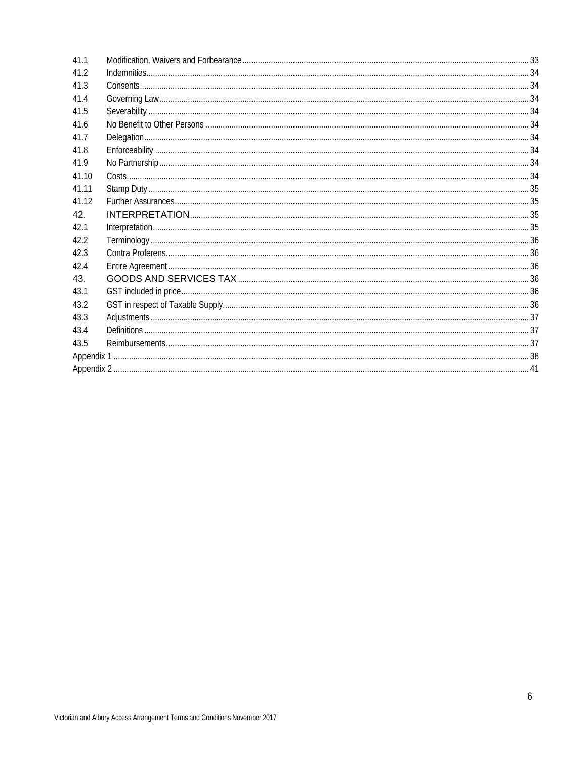| | | |
|---|---|---|
| 41.1 | Modification, Waivers and Forbearance | 33 |
| 41.2 | Indemnities | 34 |
| 41.3 | Consents | 34 |
| 41.4 | Governing Law | 34 |
| 41.5 | Severability | 34 |
| 41.6 | No Benefit to Other Persons | 34 |
| 41.7 | Delegation | 34 |
| 41.8 | Enforceability | 34 |
| 41.9 | No Partnership | 34 |
| 41.10 | Costs | 34 |
| 41.11 | Stamp Duty | 35 |
| 41.12 | Further Assurances | 35 |
| 42. | INTERPRETATION | 35 |
| 42.1 | Interpretation | 35 |
| 42.2 | Terminology | 36 |
| 42.3 | Contra Proferens | 36 |
| 42.4 | Entire Agreement | 36 |
| 43. | GOODS AND SERVICES TAX | 36 |
| 43.1 | GST included in price | 36 |
| 43.2 | GST in respect of Taxable Supply | 36 |
| 43.3 | Adjustments | 37 |
| 43.4 | Definitions | 37 |
| 43.5 | Reimbursements | 37 |
| Appendix 1 | | 38 |
| Appendix 2 | | 41 |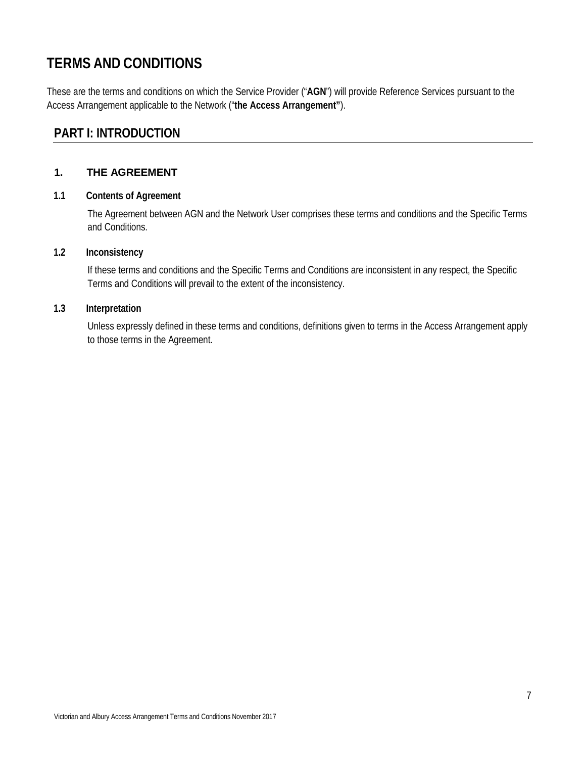# TERMS AND CONDITIONS

These are the terms and conditions on which the Service Provider ("**AGN**") will provide Reference Services pursuant to the Access Arrangement applicable to the Network ("**the Access Arrangement"**).

## PART I: INTRODUCTION

### 1. THE AGREEMENT

**1.1 Contents of Agreement**

The Agreement between AGN and the Network User comprises these terms and conditions and the Specific Terms and Conditions.

**1.2 Inconsistency**

If these terms and conditions and the Specific Terms and Conditions are inconsistent in any respect, the Specific Terms and Conditions will prevail to the extent of the inconsistency.

**1.3 Interpretation**

Unless expressly defined in these terms and conditions, definitions given to terms in the Access Arrangement apply to those terms in the Agreement.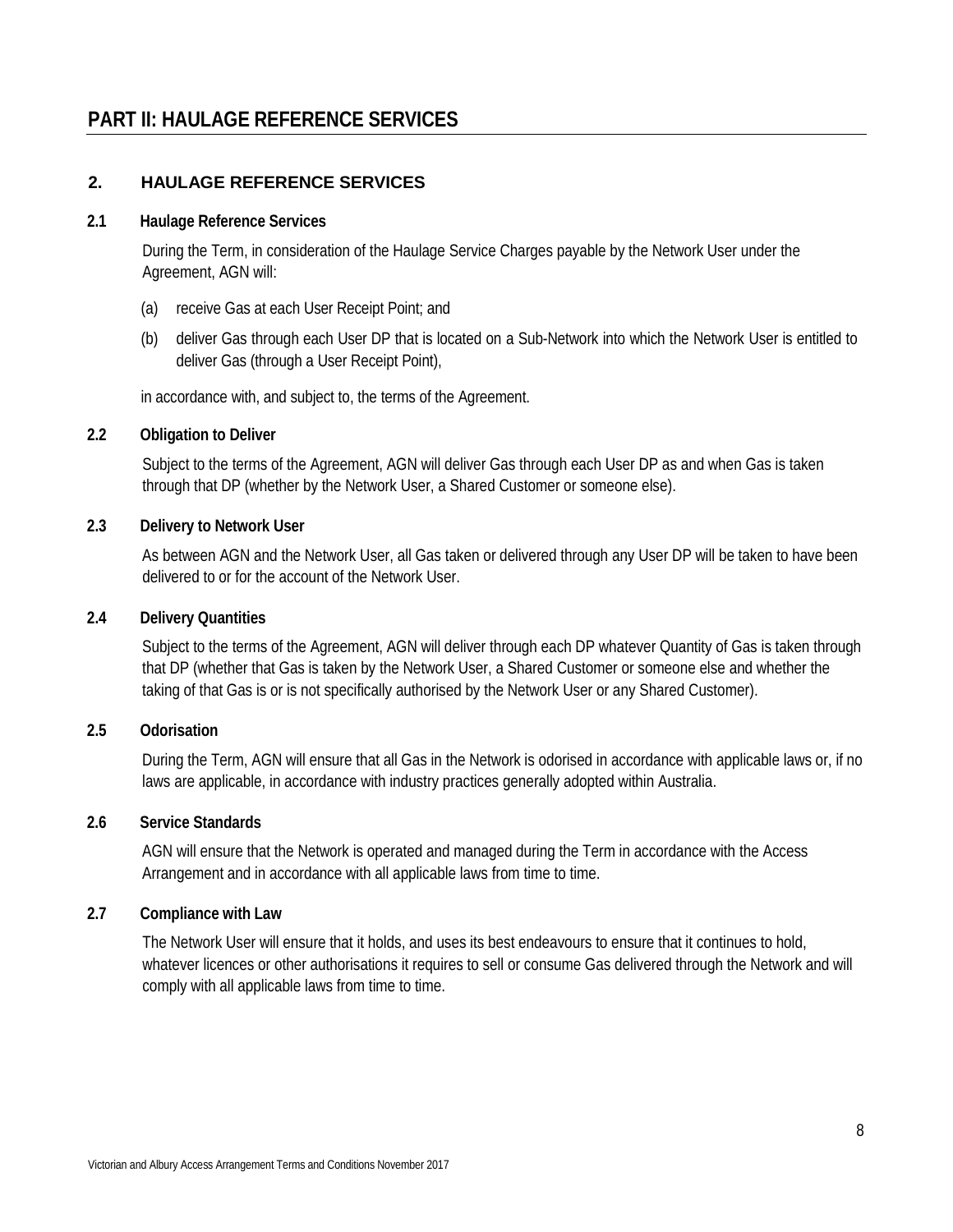# PART II: HAULAGE REFERENCE SERVICES

## 2. HAULAGE REFERENCE SERVICES

### 2.1 Haulage Reference Services

During the Term, in consideration of the Haulage Service Charges payable by the Network User under the Agreement, AGN will:

(a) receive Gas at each User Receipt Point; and

(b) deliver Gas through each User DP that is located on a Sub-Network into which the Network User is entitled to deliver Gas (through a User Receipt Point),

in accordance with, and subject to, the terms of the Agreement.

### 2.2 Obligation to Deliver

Subject to the terms of the Agreement, AGN will deliver Gas through each User DP as and when Gas is taken through that DP (whether by the Network User, a Shared Customer or someone else).

### 2.3 Delivery to Network User

As between AGN and the Network User, all Gas taken or delivered through any User DP will be taken to have been delivered to or for the account of the Network User.

### 2.4 Delivery Quantities

Subject to the terms of the Agreement, AGN will deliver through each DP whatever Quantity of Gas is taken through that DP (whether that Gas is taken by the Network User, a Shared Customer or someone else and whether the taking of that Gas is or is not specifically authorised by the Network User or any Shared Customer).

### 2.5 Odorisation

During the Term, AGN will ensure that all Gas in the Network is odorised in accordance with applicable laws or, if no laws are applicable, in accordance with industry practices generally adopted within Australia.

### 2.6 Service Standards

AGN will ensure that the Network is operated and managed during the Term in accordance with the Access Arrangement and in accordance with all applicable laws from time to time.

### 2.7 Compliance with Law

The Network User will ensure that it holds, and uses its best endeavours to ensure that it continues to hold, whatever licences or other authorisations it requires to sell or consume Gas delivered through the Network and will comply with all applicable laws from time to time.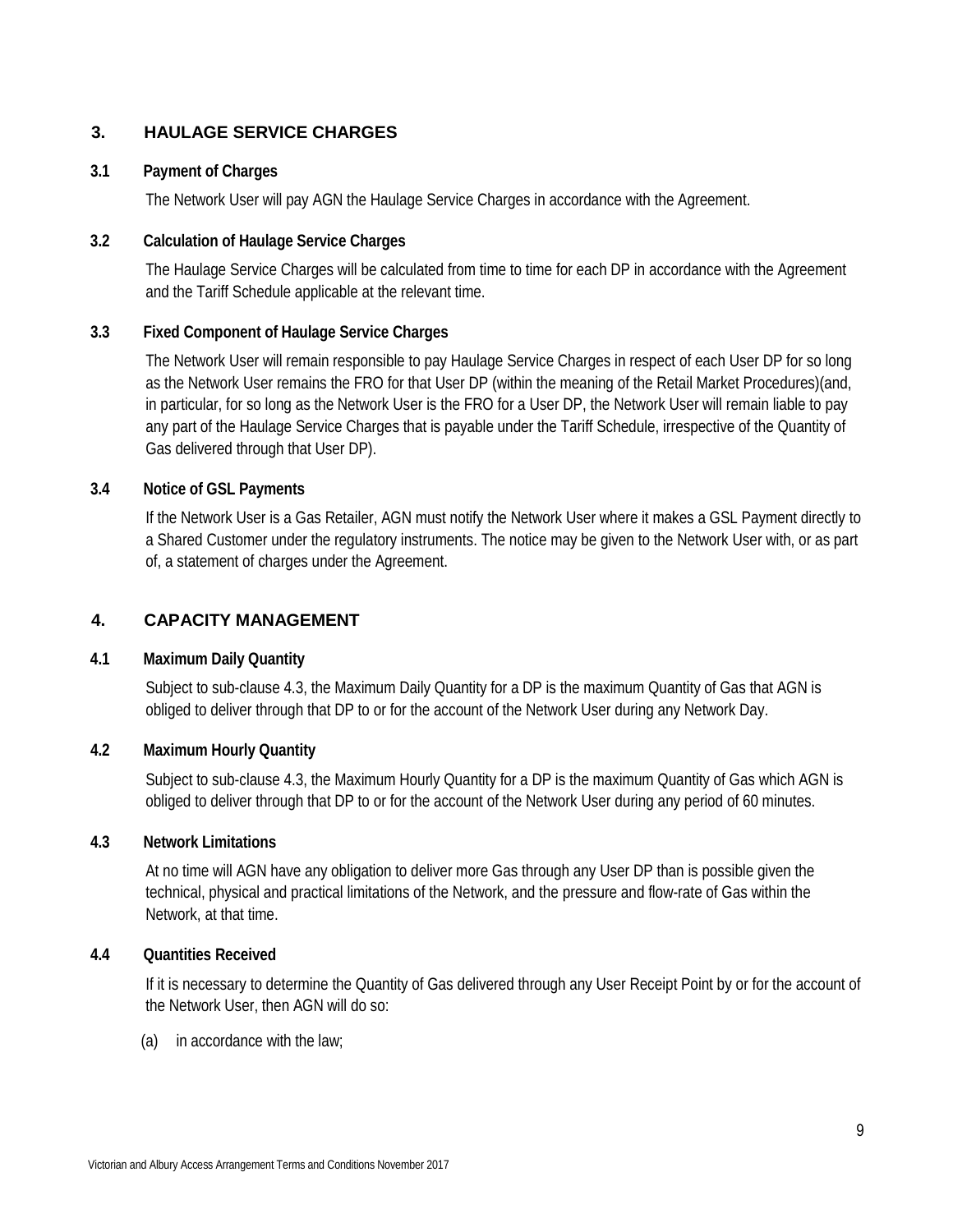## 3. HAULAGE SERVICE CHARGES

### 3.1 Payment of Charges

The Network User will pay AGN the Haulage Service Charges in accordance with the Agreement.

### 3.2 Calculation of Haulage Service Charges

The Haulage Service Charges will be calculated from time to time for each DP in accordance with the Agreement and the Tariff Schedule applicable at the relevant time.

### 3.3 Fixed Component of Haulage Service Charges

The Network User will remain responsible to pay Haulage Service Charges in respect of each User DP for so long as the Network User remains the FRO for that User DP (within the meaning of the Retail Market Procedures)(and, in particular, for so long as the Network User is the FRO for a User DP, the Network User will remain liable to pay any part of the Haulage Service Charges that is payable under the Tariff Schedule, irrespective of the Quantity of Gas delivered through that User DP).

### 3.4 Notice of GSL Payments

If the Network User is a Gas Retailer, AGN must notify the Network User where it makes a GSL Payment directly to a Shared Customer under the regulatory instruments. The notice may be given to the Network User with, or as part of, a statement of charges under the Agreement.

## 4. CAPACITY MANAGEMENT

### 4.1 Maximum Daily Quantity

Subject to sub-clause 4.3, the Maximum Daily Quantity for a DP is the maximum Quantity of Gas that AGN is obliged to deliver through that DP to or for the account of the Network User during any Network Day.

### 4.2 Maximum Hourly Quantity

Subject to sub-clause 4.3, the Maximum Hourly Quantity for a DP is the maximum Quantity of Gas which AGN is obliged to deliver through that DP to or for the account of the Network User during any period of 60 minutes.

### 4.3 Network Limitations

At no time will AGN have any obligation to deliver more Gas through any User DP than is possible given the technical, physical and practical limitations of the Network, and the pressure and flow-rate of Gas within the Network, at that time.

### 4.4 Quantities Received

If it is necessary to determine the Quantity of Gas delivered through any User Receipt Point by or for the account of the Network User, then AGN will do so:

(a) in accordance with the law;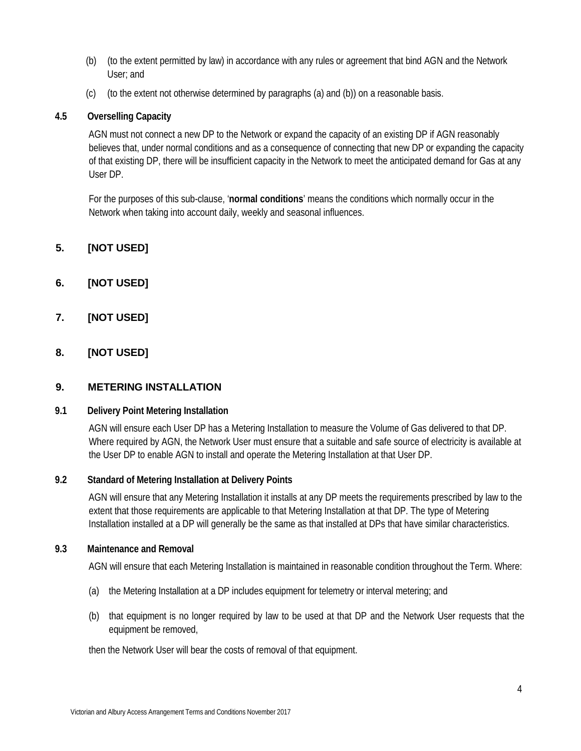(b) (to the extent permitted by law) in accordance with any rules or agreement that bind AGN and the Network User; and

(c) (to the extent not otherwise determined by paragraphs (a) and (b)) on a reasonable basis.

### 4.5 Overselling Capacity

AGN must not connect a new DP to the Network or expand the capacity of an existing DP if AGN reasonably believes that, under normal conditions and as a consequence of connecting that new DP or expanding the capacity of that existing DP, there will be insufficient capacity in the Network to meet the anticipated demand for Gas at any User DP.

For the purposes of this sub-clause, '**normal conditions**' means the conditions which normally occur in the Network when taking into account daily, weekly and seasonal influences.

## 5. [NOT USED]

## 6. [NOT USED]

## 7. [NOT USED]

## 8. [NOT USED]

## 9. METERING INSTALLATION

### 9.1 Delivery Point Metering Installation

AGN will ensure each User DP has a Metering Installation to measure the Volume of Gas delivered to that DP. Where required by AGN, the Network User must ensure that a suitable and safe source of electricity is available at the User DP to enable AGN to install and operate the Metering Installation at that User DP.

### 9.2 Standard of Metering Installation at Delivery Points

AGN will ensure that any Metering Installation it installs at any DP meets the requirements prescribed by law to the extent that those requirements are applicable to that Metering Installation at that DP. The type of Metering Installation installed at a DP will generally be the same as that installed at DPs that have similar characteristics.

### 9.3 Maintenance and Removal

AGN will ensure that each Metering Installation is maintained in reasonable condition throughout the Term. Where:

(a) the Metering Installation at a DP includes equipment for telemetry or interval metering; and

(b) that equipment is no longer required by law to be used at that DP and the Network User requests that the equipment be removed,

then the Network User will bear the costs of removal of that equipment.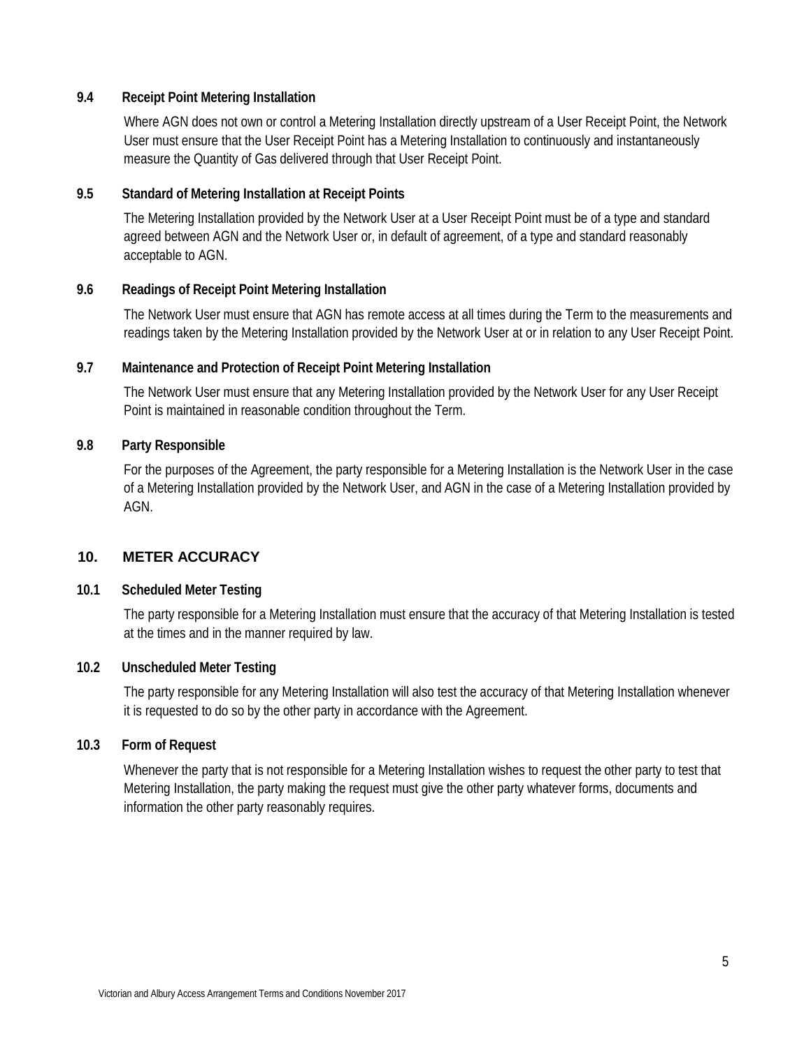### 9.4 Receipt Point Metering Installation

Where AGN does not own or control a Metering Installation directly upstream of a User Receipt Point, the Network User must ensure that the User Receipt Point has a Metering Installation to continuously and instantaneously measure the Quantity of Gas delivered through that User Receipt Point.

### 9.5 Standard of Metering Installation at Receipt Points

The Metering Installation provided by the Network User at a User Receipt Point must be of a type and standard agreed between AGN and the Network User or, in default of agreement, of a type and standard reasonably acceptable to AGN.

### 9.6 Readings of Receipt Point Metering Installation

The Network User must ensure that AGN has remote access at all times during the Term to the measurements and readings taken by the Metering Installation provided by the Network User at or in relation to any User Receipt Point.

### 9.7 Maintenance and Protection of Receipt Point Metering Installation

The Network User must ensure that any Metering Installation provided by the Network User for any User Receipt Point is maintained in reasonable condition throughout the Term.

### 9.8 Party Responsible

For the purposes of the Agreement, the party responsible for a Metering Installation is the Network User in the case of a Metering Installation provided by the Network User, and AGN in the case of a Metering Installation provided by AGN.

## 10. METER ACCURACY

### 10.1 Scheduled Meter Testing

The party responsible for a Metering Installation must ensure that the accuracy of that Metering Installation is tested at the times and in the manner required by law.

### 10.2 Unscheduled Meter Testing

The party responsible for any Metering Installation will also test the accuracy of that Metering Installation whenever it is requested to do so by the other party in accordance with the Agreement.

### 10.3 Form of Request

Whenever the party that is not responsible for a Metering Installation wishes to request the other party to test that Metering Installation, the party making the request must give the other party whatever forms, documents and information the other party reasonably requires.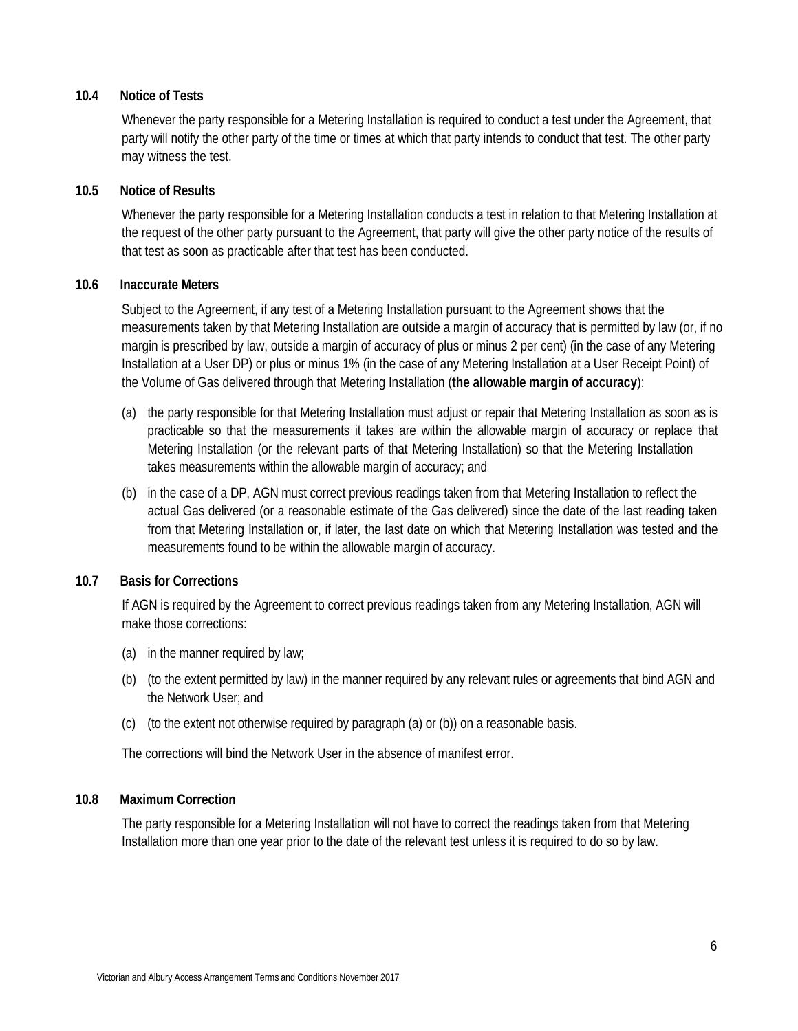### 10.4 Notice of Tests

Whenever the party responsible for a Metering Installation is required to conduct a test under the Agreement, that party will notify the other party of the time or times at which that party intends to conduct that test. The other party may witness the test.

### 10.5 Notice of Results

Whenever the party responsible for a Metering Installation conducts a test in relation to that Metering Installation at the request of the other party pursuant to the Agreement, that party will give the other party notice of the results of that test as soon as practicable after that test has been conducted.

### 10.6 Inaccurate Meters

Subject to the Agreement, if any test of a Metering Installation pursuant to the Agreement shows that the measurements taken by that Metering Installation are outside a margin of accuracy that is permitted by law (or, if no margin is prescribed by law, outside a margin of accuracy of plus or minus 2 per cent) (in the case of any Metering Installation at a User DP) or plus or minus 1% (in the case of any Metering Installation at a User Receipt Point) of the Volume of Gas delivered through that Metering Installation (**the allowable margin of accuracy**):

(a) the party responsible for that Metering Installation must adjust or repair that Metering Installation as soon as is practicable so that the measurements it takes are within the allowable margin of accuracy or replace that Metering Installation (or the relevant parts of that Metering Installation) so that the Metering Installation takes measurements within the allowable margin of accuracy; and

(b) in the case of a DP, AGN must correct previous readings taken from that Metering Installation to reflect the actual Gas delivered (or a reasonable estimate of the Gas delivered) since the date of the last reading taken from that Metering Installation or, if later, the last date on which that Metering Installation was tested and the measurements found to be within the allowable margin of accuracy.

### 10.7 Basis for Corrections

If AGN is required by the Agreement to correct previous readings taken from any Metering Installation, AGN will make those corrections:

(a) in the manner required by law;

(b) (to the extent permitted by law) in the manner required by any relevant rules or agreements that bind AGN and the Network User; and

(c) (to the extent not otherwise required by paragraph (a) or (b)) on a reasonable basis.

The corrections will bind the Network User in the absence of manifest error.

### 10.8 Maximum Correction

The party responsible for a Metering Installation will not have to correct the readings taken from that Metering Installation more than one year prior to the date of the relevant test unless it is required to do so by law.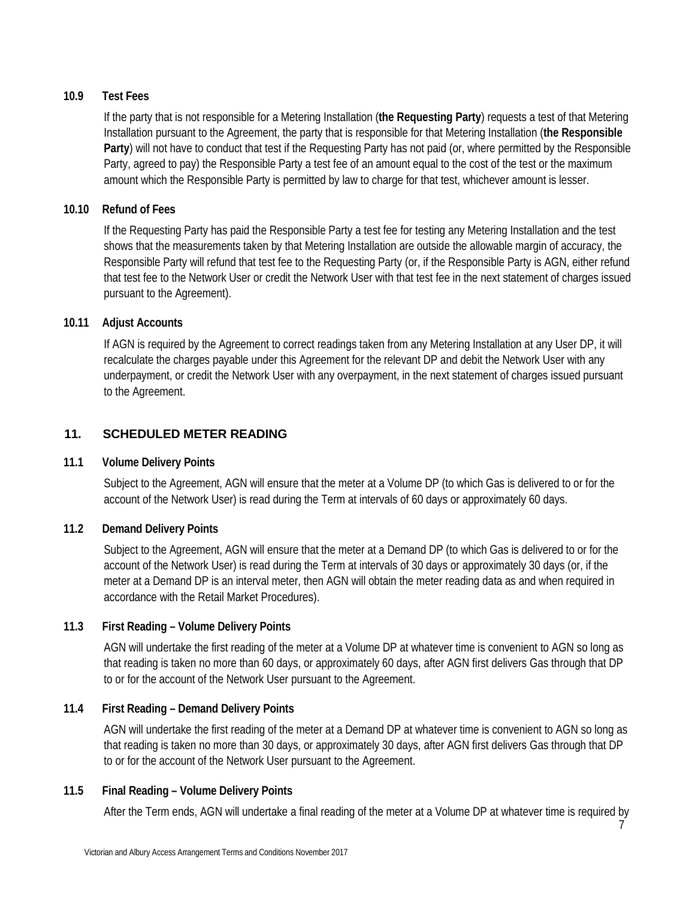### 10.9 Test Fees

If the party that is not responsible for a Metering Installation (**the Requesting Party**) requests a test of that Metering Installation pursuant to the Agreement, the party that is responsible for that Metering Installation (**the Responsible Party**) will not have to conduct that test if the Requesting Party has not paid (or, where permitted by the Responsible Party, agreed to pay) the Responsible Party a test fee of an amount equal to the cost of the test or the maximum amount which the Responsible Party is permitted by law to charge for that test, whichever amount is lesser.

### 10.10 Refund of Fees

If the Requesting Party has paid the Responsible Party a test fee for testing any Metering Installation and the test shows that the measurements taken by that Metering Installation are outside the allowable margin of accuracy, the Responsible Party will refund that test fee to the Requesting Party (or, if the Responsible Party is AGN, either refund that test fee to the Network User or credit the Network User with that test fee in the next statement of charges issued pursuant to the Agreement).

### 10.11 Adjust Accounts

If AGN is required by the Agreement to correct readings taken from any Metering Installation at any User DP, it will recalculate the charges payable under this Agreement for the relevant DP and debit the Network User with any underpayment, or credit the Network User with any overpayment, in the next statement of charges issued pursuant to the Agreement.

## 11. SCHEDULED METER READING

### 11.1 Volume Delivery Points

Subject to the Agreement, AGN will ensure that the meter at a Volume DP (to which Gas is delivered to or for the account of the Network User) is read during the Term at intervals of 60 days or approximately 60 days.

### 11.2 Demand Delivery Points

Subject to the Agreement, AGN will ensure that the meter at a Demand DP (to which Gas is delivered to or for the account of the Network User) is read during the Term at intervals of 30 days or approximately 30 days (or, if the meter at a Demand DP is an interval meter, then AGN will obtain the meter reading data as and when required in accordance with the Retail Market Procedures).

### 11.3 First Reading – Volume Delivery Points

AGN will undertake the first reading of the meter at a Volume DP at whatever time is convenient to AGN so long as that reading is taken no more than 60 days, or approximately 60 days, after AGN first delivers Gas through that DP to or for the account of the Network User pursuant to the Agreement.

### 11.4 First Reading – Demand Delivery Points

AGN will undertake the first reading of the meter at a Demand DP at whatever time is convenient to AGN so long as that reading is taken no more than 30 days, or approximately 30 days, after AGN first delivers Gas through that DP to or for the account of the Network User pursuant to the Agreement.

### 11.5 Final Reading – Volume Delivery Points

After the Term ends, AGN will undertake a final reading of the meter at a Volume DP at whatever time is required by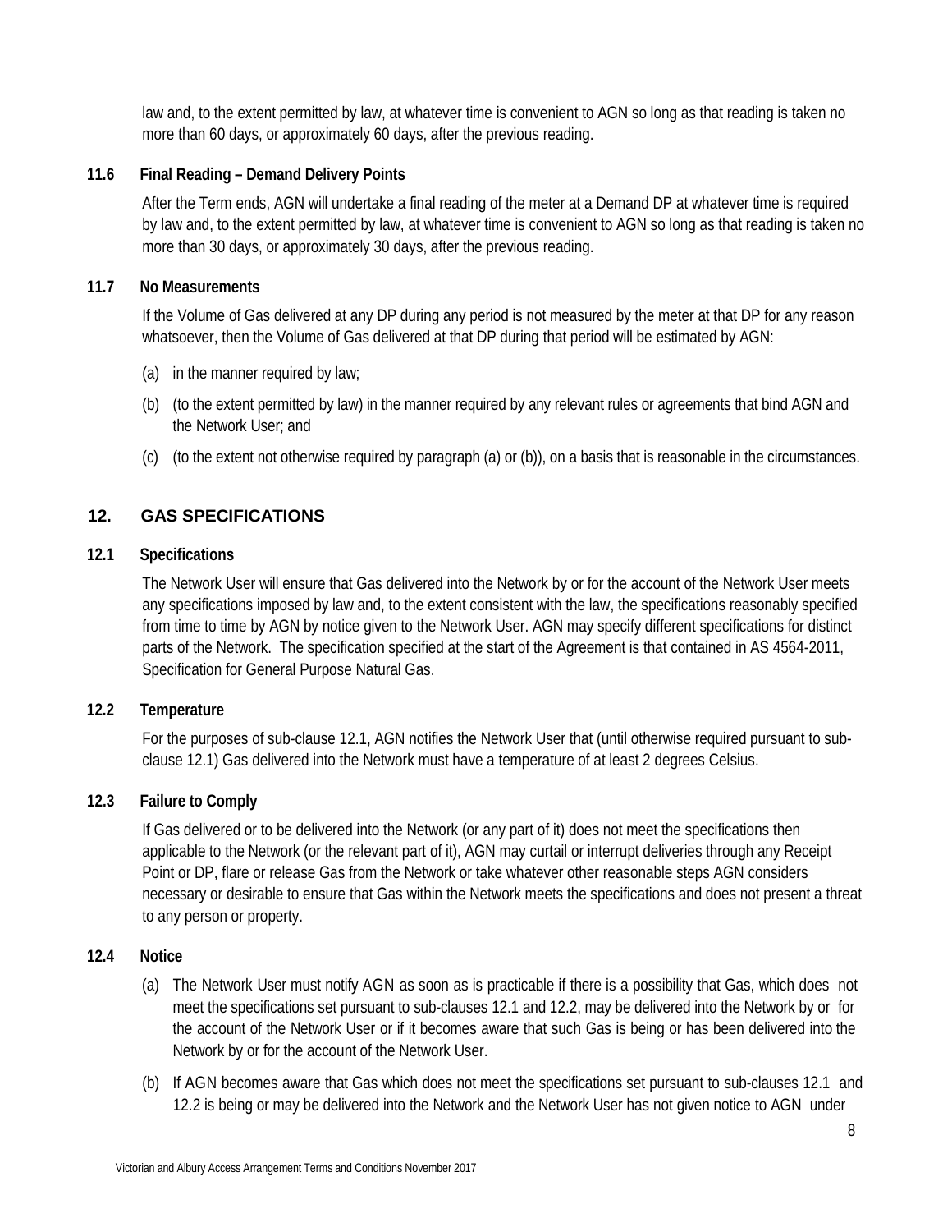law and, to the extent permitted by law, at whatever time is convenient to AGN so long as that reading is taken no more than 60 days, or approximately 60 days, after the previous reading.

### 11.6 Final Reading – Demand Delivery Points

After the Term ends, AGN will undertake a final reading of the meter at a Demand DP at whatever time is required by law and, to the extent permitted by law, at whatever time is convenient to AGN so long as that reading is taken no more than 30 days, or approximately 30 days, after the previous reading.

### 11.7 No Measurements

If the Volume of Gas delivered at any DP during any period is not measured by the meter at that DP for any reason whatsoever, then the Volume of Gas delivered at that DP during that period will be estimated by AGN:

(a) in the manner required by law;

(b) (to the extent permitted by law) in the manner required by any relevant rules or agreements that bind AGN and the Network User; and

(c) (to the extent not otherwise required by paragraph (a) or (b)), on a basis that is reasonable in the circumstances.

## 12. GAS SPECIFICATIONS

### 12.1 Specifications

The Network User will ensure that Gas delivered into the Network by or for the account of the Network User meets any specifications imposed by law and, to the extent consistent with the law, the specifications reasonably specified from time to time by AGN by notice given to the Network User. AGN may specify different specifications for distinct parts of the Network. The specification specified at the start of the Agreement is that contained in AS 4564-2011, Specification for General Purpose Natural Gas.

### 12.2 Temperature

For the purposes of sub-clause 12.1, AGN notifies the Network User that (until otherwise required pursuant to sub-clause 12.1) Gas delivered into the Network must have a temperature of at least 2 degrees Celsius.

### 12.3 Failure to Comply

If Gas delivered or to be delivered into the Network (or any part of it) does not meet the specifications then applicable to the Network (or the relevant part of it), AGN may curtail or interrupt deliveries through any Receipt Point or DP, flare or release Gas from the Network or take whatever other reasonable steps AGN considers necessary or desirable to ensure that Gas within the Network meets the specifications and does not present a threat to any person or property.

### 12.4 Notice

(a) The Network User must notify AGN as soon as is practicable if there is a possibility that Gas, which does not meet the specifications set pursuant to sub-clauses 12.1 and 12.2, may be delivered into the Network by or for the account of the Network User or if it becomes aware that such Gas is being or has been delivered into the Network by or for the account of the Network User.

(b) If AGN becomes aware that Gas which does not meet the specifications set pursuant to sub-clauses 12.1 and 12.2 is being or may be delivered into the Network and the Network User has not given notice to AGN under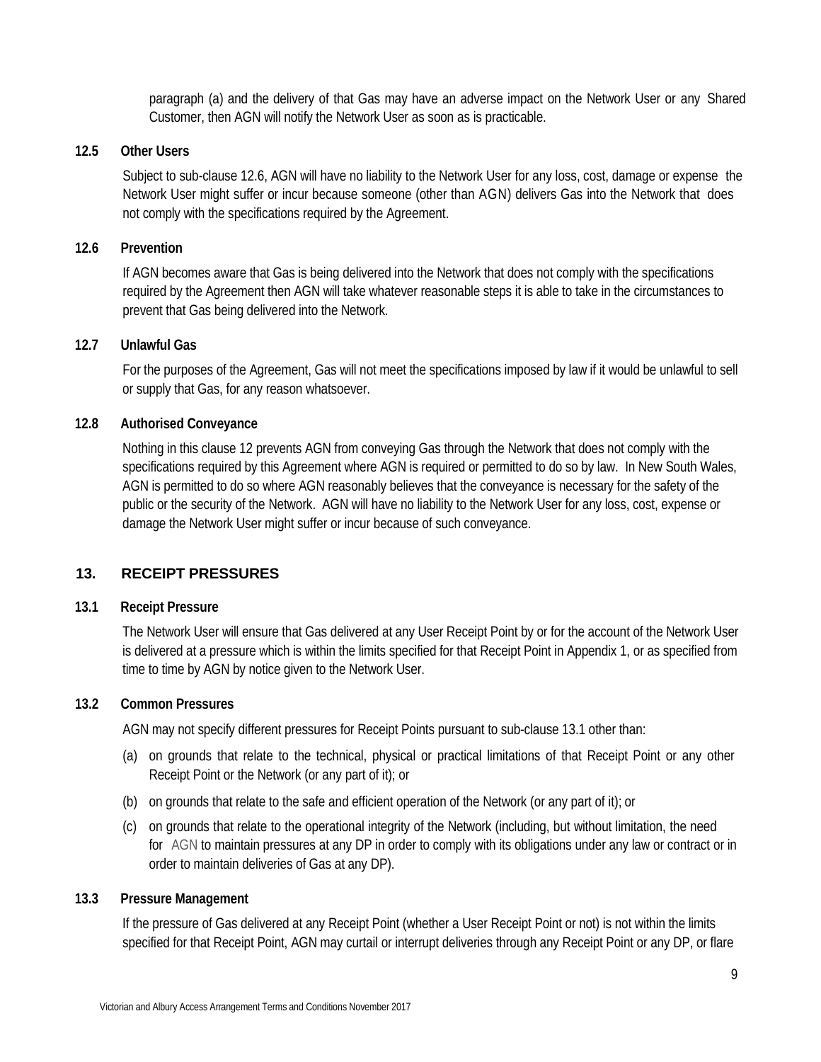paragraph (a) and the delivery of that Gas may have an adverse impact on the Network User or any Shared Customer, then AGN will notify the Network User as soon as is practicable.

**12.5 Other Users**

Subject to sub-clause 12.6, AGN will have no liability to the Network User for any loss, cost, damage or expense the Network User might suffer or incur because someone (other than AGN) delivers Gas into the Network that does not comply with the specifications required by the Agreement.

**12.6 Prevention**

If AGN becomes aware that Gas is being delivered into the Network that does not comply with the specifications required by the Agreement then AGN will take whatever reasonable steps it is able to take in the circumstances to prevent that Gas being delivered into the Network.

**12.7 Unlawful Gas**

For the purposes of the Agreement, Gas will not meet the specifications imposed by law if it would be unlawful to sell or supply that Gas, for any reason whatsoever.

**12.8 Authorised Conveyance**

Nothing in this clause 12 prevents AGN from conveying Gas through the Network that does not comply with the specifications required by this Agreement where AGN is required or permitted to do so by law. In New South Wales, AGN is permitted to do so where AGN reasonably believes that the conveyance is necessary for the safety of the public or the security of the Network. AGN will have no liability to the Network User for any loss, cost, expense or damage the Network User might suffer or incur because of such conveyance.

## 13. RECEIPT PRESSURES

**13.1 Receipt Pressure**

The Network User will ensure that Gas delivered at any User Receipt Point by or for the account of the Network User is delivered at a pressure which is within the limits specified for that Receipt Point in Appendix 1, or as specified from time to time by AGN by notice given to the Network User.

**13.2 Common Pressures**

AGN may not specify different pressures for Receipt Points pursuant to sub-clause 13.1 other than:

(a) on grounds that relate to the technical, physical or practical limitations of that Receipt Point or any other Receipt Point or the Network (or any part of it); or

(b) on grounds that relate to the safe and efficient operation of the Network (or any part of it); or

(c) on grounds that relate to the operational integrity of the Network (including, but without limitation, the need for AGN to maintain pressures at any DP in order to comply with its obligations under any law or contract or in order to maintain deliveries of Gas at any DP).

**13.3 Pressure Management**

If the pressure of Gas delivered at any Receipt Point (whether a User Receipt Point or not) is not within the limits specified for that Receipt Point, AGN may curtail or interrupt deliveries through any Receipt Point or any DP, or flare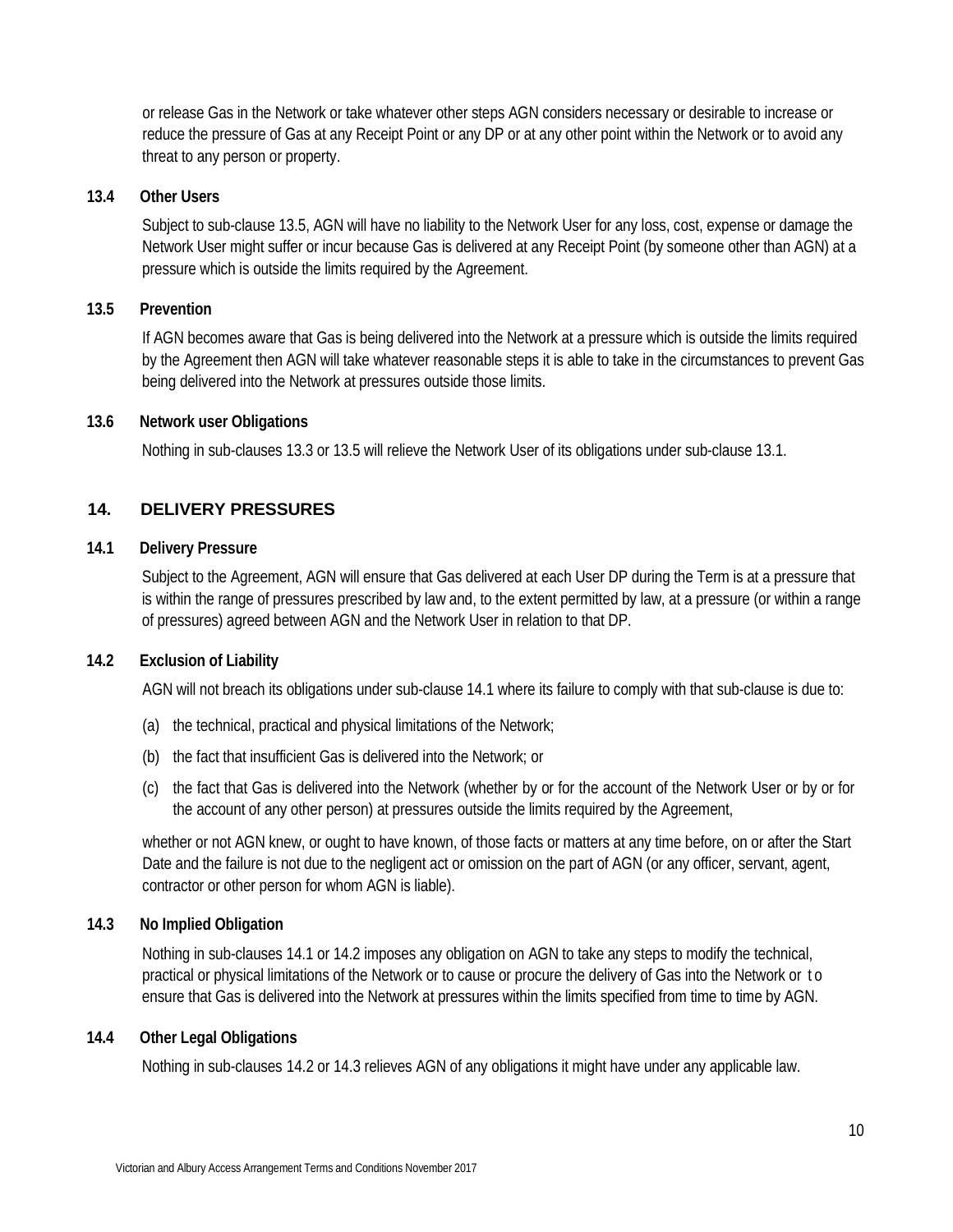or release Gas in the Network or take whatever other steps AGN considers necessary or desirable to increase or reduce the pressure of Gas at any Receipt Point or any DP or at any other point within the Network or to avoid any threat to any person or property.

### 13.4 Other Users

Subject to sub-clause 13.5, AGN will have no liability to the Network User for any loss, cost, expense or damage the Network User might suffer or incur because Gas is delivered at any Receipt Point (by someone other than AGN) at a pressure which is outside the limits required by the Agreement.

### 13.5 Prevention

If AGN becomes aware that Gas is being delivered into the Network at a pressure which is outside the limits required by the Agreement then AGN will take whatever reasonable steps it is able to take in the circumstances to prevent Gas being delivered into the Network at pressures outside those limits.

### 13.6 Network user Obligations

Nothing in sub-clauses 13.3 or 13.5 will relieve the Network User of its obligations under sub-clause 13.1.

## 14. DELIVERY PRESSURES

### 14.1 Delivery Pressure

Subject to the Agreement, AGN will ensure that Gas delivered at each User DP during the Term is at a pressure that is within the range of pressures prescribed by law and, to the extent permitted by law, at a pressure (or within a range of pressures) agreed between AGN and the Network User in relation to that DP.

### 14.2 Exclusion of Liability

AGN will not breach its obligations under sub-clause 14.1 where its failure to comply with that sub-clause is due to:

(a) the technical, practical and physical limitations of the Network;

(b) the fact that insufficient Gas is delivered into the Network; or

(c) the fact that Gas is delivered into the Network (whether by or for the account of the Network User or by or for the account of any other person) at pressures outside the limits required by the Agreement,

whether or not AGN knew, or ought to have known, of those facts or matters at any time before, on or after the Start Date and the failure is not due to the negligent act or omission on the part of AGN (or any officer, servant, agent, contractor or other person for whom AGN is liable).

### 14.3 No Implied Obligation

Nothing in sub-clauses 14.1 or 14.2 imposes any obligation on AGN to take any steps to modify the technical, practical or physical limitations of the Network or to cause or procure the delivery of Gas into the Network or to ensure that Gas is delivered into the Network at pressures within the limits specified from time to time by AGN.

### 14.4 Other Legal Obligations

Nothing in sub-clauses 14.2 or 14.3 relieves AGN of any obligations it might have under any applicable law.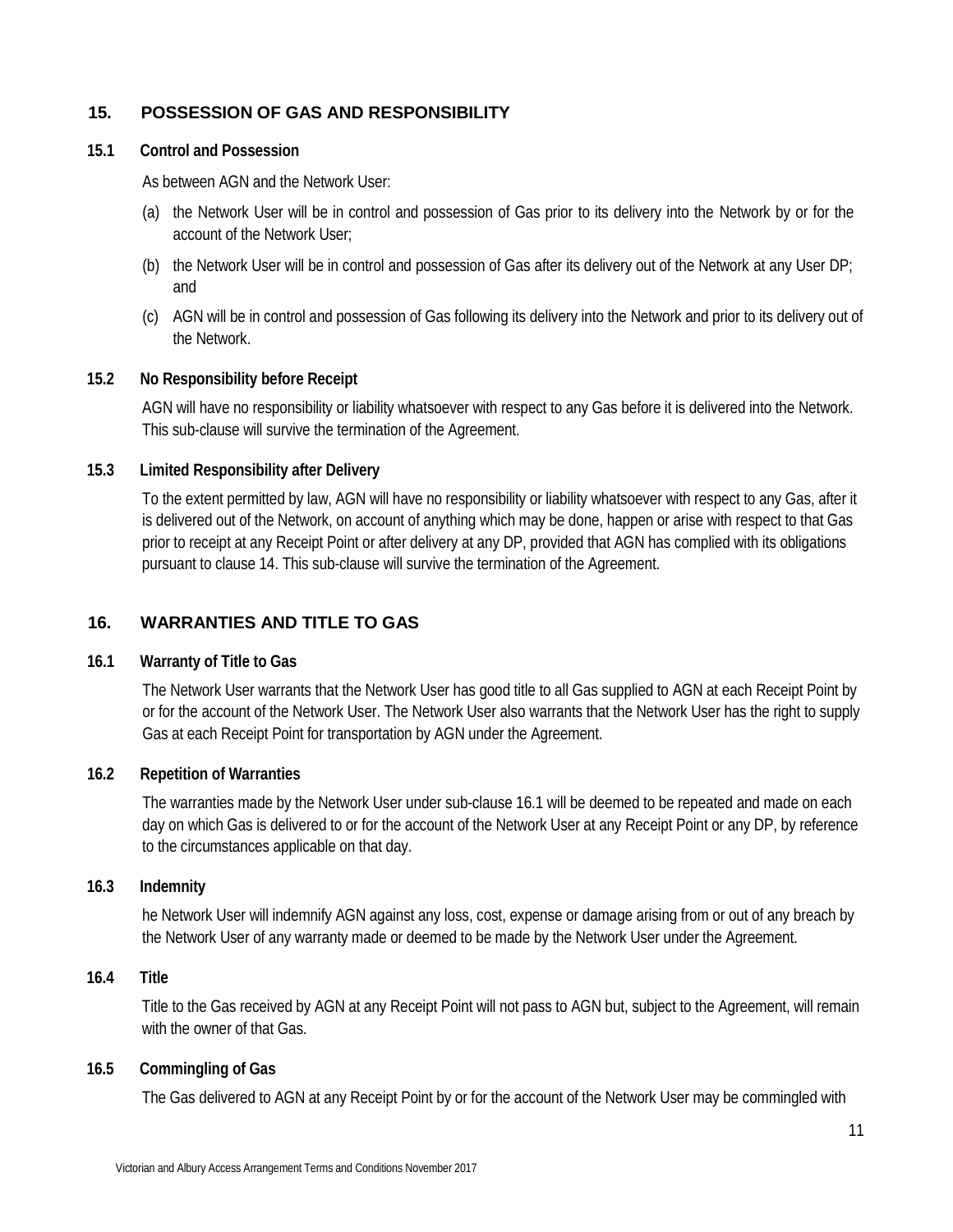## 15. POSSESSION OF GAS AND RESPONSIBILITY

### 15.1 Control and Possession

As between AGN and the Network User:

(a) the Network User will be in control and possession of Gas prior to its delivery into the Network by or for the account of the Network User;

(b) the Network User will be in control and possession of Gas after its delivery out of the Network at any User DP; and

(c) AGN will be in control and possession of Gas following its delivery into the Network and prior to its delivery out of the Network.

### 15.2 No Responsibility before Receipt

AGN will have no responsibility or liability whatsoever with respect to any Gas before it is delivered into the Network. This sub-clause will survive the termination of the Agreement.

### 15.3 Limited Responsibility after Delivery

To the extent permitted by law, AGN will have no responsibility or liability whatsoever with respect to any Gas, after it is delivered out of the Network, on account of anything which may be done, happen or arise with respect to that Gas prior to receipt at any Receipt Point or after delivery at any DP, provided that AGN has complied with its obligations pursuant to clause 14. This sub-clause will survive the termination of the Agreement.

## 16. WARRANTIES AND TITLE TO GAS

### 16.1 Warranty of Title to Gas

The Network User warrants that the Network User has good title to all Gas supplied to AGN at each Receipt Point by or for the account of the Network User. The Network User also warrants that the Network User has the right to supply Gas at each Receipt Point for transportation by AGN under the Agreement.

### 16.2 Repetition of Warranties

The warranties made by the Network User under sub-clause 16.1 will be deemed to be repeated and made on each day on which Gas is delivered to or for the account of the Network User at any Receipt Point or any DP, by reference to the circumstances applicable on that day.

### 16.3 Indemnity

he Network User will indemnify AGN against any loss, cost, expense or damage arising from or out of any breach by the Network User of any warranty made or deemed to be made by the Network User under the Agreement.

### 16.4 Title

Title to the Gas received by AGN at any Receipt Point will not pass to AGN but, subject to the Agreement, will remain with the owner of that Gas.

### 16.5 Commingling of Gas

The Gas delivered to AGN at any Receipt Point by or for the account of the Network User may be commingled with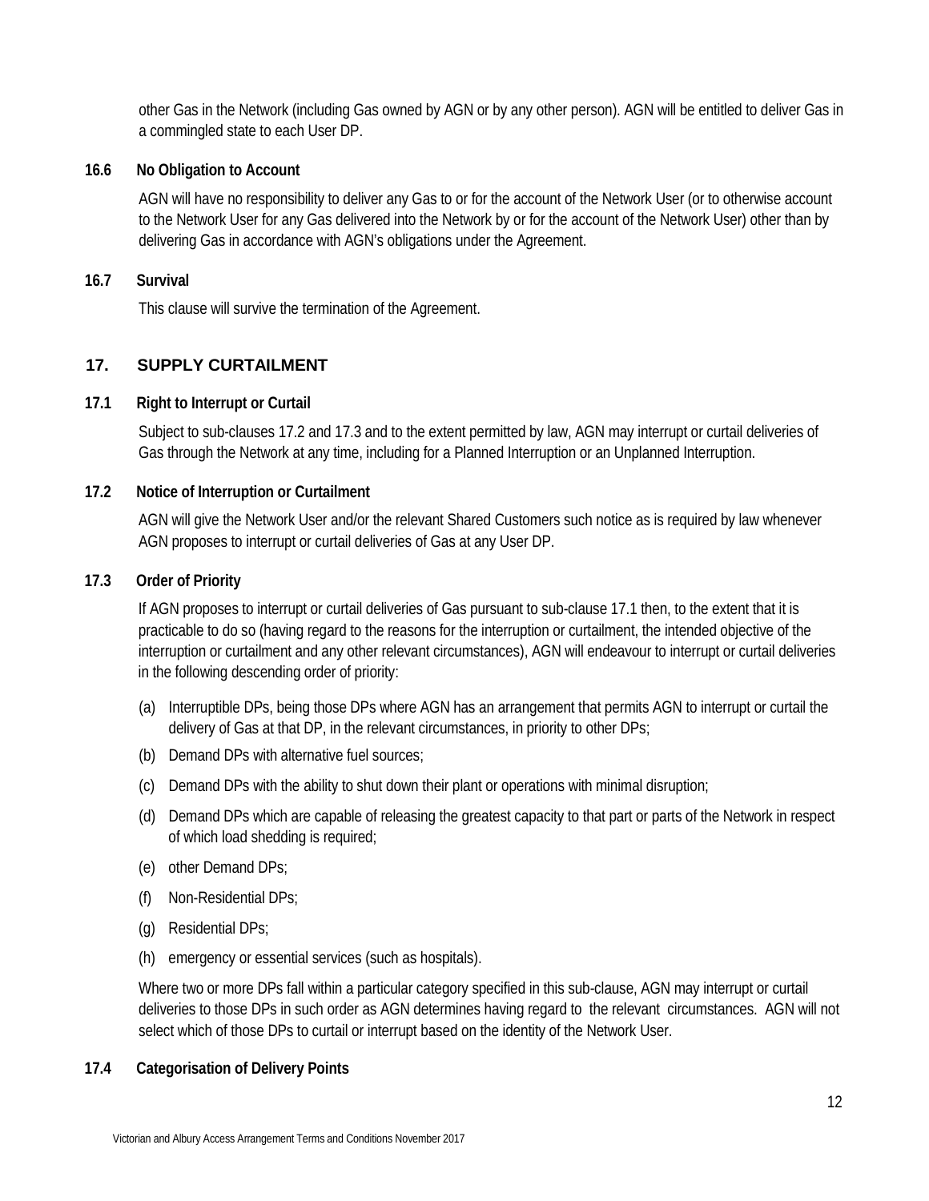other Gas in the Network (including Gas owned by AGN or by any other person). AGN will be entitled to deliver Gas in a commingled state to each User DP.

**16.6 No Obligation to Account**

AGN will have no responsibility to deliver any Gas to or for the account of the Network User (or to otherwise account to the Network User for any Gas delivered into the Network by or for the account of the Network User) other than by delivering Gas in accordance with AGN's obligations under the Agreement.

**16.7 Survival**

This clause will survive the termination of the Agreement.

## 17. SUPPLY CURTAILMENT

**17.1 Right to Interrupt or Curtail**

Subject to sub-clauses 17.2 and 17.3 and to the extent permitted by law, AGN may interrupt or curtail deliveries of Gas through the Network at any time, including for a Planned Interruption or an Unplanned Interruption.

**17.2 Notice of Interruption or Curtailment**

AGN will give the Network User and/or the relevant Shared Customers such notice as is required by law whenever AGN proposes to interrupt or curtail deliveries of Gas at any User DP.

**17.3 Order of Priority**

If AGN proposes to interrupt or curtail deliveries of Gas pursuant to sub-clause 17.1 then, to the extent that it is practicable to do so (having regard to the reasons for the interruption or curtailment, the intended objective of the interruption or curtailment and any other relevant circumstances), AGN will endeavour to interrupt or curtail deliveries in the following descending order of priority:

(a) Interruptible DPs, being those DPs where AGN has an arrangement that permits AGN to interrupt or curtail the delivery of Gas at that DP, in the relevant circumstances, in priority to other DPs;

(b) Demand DPs with alternative fuel sources;

(c) Demand DPs with the ability to shut down their plant or operations with minimal disruption;

(d) Demand DPs which are capable of releasing the greatest capacity to that part or parts of the Network in respect of which load shedding is required;

(e) other Demand DPs;

(f) Non-Residential DPs;

(g) Residential DPs;

(h) emergency or essential services (such as hospitals).

Where two or more DPs fall within a particular category specified in this sub-clause, AGN may interrupt or curtail deliveries to those DPs in such order as AGN determines having regard to the relevant circumstances. AGN will not select which of those DPs to curtail or interrupt based on the identity of the Network User.

**17.4 Categorisation of Delivery Points**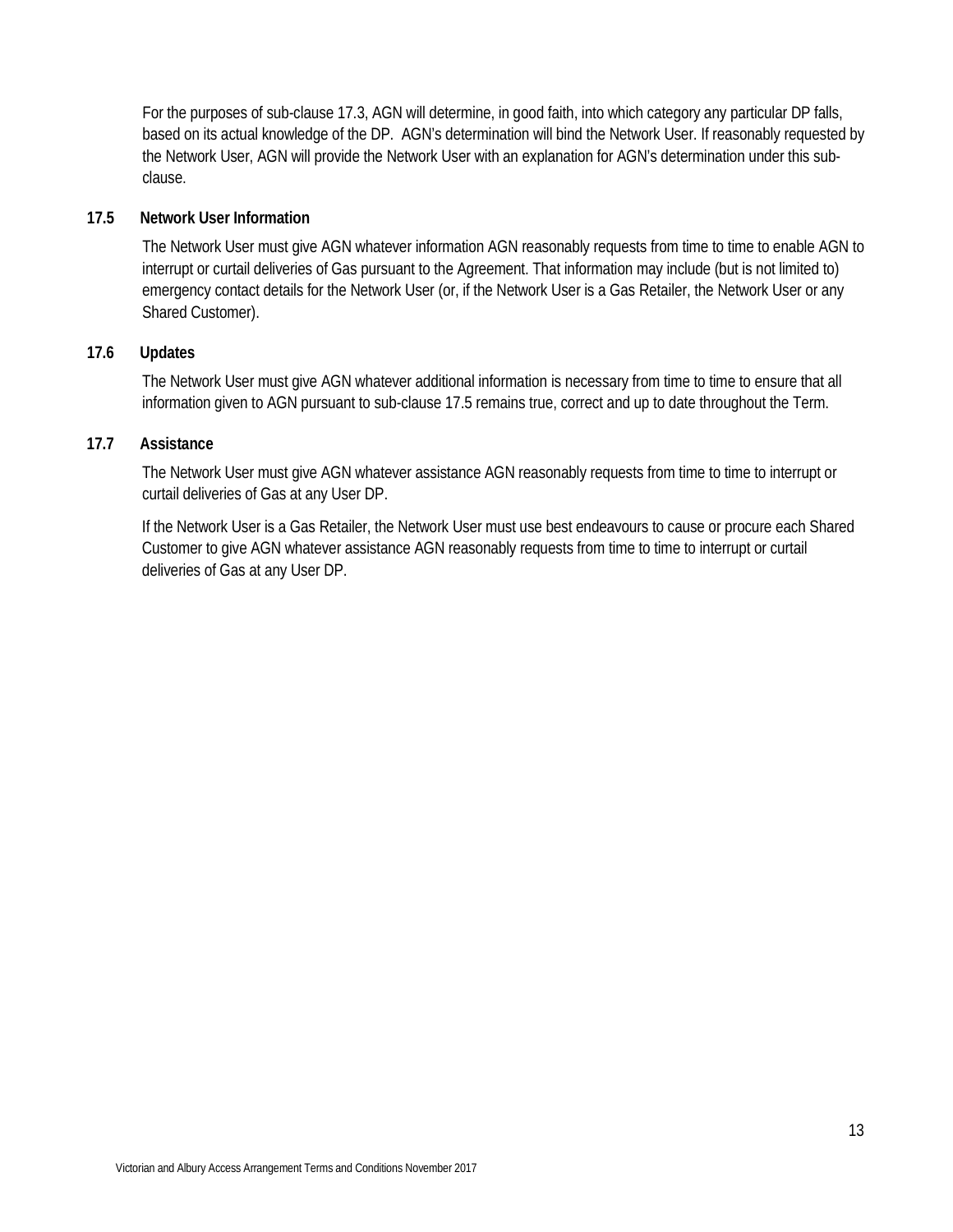For the purposes of sub-clause 17.3, AGN will determine, in good faith, into which category any particular DP falls, based on its actual knowledge of the DP. AGN's determination will bind the Network User. If reasonably requested by the Network User, AGN will provide the Network User with an explanation for AGN's determination under this sub-clause.

### 17.5 Network User Information

The Network User must give AGN whatever information AGN reasonably requests from time to time to enable AGN to interrupt or curtail deliveries of Gas pursuant to the Agreement. That information may include (but is not limited to) emergency contact details for the Network User (or, if the Network User is a Gas Retailer, the Network User or any Shared Customer).

### 17.6 Updates

The Network User must give AGN whatever additional information is necessary from time to time to ensure that all information given to AGN pursuant to sub-clause 17.5 remains true, correct and up to date throughout the Term.

### 17.7 Assistance

The Network User must give AGN whatever assistance AGN reasonably requests from time to time to interrupt or curtail deliveries of Gas at any User DP.

If the Network User is a Gas Retailer, the Network User must use best endeavours to cause or procure each Shared Customer to give AGN whatever assistance AGN reasonably requests from time to time to interrupt or curtail deliveries of Gas at any User DP.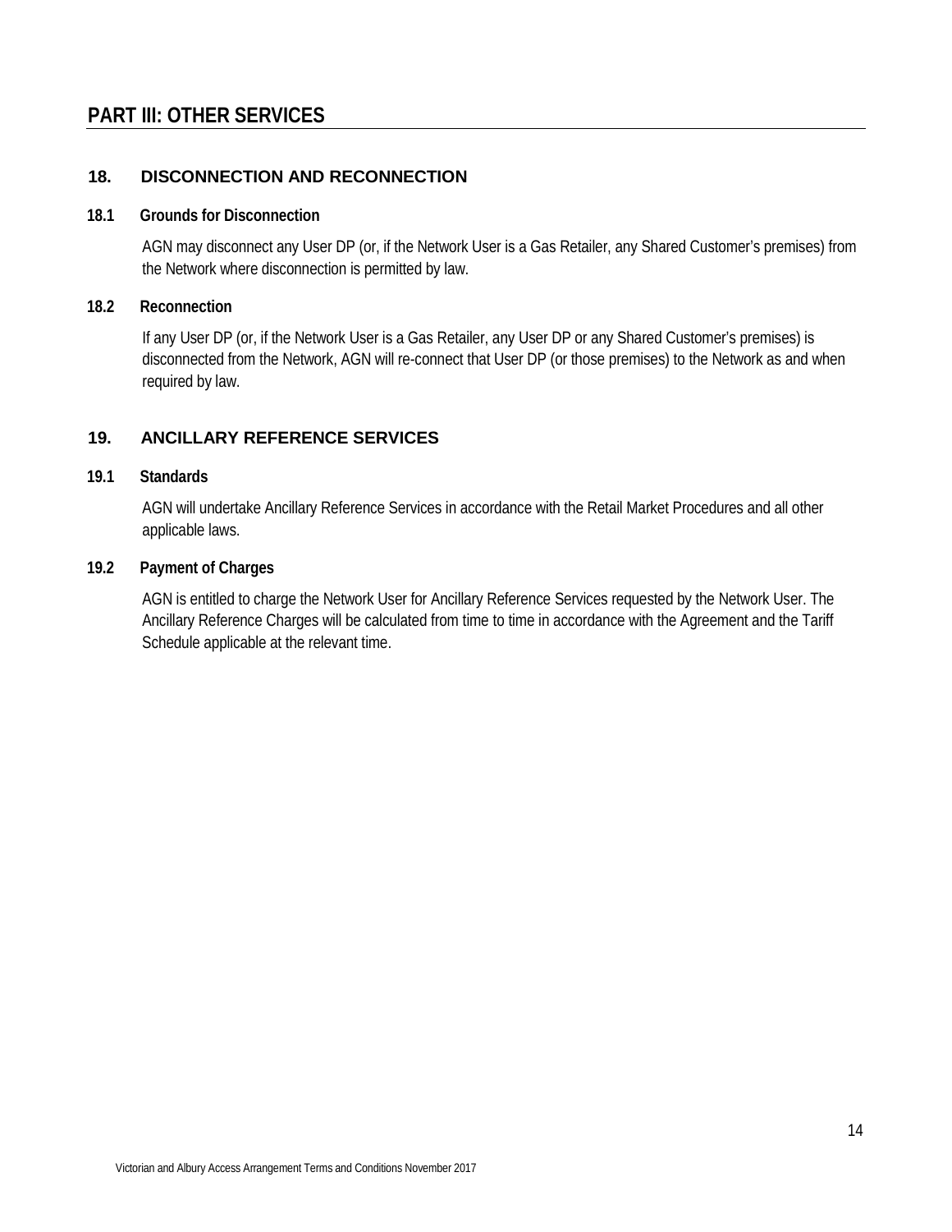# PART III: OTHER SERVICES

## 18. DISCONNECTION AND RECONNECTION

### 18.1 Grounds for Disconnection

AGN may disconnect any User DP (or, if the Network User is a Gas Retailer, any Shared Customer's premises) from the Network where disconnection is permitted by law.

### 18.2 Reconnection

If any User DP (or, if the Network User is a Gas Retailer, any User DP or any Shared Customer's premises) is disconnected from the Network, AGN will re-connect that User DP (or those premises) to the Network as and when required by law.

## 19. ANCILLARY REFERENCE SERVICES

### 19.1 Standards

AGN will undertake Ancillary Reference Services in accordance with the Retail Market Procedures and all other applicable laws.

### 19.2 Payment of Charges

AGN is entitled to charge the Network User for Ancillary Reference Services requested by the Network User. The Ancillary Reference Charges will be calculated from time to time in accordance with the Agreement and the Tariff Schedule applicable at the relevant time.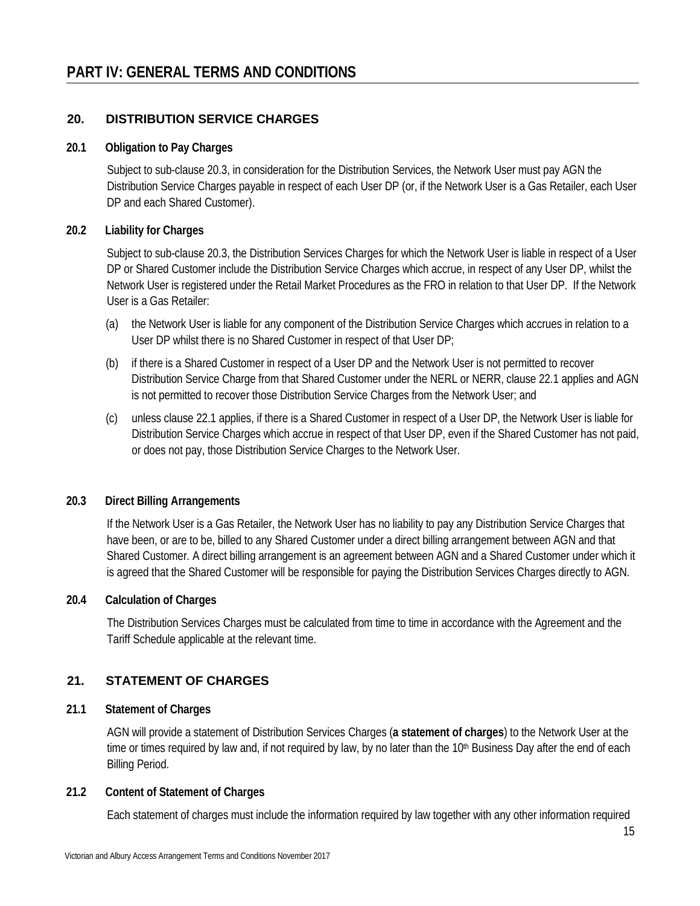# PART IV: GENERAL TERMS AND CONDITIONS

## 20. DISTRIBUTION SERVICE CHARGES

### 20.1 Obligation to Pay Charges

Subject to sub-clause 20.3, in consideration for the Distribution Services, the Network User must pay AGN the Distribution Service Charges payable in respect of each User DP (or, if the Network User is a Gas Retailer, each User DP and each Shared Customer).

### 20.2 Liability for Charges

Subject to sub-clause 20.3, the Distribution Services Charges for which the Network User is liable in respect of a User DP or Shared Customer include the Distribution Service Charges which accrue, in respect of any User DP, whilst the Network User is registered under the Retail Market Procedures as the FRO in relation to that User DP. If the Network User is a Gas Retailer:

(a) the Network User is liable for any component of the Distribution Service Charges which accrues in relation to a User DP whilst there is no Shared Customer in respect of that User DP;

(b) if there is a Shared Customer in respect of a User DP and the Network User is not permitted to recover Distribution Service Charge from that Shared Customer under the NERL or NERR, clause 22.1 applies and AGN is not permitted to recover those Distribution Service Charges from the Network User; and

(c) unless clause 22.1 applies, if there is a Shared Customer in respect of a User DP, the Network User is liable for Distribution Service Charges which accrue in respect of that User DP, even if the Shared Customer has not paid, or does not pay, those Distribution Service Charges to the Network User.

### 20.3 Direct Billing Arrangements

If the Network User is a Gas Retailer, the Network User has no liability to pay any Distribution Service Charges that have been, or are to be, billed to any Shared Customer under a direct billing arrangement between AGN and that Shared Customer. A direct billing arrangement is an agreement between AGN and a Shared Customer under which it is agreed that the Shared Customer will be responsible for paying the Distribution Services Charges directly to AGN.

### 20.4 Calculation of Charges

The Distribution Services Charges must be calculated from time to time in accordance with the Agreement and the Tariff Schedule applicable at the relevant time.

## 21. STATEMENT OF CHARGES

### 21.1 Statement of Charges

AGN will provide a statement of Distribution Services Charges (**a statement of charges**) to the Network User at the time or times required by law and, if not required by law, by no later than the 10th Business Day after the end of each Billing Period.

### 21.2 Content of Statement of Charges

Each statement of charges must include the information required by law together with any other information required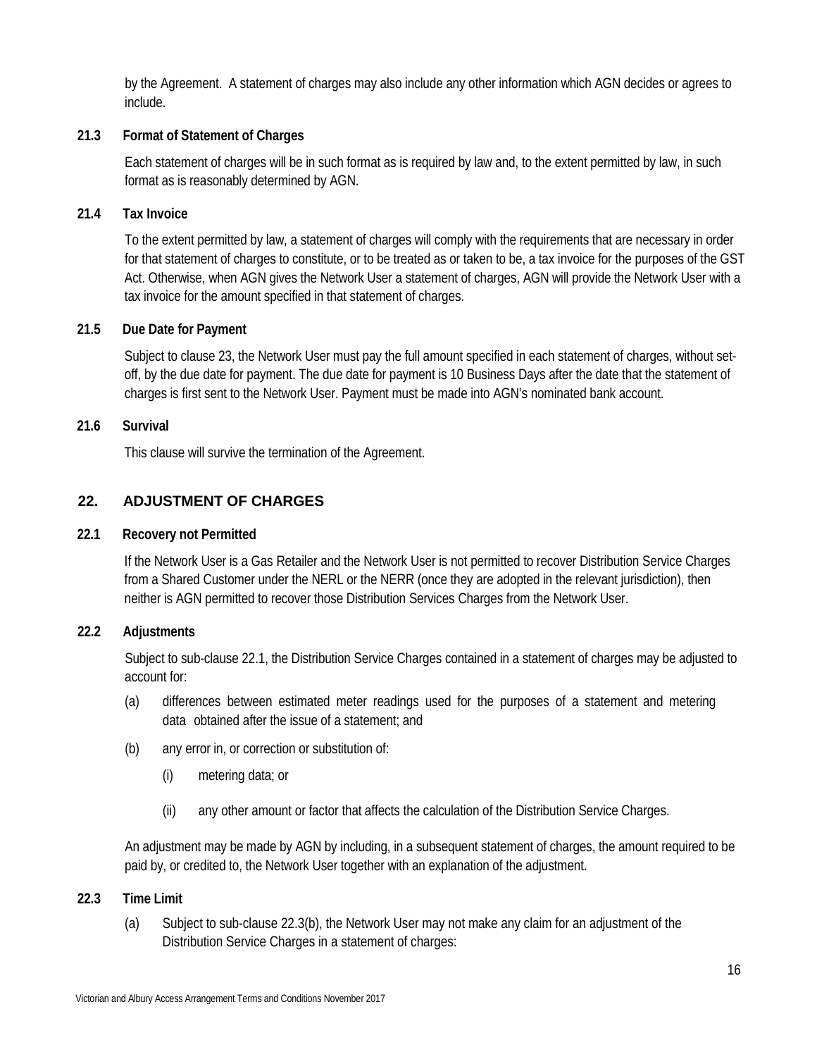by the Agreement. A statement of charges may also include any other information which AGN decides or agrees to include.

**21.3 Format of Statement of Charges**

Each statement of charges will be in such format as is required by law and, to the extent permitted by law, in such format as is reasonably determined by AGN.

**21.4 Tax Invoice**

To the extent permitted by law, a statement of charges will comply with the requirements that are necessary in order for that statement of charges to constitute, or to be treated as or taken to be, a tax invoice for the purposes of the GST Act. Otherwise, when AGN gives the Network User a statement of charges, AGN will provide the Network User with a tax invoice for the amount specified in that statement of charges.

**21.5 Due Date for Payment**

Subject to clause 23, the Network User must pay the full amount specified in each statement of charges, without set-off, by the due date for payment. The due date for payment is 10 Business Days after the date that the statement of charges is first sent to the Network User. Payment must be made into AGN's nominated bank account.

**21.6 Survival**

This clause will survive the termination of the Agreement.

## 22. ADJUSTMENT OF CHARGES

**22.1 Recovery not Permitted**

If the Network User is a Gas Retailer and the Network User is not permitted to recover Distribution Service Charges from a Shared Customer under the NERL or the NERR (once they are adopted in the relevant jurisdiction), then neither is AGN permitted to recover those Distribution Services Charges from the Network User.

**22.2 Adjustments**

Subject to sub-clause 22.1, the Distribution Service Charges contained in a statement of charges may be adjusted to account for:

(a) differences between estimated meter readings used for the purposes of a statement and metering data obtained after the issue of a statement; and

(b) any error in, or correction or substitution of:

  (i) metering data; or

  (ii) any other amount or factor that affects the calculation of the Distribution Service Charges.

An adjustment may be made by AGN by including, in a subsequent statement of charges, the amount required to be paid by, or credited to, the Network User together with an explanation of the adjustment.

**22.3 Time Limit**

(a) Subject to sub-clause 22.3(b), the Network User may not make any claim for an adjustment of the Distribution Service Charges in a statement of charges: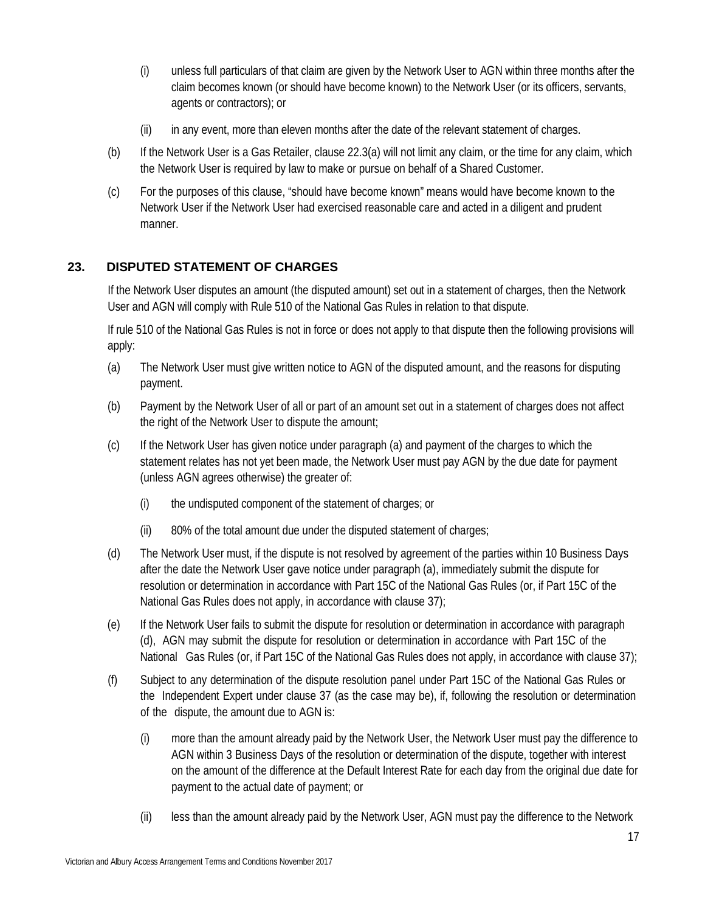(i) unless full particulars of that claim are given by the Network User to AGN within three months after the claim becomes known (or should have become known) to the Network User (or its officers, servants, agents or contractors); or

(ii) in any event, more than eleven months after the date of the relevant statement of charges.

(b) If the Network User is a Gas Retailer, clause 22.3(a) will not limit any claim, or the time for any claim, which the Network User is required by law to make or pursue on behalf of a Shared Customer.

(c) For the purposes of this clause, "should have become known" means would have become known to the Network User if the Network User had exercised reasonable care and acted in a diligent and prudent manner.

## 23. DISPUTED STATEMENT OF CHARGES

If the Network User disputes an amount (the disputed amount) set out in a statement of charges, then the Network User and AGN will comply with Rule 510 of the National Gas Rules in relation to that dispute.

If rule 510 of the National Gas Rules is not in force or does not apply to that dispute then the following provisions will apply:

(a) The Network User must give written notice to AGN of the disputed amount, and the reasons for disputing payment.

(b) Payment by the Network User of all or part of an amount set out in a statement of charges does not affect the right of the Network User to dispute the amount;

(c) If the Network User has given notice under paragraph (a) and payment of the charges to which the statement relates has not yet been made, the Network User must pay AGN by the due date for payment (unless AGN agrees otherwise) the greater of:

(i) the undisputed component of the statement of charges; or

(ii) 80% of the total amount due under the disputed statement of charges;

(d) The Network User must, if the dispute is not resolved by agreement of the parties within 10 Business Days after the date the Network User gave notice under paragraph (a), immediately submit the dispute for resolution or determination in accordance with Part 15C of the National Gas Rules (or, if Part 15C of the National Gas Rules does not apply, in accordance with clause 37);

(e) If the Network User fails to submit the dispute for resolution or determination in accordance with paragraph (d), AGN may submit the dispute for resolution or determination in accordance with Part 15C of the National Gas Rules (or, if Part 15C of the National Gas Rules does not apply, in accordance with clause 37);

(f) Subject to any determination of the dispute resolution panel under Part 15C of the National Gas Rules or the Independent Expert under clause 37 (as the case may be), if, following the resolution or determination of the dispute, the amount due to AGN is:

(i) more than the amount already paid by the Network User, the Network User must pay the difference to AGN within 3 Business Days of the resolution or determination of the dispute, together with interest on the amount of the difference at the Default Interest Rate for each day from the original due date for payment to the actual date of payment; or

(ii) less than the amount already paid by the Network User, AGN must pay the difference to the Network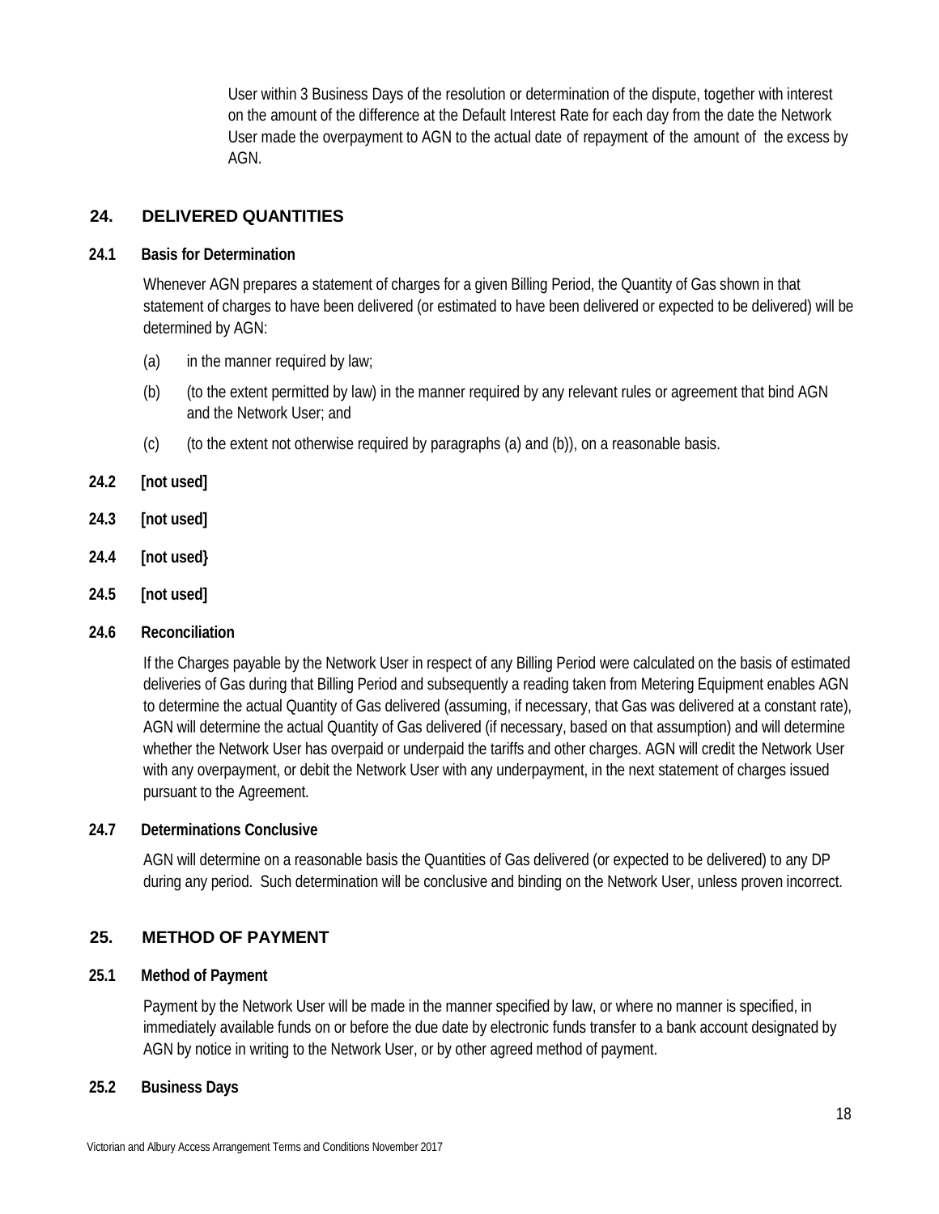User within 3 Business Days of the resolution or determination of the dispute, together with interest on the amount of the difference at the Default Interest Rate for each day from the date the Network User made the overpayment to AGN to the actual date of repayment of the amount of the excess by AGN.

## 24. DELIVERED QUANTITIES

### 24.1 Basis for Determination

Whenever AGN prepares a statement of charges for a given Billing Period, the Quantity of Gas shown in that statement of charges to have been delivered (or estimated to have been delivered or expected to be delivered) will be determined by AGN:

(a) in the manner required by law;

(b) (to the extent permitted by law) in the manner required by any relevant rules or agreement that bind AGN and the Network User; and

(c) (to the extent not otherwise required by paragraphs (a) and (b)), on a reasonable basis.

### 24.2 [not used]

### 24.3 [not used]

### 24.4 [not used}

### 24.5 [not used]

### 24.6 Reconciliation

If the Charges payable by the Network User in respect of any Billing Period were calculated on the basis of estimated deliveries of Gas during that Billing Period and subsequently a reading taken from Metering Equipment enables AGN to determine the actual Quantity of Gas delivered (assuming, if necessary, that Gas was delivered at a constant rate), AGN will determine the actual Quantity of Gas delivered (if necessary, based on that assumption) and will determine whether the Network User has overpaid or underpaid the tariffs and other charges. AGN will credit the Network User with any overpayment, or debit the Network User with any underpayment, in the next statement of charges issued pursuant to the Agreement.

### 24.7 Determinations Conclusive

AGN will determine on a reasonable basis the Quantities of Gas delivered (or expected to be delivered) to any DP during any period. Such determination will be conclusive and binding on the Network User, unless proven incorrect.

## 25. METHOD OF PAYMENT

### 25.1 Method of Payment

Payment by the Network User will be made in the manner specified by law, or where no manner is specified, in immediately available funds on or before the due date by electronic funds transfer to a bank account designated by AGN by notice in writing to the Network User, or by other agreed method of payment.

### 25.2 Business Days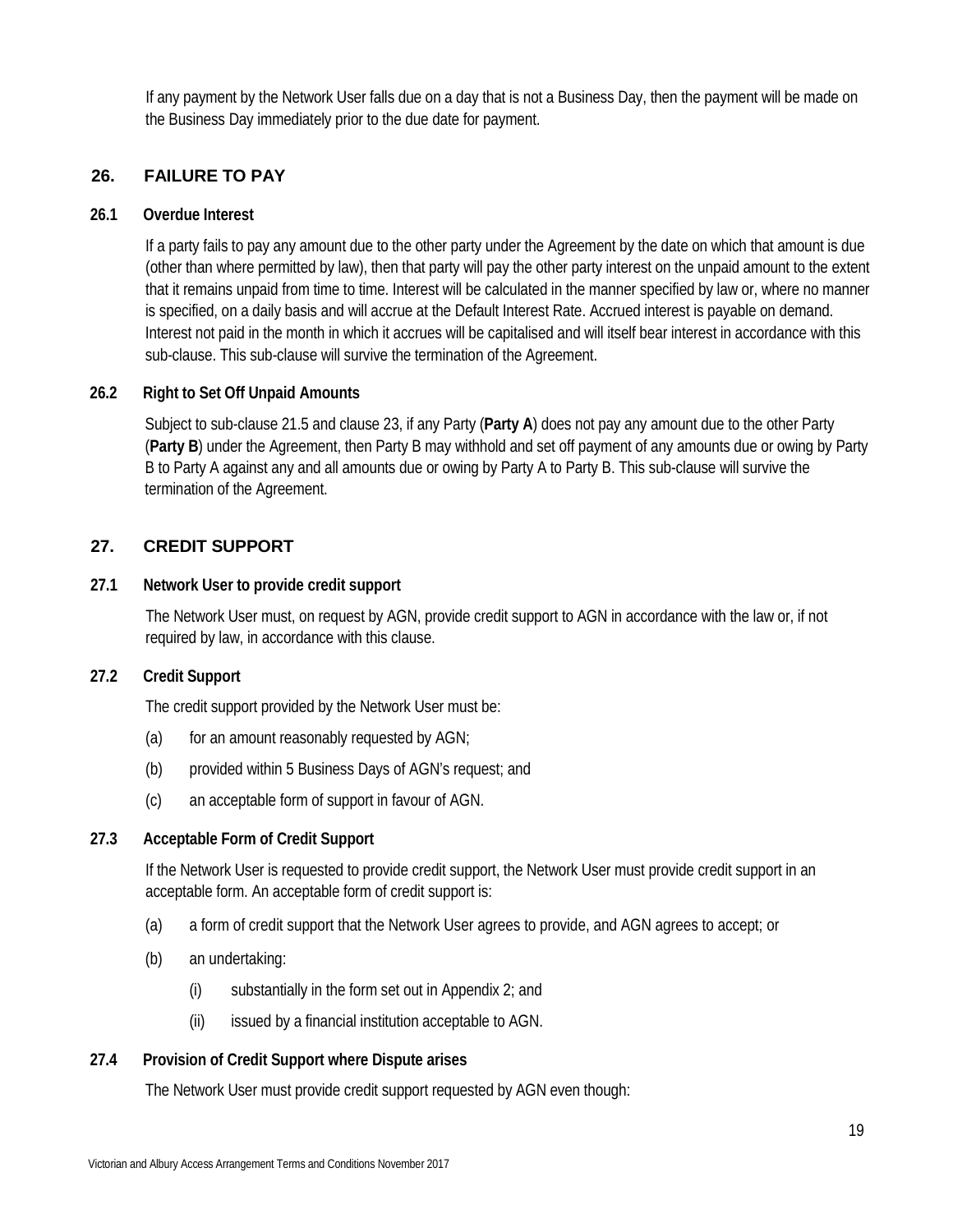If any payment by the Network User falls due on a day that is not a Business Day, then the payment will be made on the Business Day immediately prior to the due date for payment.

## 26. FAILURE TO PAY

### 26.1 Overdue Interest

If a party fails to pay any amount due to the other party under the Agreement by the date on which that amount is due (other than where permitted by law), then that party will pay the other party interest on the unpaid amount to the extent that it remains unpaid from time to time. Interest will be calculated in the manner specified by law or, where no manner is specified, on a daily basis and will accrue at the Default Interest Rate. Accrued interest is payable on demand. Interest not paid in the month in which it accrues will be capitalised and will itself bear interest in accordance with this sub-clause. This sub-clause will survive the termination of the Agreement.

### 26.2 Right to Set Off Unpaid Amounts

Subject to sub-clause 21.5 and clause 23, if any Party (**Party A**) does not pay any amount due to the other Party (**Party B**) under the Agreement, then Party B may withhold and set off payment of any amounts due or owing by Party B to Party A against any and all amounts due or owing by Party A to Party B. This sub-clause will survive the termination of the Agreement.

## 27. CREDIT SUPPORT

### 27.1 Network User to provide credit support

The Network User must, on request by AGN, provide credit support to AGN in accordance with the law or, if not required by law, in accordance with this clause.

### 27.2 Credit Support

The credit support provided by the Network User must be:

(a) for an amount reasonably requested by AGN;

(b) provided within 5 Business Days of AGN's request; and

(c) an acceptable form of support in favour of AGN.

### 27.3 Acceptable Form of Credit Support

If the Network User is requested to provide credit support, the Network User must provide credit support in an acceptable form. An acceptable form of credit support is:

(a) a form of credit support that the Network User agrees to provide, and AGN agrees to accept; or

(b) an undertaking:

   (i) substantially in the form set out in Appendix 2; and

   (ii) issued by a financial institution acceptable to AGN.

### 27.4 Provision of Credit Support where Dispute arises

The Network User must provide credit support requested by AGN even though: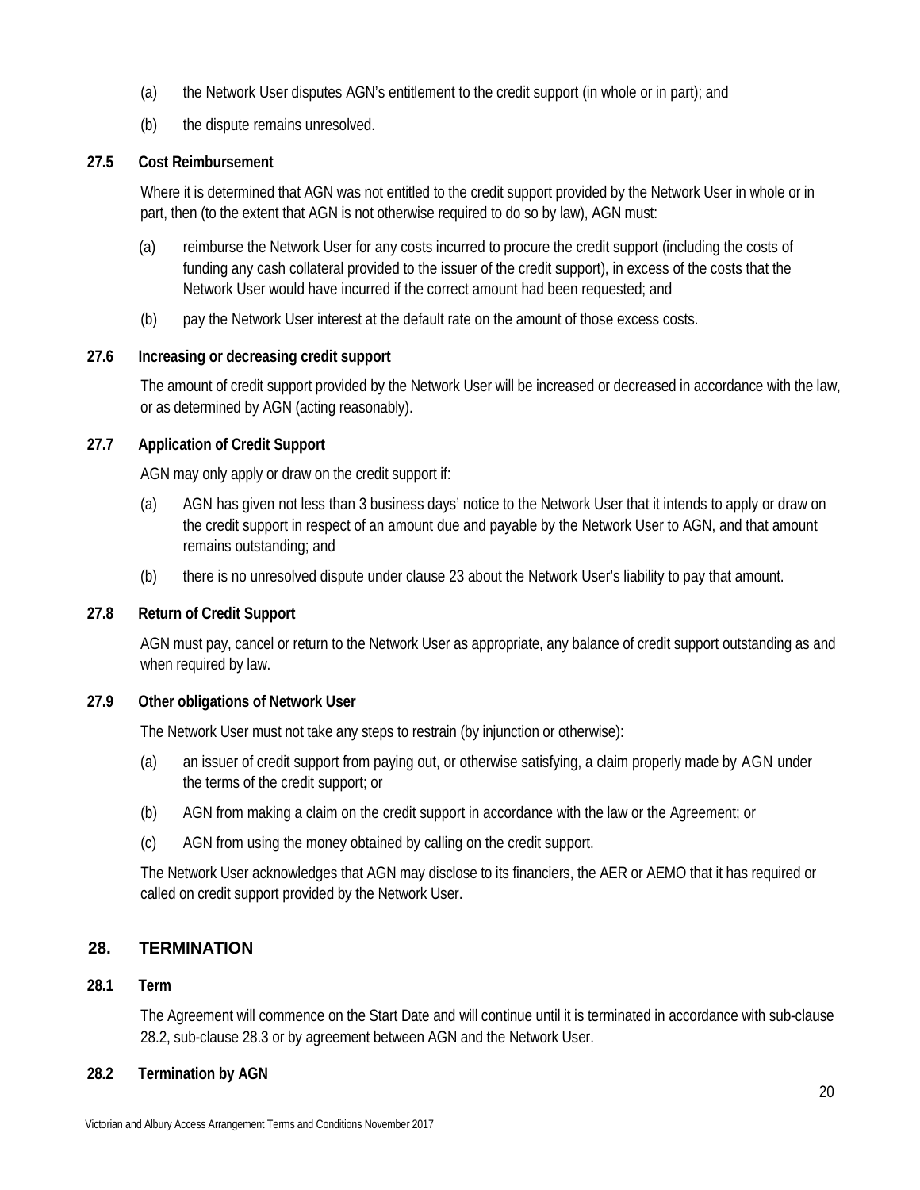(a) the Network User disputes AGN's entitlement to the credit support (in whole or in part); and

(b) the dispute remains unresolved.

### 27.5 Cost Reimbursement

Where it is determined that AGN was not entitled to the credit support provided by the Network User in whole or in part, then (to the extent that AGN is not otherwise required to do so by law), AGN must:

(a) reimburse the Network User for any costs incurred to procure the credit support (including the costs of funding any cash collateral provided to the issuer of the credit support), in excess of the costs that the Network User would have incurred if the correct amount had been requested; and

(b) pay the Network User interest at the default rate on the amount of those excess costs.

### 27.6 Increasing or decreasing credit support

The amount of credit support provided by the Network User will be increased or decreased in accordance with the law, or as determined by AGN (acting reasonably).

### 27.7 Application of Credit Support

AGN may only apply or draw on the credit support if:

(a) AGN has given not less than 3 business days' notice to the Network User that it intends to apply or draw on the credit support in respect of an amount due and payable by the Network User to AGN, and that amount remains outstanding; and

(b) there is no unresolved dispute under clause 23 about the Network User's liability to pay that amount.

### 27.8 Return of Credit Support

AGN must pay, cancel or return to the Network User as appropriate, any balance of credit support outstanding as and when required by law.

### 27.9 Other obligations of Network User

The Network User must not take any steps to restrain (by injunction or otherwise):

(a) an issuer of credit support from paying out, or otherwise satisfying, a claim properly made by AGN under the terms of the credit support; or

(b) AGN from making a claim on the credit support in accordance with the law or the Agreement; or

(c) AGN from using the money obtained by calling on the credit support.

The Network User acknowledges that AGN may disclose to its financiers, the AER or AEMO that it has required or called on credit support provided by the Network User.

## 28. TERMINATION

### 28.1 Term

The Agreement will commence on the Start Date and will continue until it is terminated in accordance with sub-clause 28.2, sub-clause 28.3 or by agreement between AGN and the Network User.

### 28.2 Termination by AGN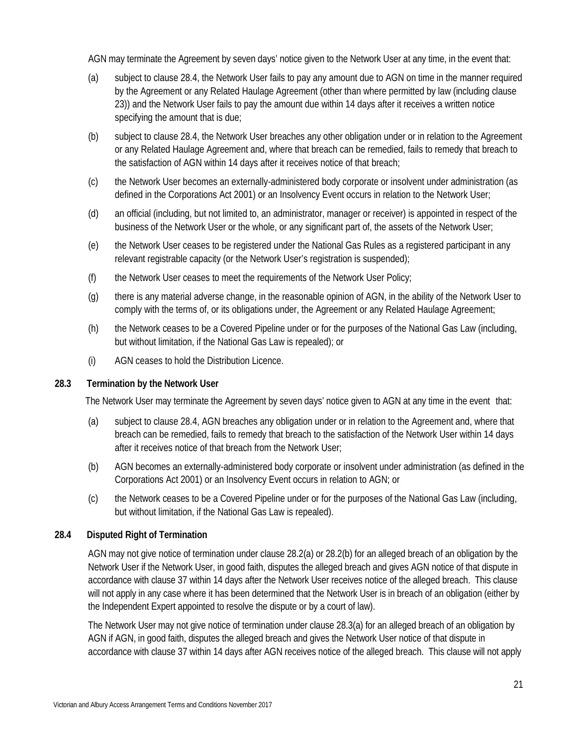AGN may terminate the Agreement by seven days' notice given to the Network User at any time, in the event that:

(a) subject to clause 28.4, the Network User fails to pay any amount due to AGN on time in the manner required by the Agreement or any Related Haulage Agreement (other than where permitted by law (including clause 23)) and the Network User fails to pay the amount due within 14 days after it receives a written notice specifying the amount that is due;

(b) subject to clause 28.4, the Network User breaches any other obligation under or in relation to the Agreement or any Related Haulage Agreement and, where that breach can be remedied, fails to remedy that breach to the satisfaction of AGN within 14 days after it receives notice of that breach;

(c) the Network User becomes an externally-administered body corporate or insolvent under administration (as defined in the Corporations Act 2001) or an Insolvency Event occurs in relation to the Network User;

(d) an official (including, but not limited to, an administrator, manager or receiver) is appointed in respect of the business of the Network User or the whole, or any significant part of, the assets of the Network User;

(e) the Network User ceases to be registered under the National Gas Rules as a registered participant in any relevant registrable capacity (or the Network User's registration is suspended);

(f) the Network User ceases to meet the requirements of the Network User Policy;

(g) there is any material adverse change, in the reasonable opinion of AGN, in the ability of the Network User to comply with the terms of, or its obligations under, the Agreement or any Related Haulage Agreement;

(h) the Network ceases to be a Covered Pipeline under or for the purposes of the National Gas Law (including, but without limitation, if the National Gas Law is repealed); or

(i) AGN ceases to hold the Distribution Licence.

### 28.3 Termination by the Network User

The Network User may terminate the Agreement by seven days' notice given to AGN at any time in the event that:

(a) subject to clause 28.4, AGN breaches any obligation under or in relation to the Agreement and, where that breach can be remedied, fails to remedy that breach to the satisfaction of the Network User within 14 days after it receives notice of that breach from the Network User;

(b) AGN becomes an externally-administered body corporate or insolvent under administration (as defined in the Corporations Act 2001) or an Insolvency Event occurs in relation to AGN; or

(c) the Network ceases to be a Covered Pipeline under or for the purposes of the National Gas Law (including, but without limitation, if the National Gas Law is repealed).

### 28.4 Disputed Right of Termination

AGN may not give notice of termination under clause 28.2(a) or 28.2(b) for an alleged breach of an obligation by the Network User if the Network User, in good faith, disputes the alleged breach and gives AGN notice of that dispute in accordance with clause 37 within 14 days after the Network User receives notice of the alleged breach. This clause will not apply in any case where it has been determined that the Network User is in breach of an obligation (either by the Independent Expert appointed to resolve the dispute or by a court of law).

The Network User may not give notice of termination under clause 28.3(a) for an alleged breach of an obligation by AGN if AGN, in good faith, disputes the alleged breach and gives the Network User notice of that dispute in accordance with clause 37 within 14 days after AGN receives notice of the alleged breach. This clause will not apply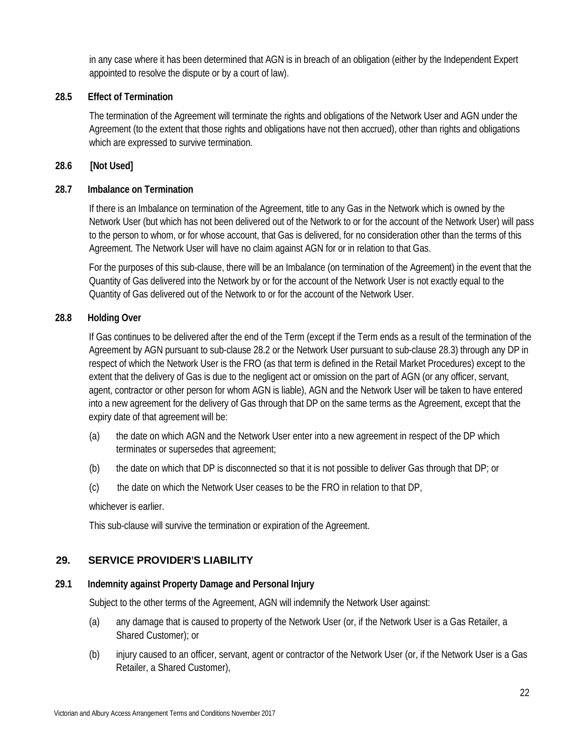in any case where it has been determined that AGN is in breach of an obligation (either by the Independent Expert appointed to resolve the dispute or by a court of law).

**28.5 Effect of Termination**

The termination of the Agreement will terminate the rights and obligations of the Network User and AGN under the Agreement (to the extent that those rights and obligations have not then accrued), other than rights and obligations which are expressed to survive termination.

**28.6 [Not Used]**

**28.7 Imbalance on Termination**

If there is an Imbalance on termination of the Agreement, title to any Gas in the Network which is owned by the Network User (but which has not been delivered out of the Network to or for the account of the Network User) will pass to the person to whom, or for whose account, that Gas is delivered, for no consideration other than the terms of this Agreement. The Network User will have no claim against AGN for or in relation to that Gas.

For the purposes of this sub-clause, there will be an Imbalance (on termination of the Agreement) in the event that the Quantity of Gas delivered into the Network by or for the account of the Network User is not exactly equal to the Quantity of Gas delivered out of the Network to or for the account of the Network User.

**28.8 Holding Over**

If Gas continues to be delivered after the end of the Term (except if the Term ends as a result of the termination of the Agreement by AGN pursuant to sub-clause 28.2 or the Network User pursuant to sub-clause 28.3) through any DP in respect of which the Network User is the FRO (as that term is defined in the Retail Market Procedures) except to the extent that the delivery of Gas is due to the negligent act or omission on the part of AGN (or any officer, servant, agent, contractor or other person for whom AGN is liable), AGN and the Network User will be taken to have entered into a new agreement for the delivery of Gas through that DP on the same terms as the Agreement, except that the expiry date of that agreement will be:

(a) the date on which AGN and the Network User enter into a new agreement in respect of the DP which terminates or supersedes that agreement;

(b) the date on which that DP is disconnected so that it is not possible to deliver Gas through that DP; or

(c) the date on which the Network User ceases to be the FRO in relation to that DP,

whichever is earlier.

This sub-clause will survive the termination or expiration of the Agreement.

## 29. SERVICE PROVIDER'S LIABILITY

**29.1 Indemnity against Property Damage and Personal Injury**

Subject to the other terms of the Agreement, AGN will indemnify the Network User against:

(a) any damage that is caused to property of the Network User (or, if the Network User is a Gas Retailer, a Shared Customer); or

(b) injury caused to an officer, servant, agent or contractor of the Network User (or, if the Network User is a Gas Retailer, a Shared Customer),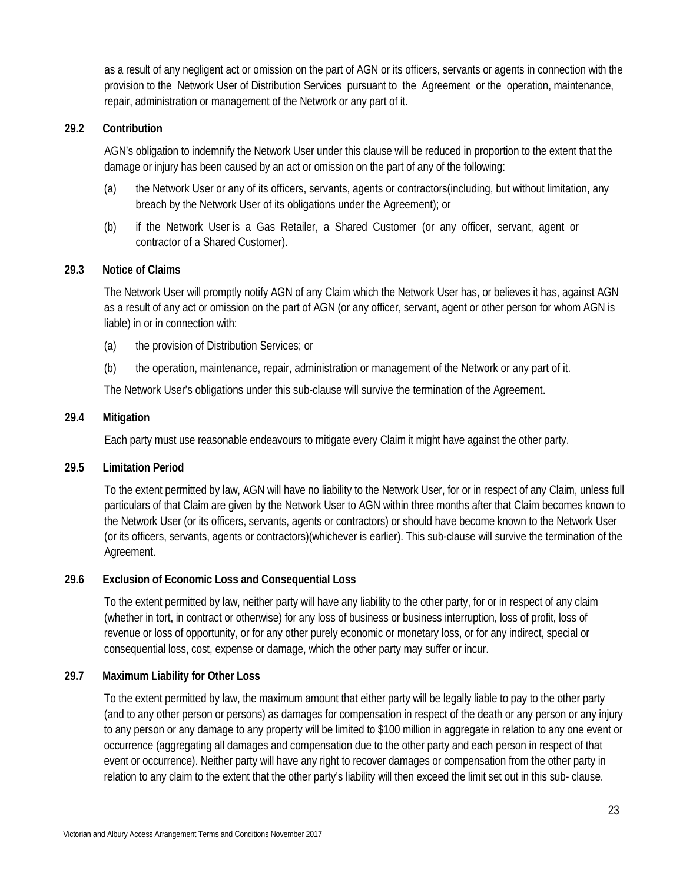as a result of any negligent act or omission on the part of AGN or its officers, servants or agents in connection with the provision to the Network User of Distribution Services pursuant to the Agreement or the operation, maintenance, repair, administration or management of the Network or any part of it.

**29.2 Contribution**

AGN's obligation to indemnify the Network User under this clause will be reduced in proportion to the extent that the damage or injury has been caused by an act or omission on the part of any of the following:

(a) the Network User or any of its officers, servants, agents or contractors(including, but without limitation, any breach by the Network User of its obligations under the Agreement); or

(b) if the Network User is a Gas Retailer, a Shared Customer (or any officer, servant, agent or contractor of a Shared Customer).

**29.3 Notice of Claims**

The Network User will promptly notify AGN of any Claim which the Network User has, or believes it has, against AGN as a result of any act or omission on the part of AGN (or any officer, servant, agent or other person for whom AGN is liable) in or in connection with:

(a) the provision of Distribution Services; or

(b) the operation, maintenance, repair, administration or management of the Network or any part of it.

The Network User's obligations under this sub-clause will survive the termination of the Agreement.

**29.4 Mitigation**

Each party must use reasonable endeavours to mitigate every Claim it might have against the other party.

**29.5 Limitation Period**

To the extent permitted by law, AGN will have no liability to the Network User, for or in respect of any Claim, unless full particulars of that Claim are given by the Network User to AGN within three months after that Claim becomes known to the Network User (or its officers, servants, agents or contractors) or should have become known to the Network User (or its officers, servants, agents or contractors)(whichever is earlier). This sub-clause will survive the termination of the Agreement.

**29.6 Exclusion of Economic Loss and Consequential Loss**

To the extent permitted by law, neither party will have any liability to the other party, for or in respect of any claim (whether in tort, in contract or otherwise) for any loss of business or business interruption, loss of profit, loss of revenue or loss of opportunity, or for any other purely economic or monetary loss, or for any indirect, special or consequential loss, cost, expense or damage, which the other party may suffer or incur.

**29.7 Maximum Liability for Other Loss**

To the extent permitted by law, the maximum amount that either party will be legally liable to pay to the other party (and to any other person or persons) as damages for compensation in respect of the death or any person or any injury to any person or any damage to any property will be limited to $100 million in aggregate in relation to any one event or occurrence (aggregating all damages and compensation due to the other party and each person in respect of that event or occurrence). Neither party will have any right to recover damages or compensation from the other party in relation to any claim to the extent that the other party's liability will then exceed the limit set out in this sub- clause.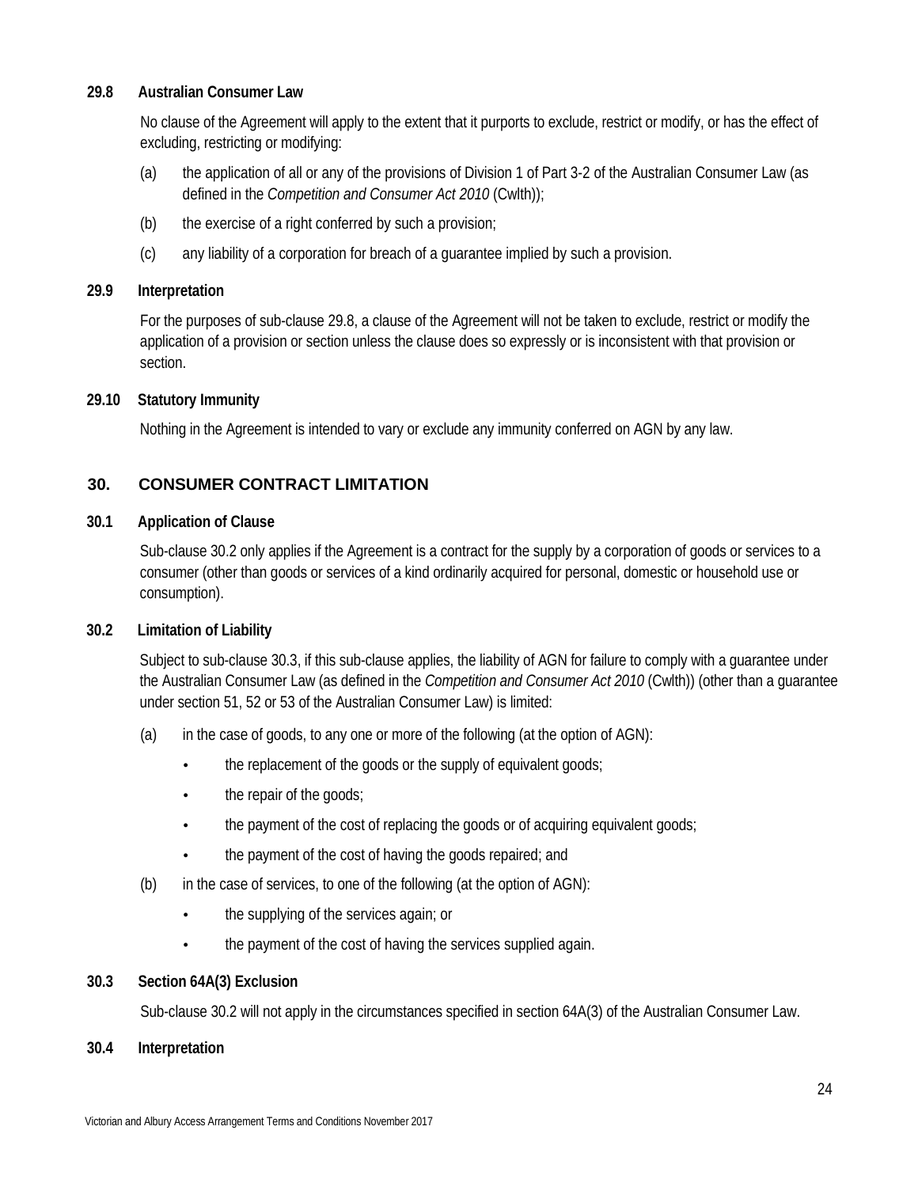### 29.8 Australian Consumer Law

No clause of the Agreement will apply to the extent that it purports to exclude, restrict or modify, or has the effect of excluding, restricting or modifying:

(a) the application of all or any of the provisions of Division 1 of Part 3-2 of the Australian Consumer Law (as defined in the *Competition and Consumer Act 2010* (Cwlth));

(b) the exercise of a right conferred by such a provision;

(c) any liability of a corporation for breach of a guarantee implied by such a provision.

### 29.9 Interpretation

For the purposes of sub-clause 29.8, a clause of the Agreement will not be taken to exclude, restrict or modify the application of a provision or section unless the clause does so expressly or is inconsistent with that provision or section.

### 29.10 Statutory Immunity

Nothing in the Agreement is intended to vary or exclude any immunity conferred on AGN by any law.

## 30. CONSUMER CONTRACT LIMITATION

### 30.1 Application of Clause

Sub-clause 30.2 only applies if the Agreement is a contract for the supply by a corporation of goods or services to a consumer (other than goods or services of a kind ordinarily acquired for personal, domestic or household use or consumption).

### 30.2 Limitation of Liability

Subject to sub-clause 30.3, if this sub-clause applies, the liability of AGN for failure to comply with a guarantee under the Australian Consumer Law (as defined in the *Competition and Consumer Act 2010* (Cwlth)) (other than a guarantee under section 51, 52 or 53 of the Australian Consumer Law) is limited:

(a) in the case of goods, to any one or more of the following (at the option of AGN):

- the replacement of the goods or the supply of equivalent goods;
- the repair of the goods;
- the payment of the cost of replacing the goods or of acquiring equivalent goods;
- the payment of the cost of having the goods repaired; and

(b) in the case of services, to one of the following (at the option of AGN):

- the supplying of the services again; or
- the payment of the cost of having the services supplied again.

### 30.3 Section 64A(3) Exclusion

Sub-clause 30.2 will not apply in the circumstances specified in section 64A(3) of the Australian Consumer Law.

### 30.4 Interpretation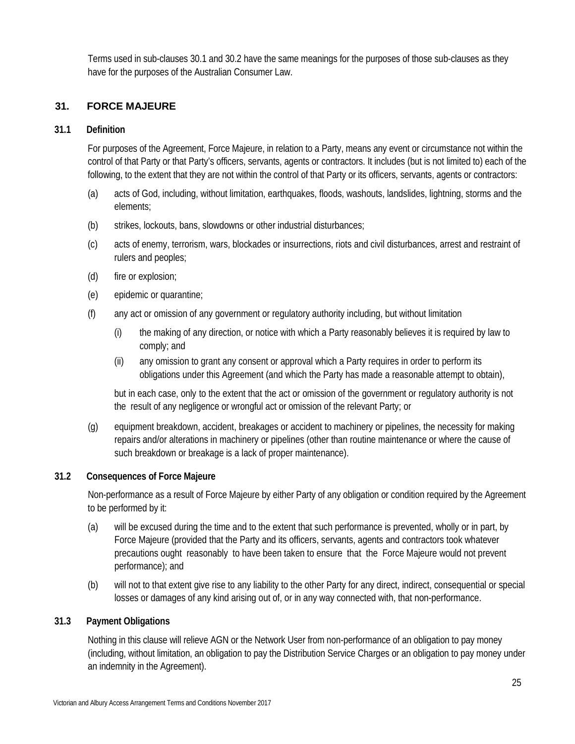Terms used in sub-clauses 30.1 and 30.2 have the same meanings for the purposes of those sub-clauses as they have for the purposes of the Australian Consumer Law.

## 31. FORCE MAJEURE

### 31.1 Definition

For purposes of the Agreement, Force Majeure, in relation to a Party, means any event or circumstance not within the control of that Party or that Party's officers, servants, agents or contractors. It includes (but is not limited to) each of the following, to the extent that they are not within the control of that Party or its officers, servants, agents or contractors:

(a) acts of God, including, without limitation, earthquakes, floods, washouts, landslides, lightning, storms and the elements;

(b) strikes, lockouts, bans, slowdowns or other industrial disturbances;

(c) acts of enemy, terrorism, wars, blockades or insurrections, riots and civil disturbances, arrest and restraint of rulers and peoples;

(d) fire or explosion;

(e) epidemic or quarantine;

(f) any act or omission of any government or regulatory authority including, but without limitation

(i) the making of any direction, or notice with which a Party reasonably believes it is required by law to comply; and

(ii) any omission to grant any consent or approval which a Party requires in order to perform its obligations under this Agreement (and which the Party has made a reasonable attempt to obtain),

but in each case, only to the extent that the act or omission of the government or regulatory authority is not the result of any negligence or wrongful act or omission of the relevant Party; or

(g) equipment breakdown, accident, breakages or accident to machinery or pipelines, the necessity for making repairs and/or alterations in machinery or pipelines (other than routine maintenance or where the cause of such breakdown or breakage is a lack of proper maintenance).

### 31.2 Consequences of Force Majeure

Non-performance as a result of Force Majeure by either Party of any obligation or condition required by the Agreement to be performed by it:

(a) will be excused during the time and to the extent that such performance is prevented, wholly or in part, by Force Majeure (provided that the Party and its officers, servants, agents and contractors took whatever precautions ought reasonably to have been taken to ensure that the Force Majeure would not prevent performance); and

(b) will not to that extent give rise to any liability to the other Party for any direct, indirect, consequential or special losses or damages of any kind arising out of, or in any way connected with, that non-performance.

### 31.3 Payment Obligations

Nothing in this clause will relieve AGN or the Network User from non-performance of an obligation to pay money (including, without limitation, an obligation to pay the Distribution Service Charges or an obligation to pay money under an indemnity in the Agreement).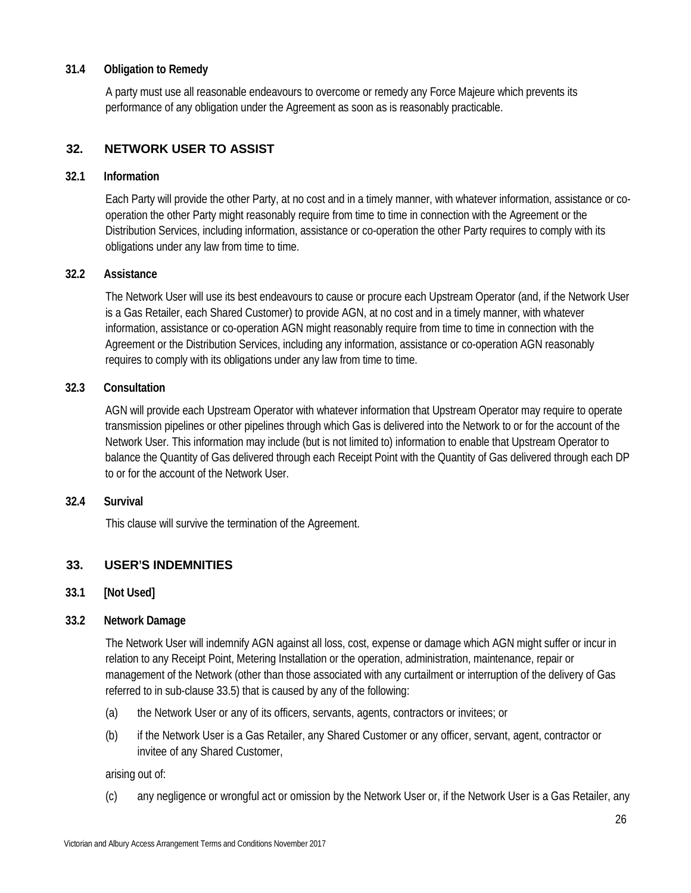### 31.4 Obligation to Remedy

A party must use all reasonable endeavours to overcome or remedy any Force Majeure which prevents its performance of any obligation under the Agreement as soon as is reasonably practicable.

## 32. NETWORK USER TO ASSIST

### 32.1 Information

Each Party will provide the other Party, at no cost and in a timely manner, with whatever information, assistance or co-operation the other Party might reasonably require from time to time in connection with the Agreement or the Distribution Services, including information, assistance or co-operation the other Party requires to comply with its obligations under any law from time to time.

### 32.2 Assistance

The Network User will use its best endeavours to cause or procure each Upstream Operator (and, if the Network User is a Gas Retailer, each Shared Customer) to provide AGN, at no cost and in a timely manner, with whatever information, assistance or co-operation AGN might reasonably require from time to time in connection with the Agreement or the Distribution Services, including any information, assistance or co-operation AGN reasonably requires to comply with its obligations under any law from time to time.

### 32.3 Consultation

AGN will provide each Upstream Operator with whatever information that Upstream Operator may require to operate transmission pipelines or other pipelines through which Gas is delivered into the Network to or for the account of the Network User. This information may include (but is not limited to) information to enable that Upstream Operator to balance the Quantity of Gas delivered through each Receipt Point with the Quantity of Gas delivered through each DP to or for the account of the Network User.

### 32.4 Survival

This clause will survive the termination of the Agreement.

## 33. USER'S INDEMNITIES

### 33.1 [Not Used]

### 33.2 Network Damage

The Network User will indemnify AGN against all loss, cost, expense or damage which AGN might suffer or incur in relation to any Receipt Point, Metering Installation or the operation, administration, maintenance, repair or management of the Network (other than those associated with any curtailment or interruption of the delivery of Gas referred to in sub-clause 33.5) that is caused by any of the following:

(a) the Network User or any of its officers, servants, agents, contractors or invitees; or

(b) if the Network User is a Gas Retailer, any Shared Customer or any officer, servant, agent, contractor or invitee of any Shared Customer,

arising out of:

(c) any negligence or wrongful act or omission by the Network User or, if the Network User is a Gas Retailer, any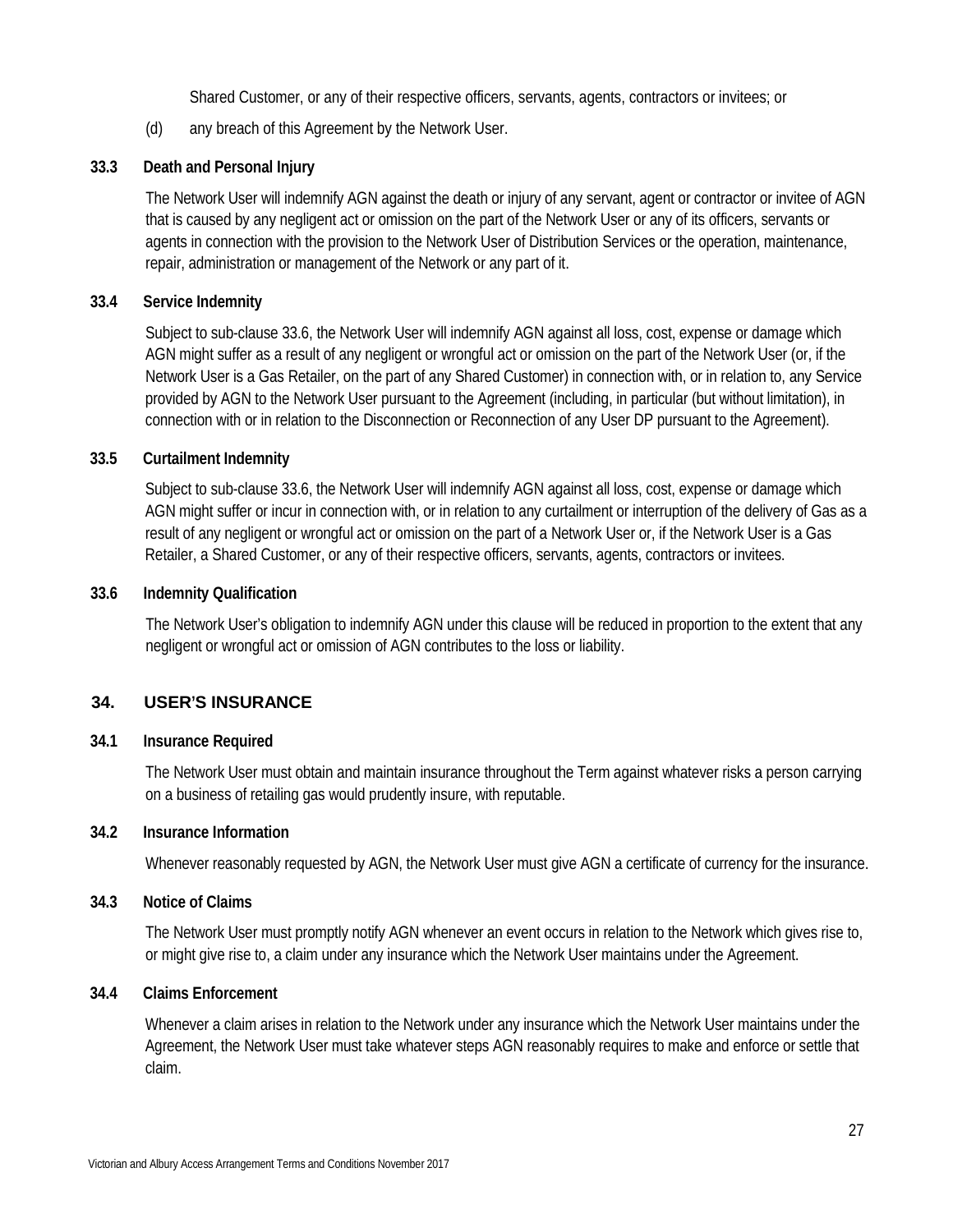Shared Customer, or any of their respective officers, servants, agents, contractors or invitees; or

(d) any breach of this Agreement by the Network User.

### 33.3 Death and Personal Injury

The Network User will indemnify AGN against the death or injury of any servant, agent or contractor or invitee of AGN that is caused by any negligent act or omission on the part of the Network User or any of its officers, servants or agents in connection with the provision to the Network User of Distribution Services or the operation, maintenance, repair, administration or management of the Network or any part of it.

### 33.4 Service Indemnity

Subject to sub-clause 33.6, the Network User will indemnify AGN against all loss, cost, expense or damage which AGN might suffer as a result of any negligent or wrongful act or omission on the part of the Network User (or, if the Network User is a Gas Retailer, on the part of any Shared Customer) in connection with, or in relation to, any Service provided by AGN to the Network User pursuant to the Agreement (including, in particular (but without limitation), in connection with or in relation to the Disconnection or Reconnection of any User DP pursuant to the Agreement).

### 33.5 Curtailment Indemnity

Subject to sub-clause 33.6, the Network User will indemnify AGN against all loss, cost, expense or damage which AGN might suffer or incur in connection with, or in relation to any curtailment or interruption of the delivery of Gas as a result of any negligent or wrongful act or omission on the part of a Network User or, if the Network User is a Gas Retailer, a Shared Customer, or any of their respective officers, servants, agents, contractors or invitees.

### 33.6 Indemnity Qualification

The Network User's obligation to indemnify AGN under this clause will be reduced in proportion to the extent that any negligent or wrongful act or omission of AGN contributes to the loss or liability.

## 34. USER'S INSURANCE

### 34.1 Insurance Required

The Network User must obtain and maintain insurance throughout the Term against whatever risks a person carrying on a business of retailing gas would prudently insure, with reputable.

### 34.2 Insurance Information

Whenever reasonably requested by AGN, the Network User must give AGN a certificate of currency for the insurance.

### 34.3 Notice of Claims

The Network User must promptly notify AGN whenever an event occurs in relation to the Network which gives rise to, or might give rise to, a claim under any insurance which the Network User maintains under the Agreement.

### 34.4 Claims Enforcement

Whenever a claim arises in relation to the Network under any insurance which the Network User maintains under the Agreement, the Network User must take whatever steps AGN reasonably requires to make and enforce or settle that claim.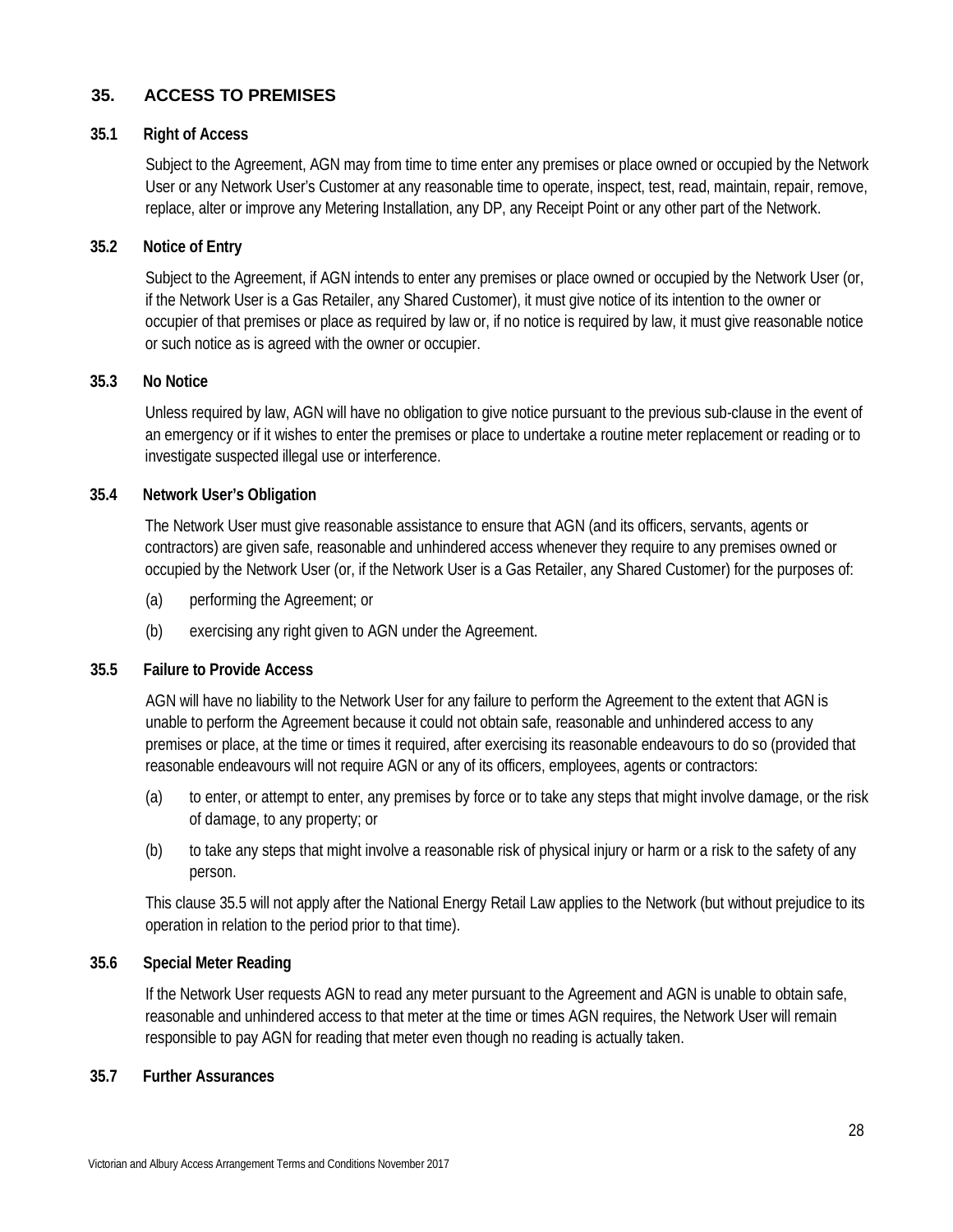## 35. ACCESS TO PREMISES

### 35.1 Right of Access

Subject to the Agreement, AGN may from time to time enter any premises or place owned or occupied by the Network User or any Network User's Customer at any reasonable time to operate, inspect, test, read, maintain, repair, remove, replace, alter or improve any Metering Installation, any DP, any Receipt Point or any other part of the Network.

### 35.2 Notice of Entry

Subject to the Agreement, if AGN intends to enter any premises or place owned or occupied by the Network User (or, if the Network User is a Gas Retailer, any Shared Customer), it must give notice of its intention to the owner or occupier of that premises or place as required by law or, if no notice is required by law, it must give reasonable notice or such notice as is agreed with the owner or occupier.

### 35.3 No Notice

Unless required by law, AGN will have no obligation to give notice pursuant to the previous sub-clause in the event of an emergency or if it wishes to enter the premises or place to undertake a routine meter replacement or reading or to investigate suspected illegal use or interference.

### 35.4 Network User's Obligation

The Network User must give reasonable assistance to ensure that AGN (and its officers, servants, agents or contractors) are given safe, reasonable and unhindered access whenever they require to any premises owned or occupied by the Network User (or, if the Network User is a Gas Retailer, any Shared Customer) for the purposes of:

(a) performing the Agreement; or

(b) exercising any right given to AGN under the Agreement.

### 35.5 Failure to Provide Access

AGN will have no liability to the Network User for any failure to perform the Agreement to the extent that AGN is unable to perform the Agreement because it could not obtain safe, reasonable and unhindered access to any premises or place, at the time or times it required, after exercising its reasonable endeavours to do so (provided that reasonable endeavours will not require AGN or any of its officers, employees, agents or contractors:

(a) to enter, or attempt to enter, any premises by force or to take any steps that might involve damage, or the risk of damage, to any property; or

(b) to take any steps that might involve a reasonable risk of physical injury or harm or a risk to the safety of any person.

This clause 35.5 will not apply after the National Energy Retail Law applies to the Network (but without prejudice to its operation in relation to the period prior to that time).

### 35.6 Special Meter Reading

If the Network User requests AGN to read any meter pursuant to the Agreement and AGN is unable to obtain safe, reasonable and unhindered access to that meter at the time or times AGN requires, the Network User will remain responsible to pay AGN for reading that meter even though no reading is actually taken.

### 35.7 Further Assurances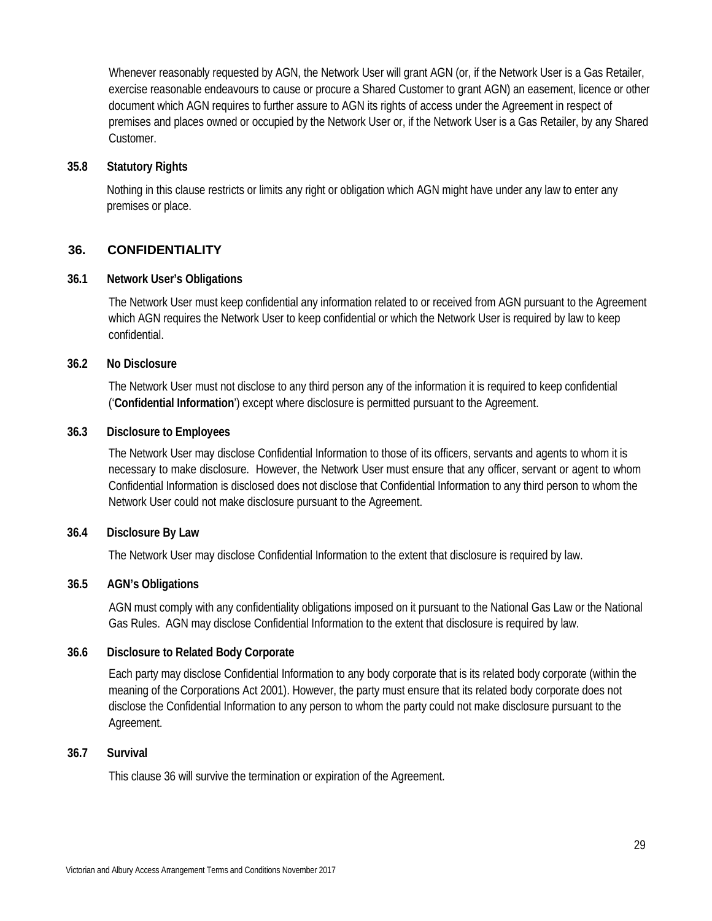Whenever reasonably requested by AGN, the Network User will grant AGN (or, if the Network User is a Gas Retailer, exercise reasonable endeavours to cause or procure a Shared Customer to grant AGN) an easement, licence or other document which AGN requires to further assure to AGN its rights of access under the Agreement in respect of premises and places owned or occupied by the Network User or, if the Network User is a Gas Retailer, by any Shared Customer.

### 35.8 Statutory Rights

Nothing in this clause restricts or limits any right or obligation which AGN might have under any law to enter any premises or place.

## 36. CONFIDENTIALITY

### 36.1 Network User's Obligations

The Network User must keep confidential any information related to or received from AGN pursuant to the Agreement which AGN requires the Network User to keep confidential or which the Network User is required by law to keep confidential.

### 36.2 No Disclosure

The Network User must not disclose to any third person any of the information it is required to keep confidential ('**Confidential Information**') except where disclosure is permitted pursuant to the Agreement.

### 36.3 Disclosure to Employees

The Network User may disclose Confidential Information to those of its officers, servants and agents to whom it is necessary to make disclosure. However, the Network User must ensure that any officer, servant or agent to whom Confidential Information is disclosed does not disclose that Confidential Information to any third person to whom the Network User could not make disclosure pursuant to the Agreement.

### 36.4 Disclosure By Law

The Network User may disclose Confidential Information to the extent that disclosure is required by law.

### 36.5 AGN's Obligations

AGN must comply with any confidentiality obligations imposed on it pursuant to the National Gas Law or the National Gas Rules. AGN may disclose Confidential Information to the extent that disclosure is required by law.

### 36.6 Disclosure to Related Body Corporate

Each party may disclose Confidential Information to any body corporate that is its related body corporate (within the meaning of the Corporations Act 2001). However, the party must ensure that its related body corporate does not disclose the Confidential Information to any person to whom the party could not make disclosure pursuant to the Agreement.

### 36.7 Survival

This clause 36 will survive the termination or expiration of the Agreement.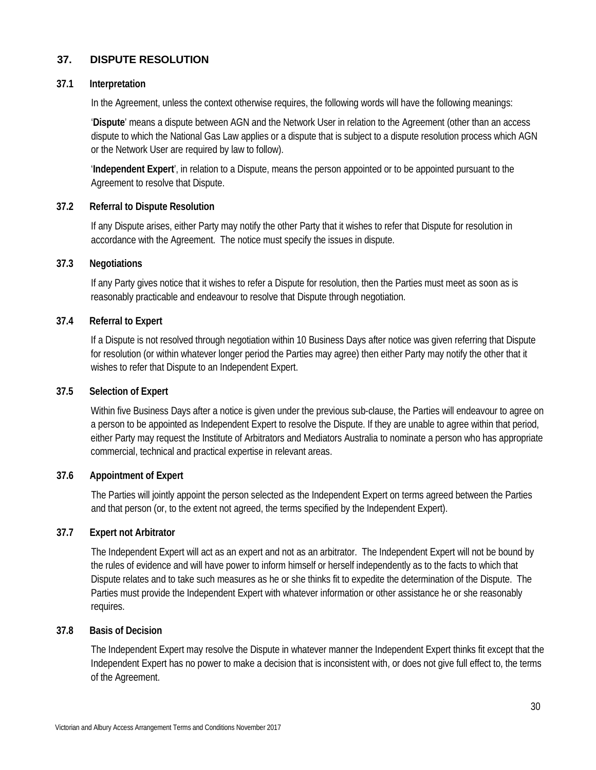## 37. DISPUTE RESOLUTION

### 37.1 Interpretation

In the Agreement, unless the context otherwise requires, the following words will have the following meanings:

'**Dispute**' means a dispute between AGN and the Network User in relation to the Agreement (other than an access dispute to which the National Gas Law applies or a dispute that is subject to a dispute resolution process which AGN or the Network User are required by law to follow).

'**Independent Expert**', in relation to a Dispute, means the person appointed or to be appointed pursuant to the Agreement to resolve that Dispute.

### 37.2 Referral to Dispute Resolution

If any Dispute arises, either Party may notify the other Party that it wishes to refer that Dispute for resolution in accordance with the Agreement. The notice must specify the issues in dispute.

### 37.3 Negotiations

If any Party gives notice that it wishes to refer a Dispute for resolution, then the Parties must meet as soon as is reasonably practicable and endeavour to resolve that Dispute through negotiation.

### 37.4 Referral to Expert

If a Dispute is not resolved through negotiation within 10 Business Days after notice was given referring that Dispute for resolution (or within whatever longer period the Parties may agree) then either Party may notify the other that it wishes to refer that Dispute to an Independent Expert.

### 37.5 Selection of Expert

Within five Business Days after a notice is given under the previous sub-clause, the Parties will endeavour to agree on a person to be appointed as Independent Expert to resolve the Dispute. If they are unable to agree within that period, either Party may request the Institute of Arbitrators and Mediators Australia to nominate a person who has appropriate commercial, technical and practical expertise in relevant areas.

### 37.6 Appointment of Expert

The Parties will jointly appoint the person selected as the Independent Expert on terms agreed between the Parties and that person (or, to the extent not agreed, the terms specified by the Independent Expert).

### 37.7 Expert not Arbitrator

The Independent Expert will act as an expert and not as an arbitrator. The Independent Expert will not be bound by the rules of evidence and will have power to inform himself or herself independently as to the facts to which that Dispute relates and to take such measures as he or she thinks fit to expedite the determination of the Dispute. The Parties must provide the Independent Expert with whatever information or other assistance he or she reasonably requires.

### 37.8 Basis of Decision

The Independent Expert may resolve the Dispute in whatever manner the Independent Expert thinks fit except that the Independent Expert has no power to make a decision that is inconsistent with, or does not give full effect to, the terms of the Agreement.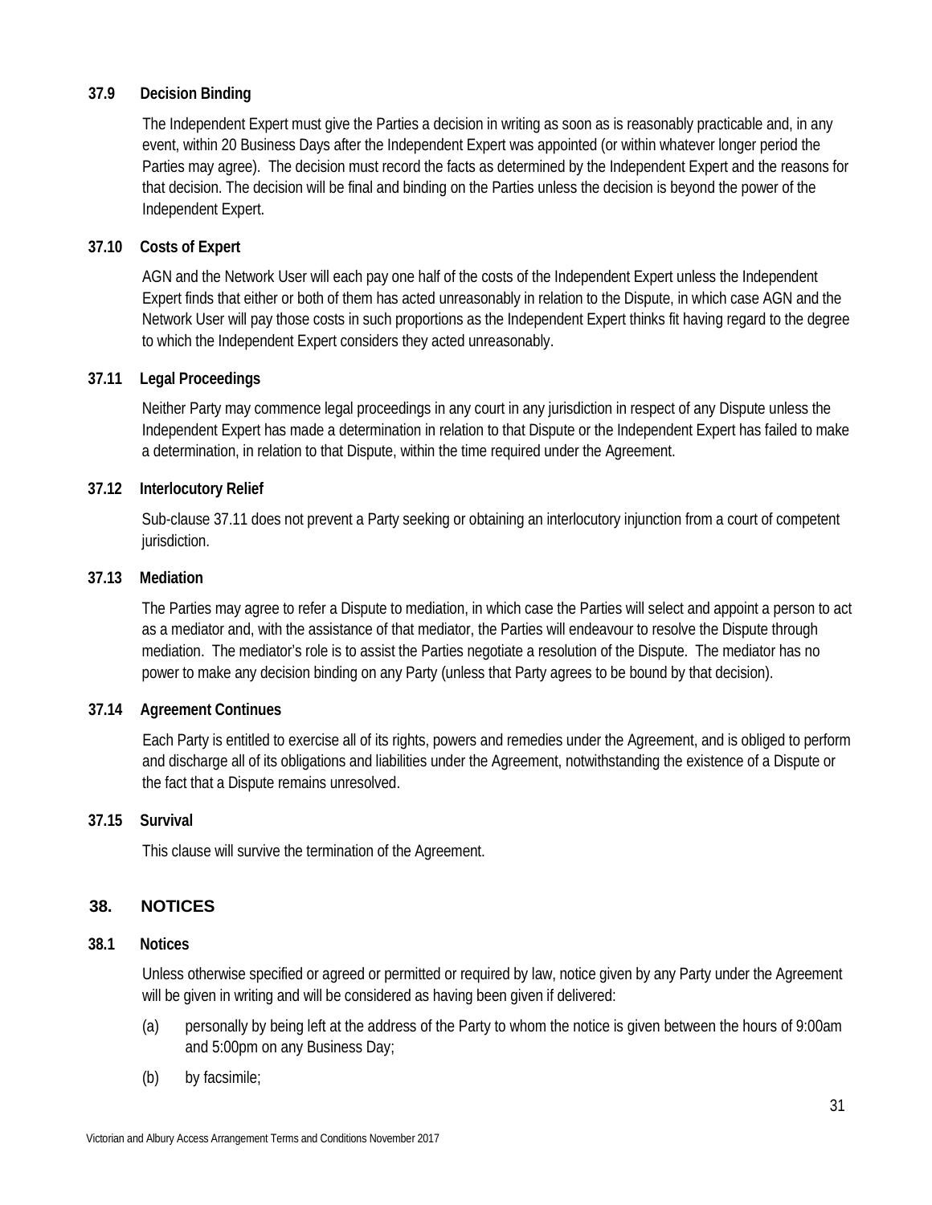### 37.9 Decision Binding

The Independent Expert must give the Parties a decision in writing as soon as is reasonably practicable and, in any event, within 20 Business Days after the Independent Expert was appointed (or within whatever longer period the Parties may agree). The decision must record the facts as determined by the Independent Expert and the reasons for that decision. The decision will be final and binding on the Parties unless the decision is beyond the power of the Independent Expert.

### 37.10 Costs of Expert

AGN and the Network User will each pay one half of the costs of the Independent Expert unless the Independent Expert finds that either or both of them has acted unreasonably in relation to the Dispute, in which case AGN and the Network User will pay those costs in such proportions as the Independent Expert thinks fit having regard to the degree to which the Independent Expert considers they acted unreasonably.

### 37.11 Legal Proceedings

Neither Party may commence legal proceedings in any court in any jurisdiction in respect of any Dispute unless the Independent Expert has made a determination in relation to that Dispute or the Independent Expert has failed to make a determination, in relation to that Dispute, within the time required under the Agreement.

### 37.12 Interlocutory Relief

Sub-clause 37.11 does not prevent a Party seeking or obtaining an interlocutory injunction from a court of competent jurisdiction.

### 37.13 Mediation

The Parties may agree to refer a Dispute to mediation, in which case the Parties will select and appoint a person to act as a mediator and, with the assistance of that mediator, the Parties will endeavour to resolve the Dispute through mediation. The mediator's role is to assist the Parties negotiate a resolution of the Dispute. The mediator has no power to make any decision binding on any Party (unless that Party agrees to be bound by that decision).

### 37.14 Agreement Continues

Each Party is entitled to exercise all of its rights, powers and remedies under the Agreement, and is obliged to perform and discharge all of its obligations and liabilities under the Agreement, notwithstanding the existence of a Dispute or the fact that a Dispute remains unresolved.

### 37.15 Survival

This clause will survive the termination of the Agreement.

## 38. NOTICES

### 38.1 Notices

Unless otherwise specified or agreed or permitted or required by law, notice given by any Party under the Agreement will be given in writing and will be considered as having been given if delivered:

(a) personally by being left at the address of the Party to whom the notice is given between the hours of 9:00am and 5:00pm on any Business Day;

(b) by facsimile;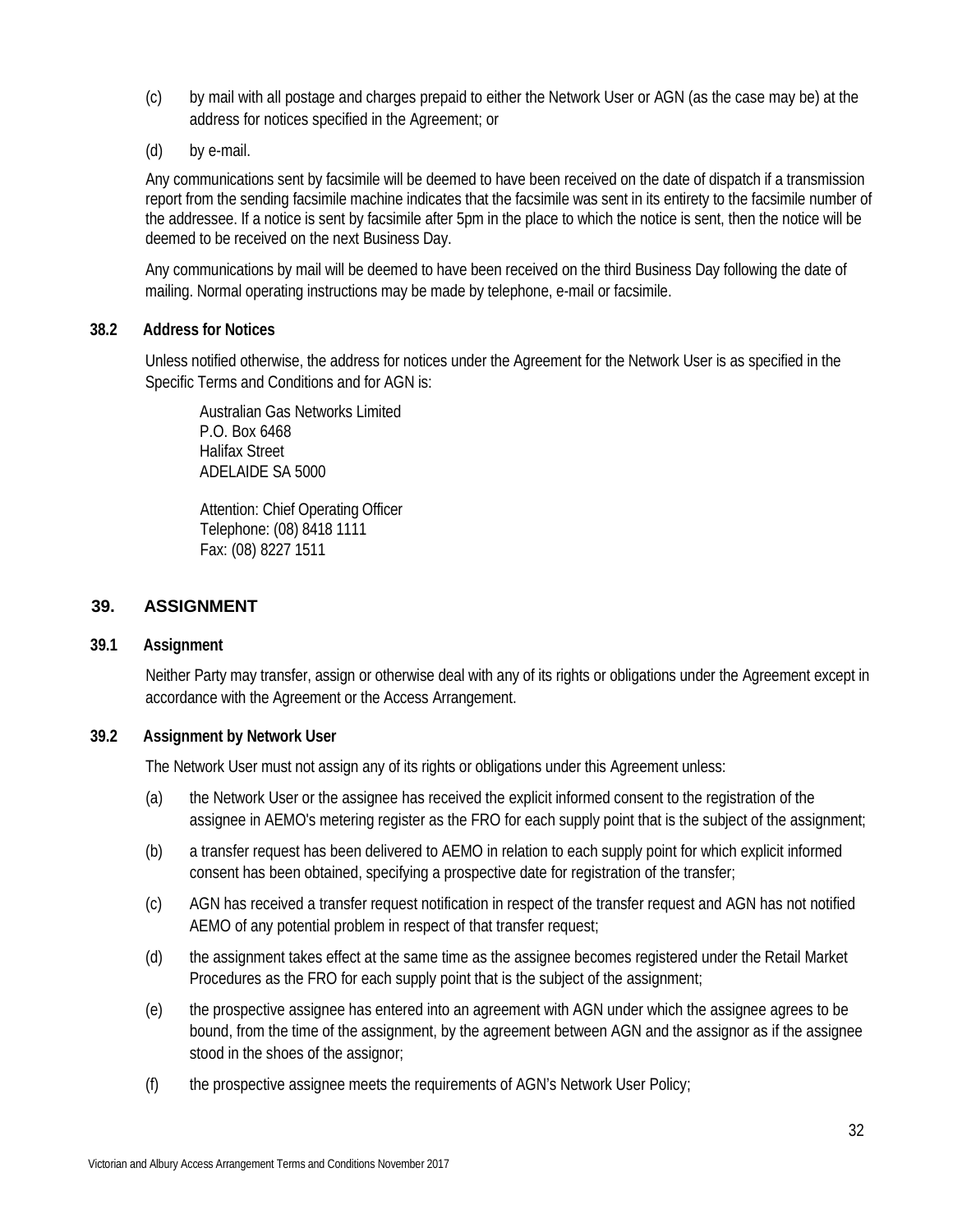(c) by mail with all postage and charges prepaid to either the Network User or AGN (as the case may be) at the address for notices specified in the Agreement; or

(d) by e-mail.

Any communications sent by facsimile will be deemed to have been received on the date of dispatch if a transmission report from the sending facsimile machine indicates that the facsimile was sent in its entirety to the facsimile number of the addressee. If a notice is sent by facsimile after 5pm in the place to which the notice is sent, then the notice will be deemed to be received on the next Business Day.

Any communications by mail will be deemed to have been received on the third Business Day following the date of mailing. Normal operating instructions may be made by telephone, e-mail or facsimile.

### 38.2 Address for Notices

Unless notified otherwise, the address for notices under the Agreement for the Network User is as specified in the Specific Terms and Conditions and for AGN is:

Australian Gas Networks Limited
P.O. Box 6468
Halifax Street
ADELAIDE SA 5000

Attention: Chief Operating Officer
Telephone: (08) 8418 1111
Fax: (08) 8227 1511

## 39. ASSIGNMENT

### 39.1 Assignment

Neither Party may transfer, assign or otherwise deal with any of its rights or obligations under the Agreement except in accordance with the Agreement or the Access Arrangement.

### 39.2 Assignment by Network User

The Network User must not assign any of its rights or obligations under this Agreement unless:

(a) the Network User or the assignee has received the explicit informed consent to the registration of the assignee in AEMO's metering register as the FRO for each supply point that is the subject of the assignment;

(b) a transfer request has been delivered to AEMO in relation to each supply point for which explicit informed consent has been obtained, specifying a prospective date for registration of the transfer;

(c) AGN has received a transfer request notification in respect of the transfer request and AGN has not notified AEMO of any potential problem in respect of that transfer request;

(d) the assignment takes effect at the same time as the assignee becomes registered under the Retail Market Procedures as the FRO for each supply point that is the subject of the assignment;

(e) the prospective assignee has entered into an agreement with AGN under which the assignee agrees to be bound, from the time of the assignment, by the agreement between AGN and the assignor as if the assignee stood in the shoes of the assignor;

(f) the prospective assignee meets the requirements of AGN's Network User Policy;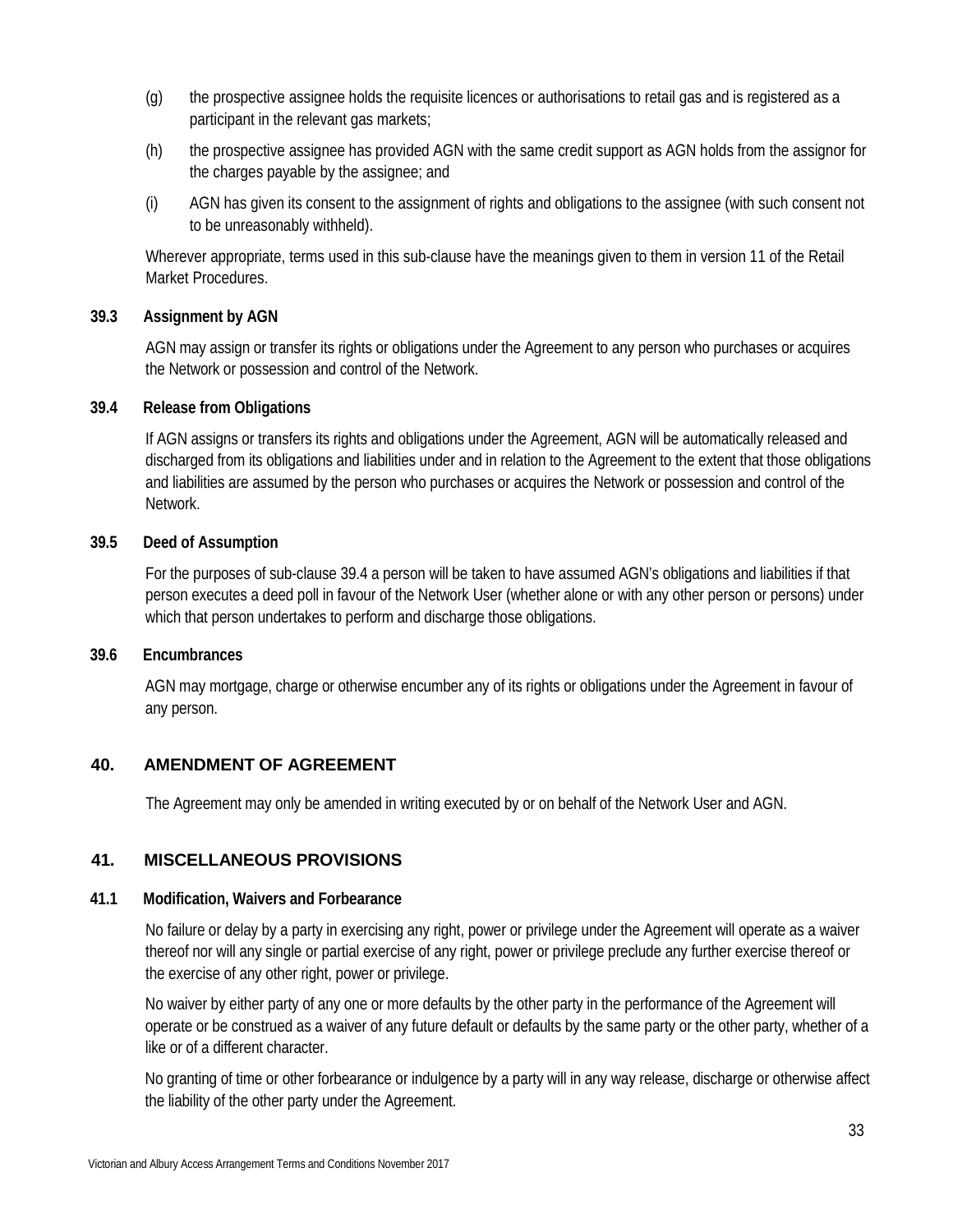(g) the prospective assignee holds the requisite licences or authorisations to retail gas and is registered as a participant in the relevant gas markets;

(h) the prospective assignee has provided AGN with the same credit support as AGN holds from the assignor for the charges payable by the assignee; and

(i) AGN has given its consent to the assignment of rights and obligations to the assignee (with such consent not to be unreasonably withheld).

Wherever appropriate, terms used in this sub-clause have the meanings given to them in version 11 of the Retail Market Procedures.

**39.3 Assignment by AGN**

AGN may assign or transfer its rights or obligations under the Agreement to any person who purchases or acquires the Network or possession and control of the Network.

**39.4 Release from Obligations**

If AGN assigns or transfers its rights and obligations under the Agreement, AGN will be automatically released and discharged from its obligations and liabilities under and in relation to the Agreement to the extent that those obligations and liabilities are assumed by the person who purchases or acquires the Network or possession and control of the Network.

**39.5 Deed of Assumption**

For the purposes of sub-clause 39.4 a person will be taken to have assumed AGN's obligations and liabilities if that person executes a deed poll in favour of the Network User (whether alone or with any other person or persons) under which that person undertakes to perform and discharge those obligations.

**39.6 Encumbrances**

AGN may mortgage, charge or otherwise encumber any of its rights or obligations under the Agreement in favour of any person.

## 40. AMENDMENT OF AGREEMENT

The Agreement may only be amended in writing executed by or on behalf of the Network User and AGN.

## 41. MISCELLANEOUS PROVISIONS

**41.1 Modification, Waivers and Forbearance**

No failure or delay by a party in exercising any right, power or privilege under the Agreement will operate as a waiver thereof nor will any single or partial exercise of any right, power or privilege preclude any further exercise thereof or the exercise of any other right, power or privilege.

No waiver by either party of any one or more defaults by the other party in the performance of the Agreement will operate or be construed as a waiver of any future default or defaults by the same party or the other party, whether of a like or of a different character.

No granting of time or other forbearance or indulgence by a party will in any way release, discharge or otherwise affect the liability of the other party under the Agreement.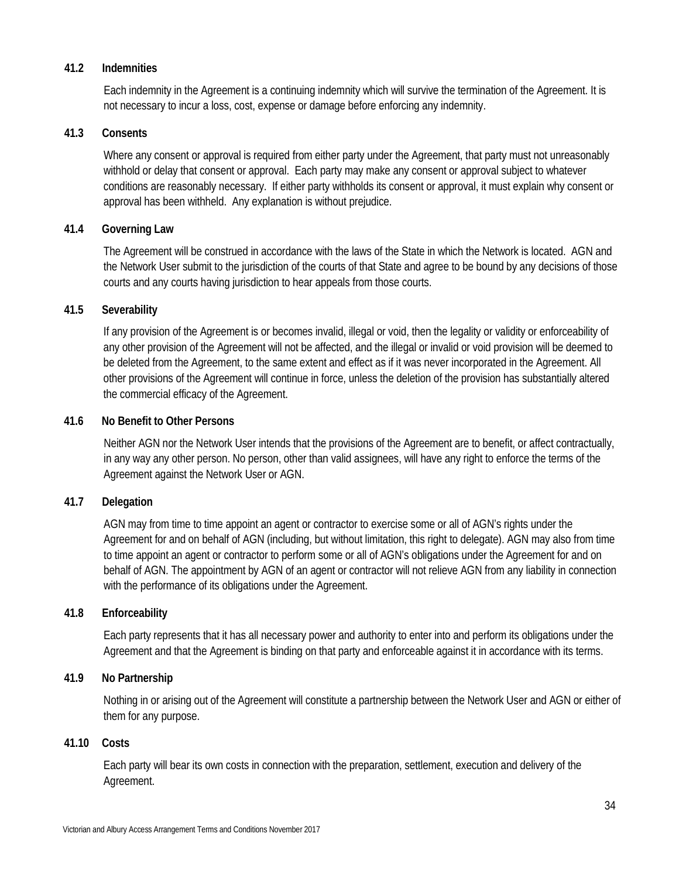### 41.2 Indemnities

Each indemnity in the Agreement is a continuing indemnity which will survive the termination of the Agreement. It is not necessary to incur a loss, cost, expense or damage before enforcing any indemnity.

### 41.3 Consents

Where any consent or approval is required from either party under the Agreement, that party must not unreasonably withhold or delay that consent or approval. Each party may make any consent or approval subject to whatever conditions are reasonably necessary. If either party withholds its consent or approval, it must explain why consent or approval has been withheld. Any explanation is without prejudice.

### 41.4 Governing Law

The Agreement will be construed in accordance with the laws of the State in which the Network is located. AGN and the Network User submit to the jurisdiction of the courts of that State and agree to be bound by any decisions of those courts and any courts having jurisdiction to hear appeals from those courts.

### 41.5 Severability

If any provision of the Agreement is or becomes invalid, illegal or void, then the legality or validity or enforceability of any other provision of the Agreement will not be affected, and the illegal or invalid or void provision will be deemed to be deleted from the Agreement, to the same extent and effect as if it was never incorporated in the Agreement. All other provisions of the Agreement will continue in force, unless the deletion of the provision has substantially altered the commercial efficacy of the Agreement.

### 41.6 No Benefit to Other Persons

Neither AGN nor the Network User intends that the provisions of the Agreement are to benefit, or affect contractually, in any way any other person. No person, other than valid assignees, will have any right to enforce the terms of the Agreement against the Network User or AGN.

### 41.7 Delegation

AGN may from time to time appoint an agent or contractor to exercise some or all of AGN's rights under the Agreement for and on behalf of AGN (including, but without limitation, this right to delegate). AGN may also from time to time appoint an agent or contractor to perform some or all of AGN's obligations under the Agreement for and on behalf of AGN. The appointment by AGN of an agent or contractor will not relieve AGN from any liability in connection with the performance of its obligations under the Agreement.

### 41.8 Enforceability

Each party represents that it has all necessary power and authority to enter into and perform its obligations under the Agreement and that the Agreement is binding on that party and enforceable against it in accordance with its terms.

### 41.9 No Partnership

Nothing in or arising out of the Agreement will constitute a partnership between the Network User and AGN or either of them for any purpose.

### 41.10 Costs

Each party will bear its own costs in connection with the preparation, settlement, execution and delivery of the Agreement.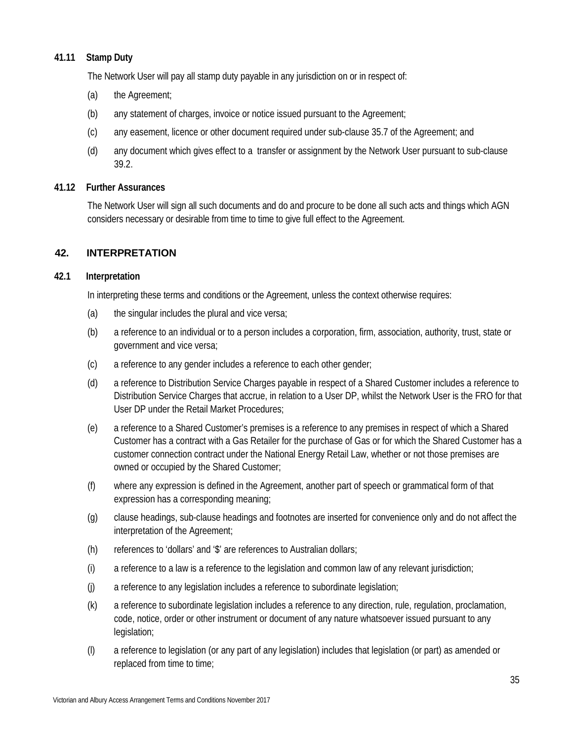### 41.11 Stamp Duty

The Network User will pay all stamp duty payable in any jurisdiction on or in respect of:

(a) the Agreement;

(b) any statement of charges, invoice or notice issued pursuant to the Agreement;

(c) any easement, licence or other document required under sub-clause 35.7 of the Agreement; and

(d) any document which gives effect to a transfer or assignment by the Network User pursuant to sub-clause 39.2.

### 41.12 Further Assurances

The Network User will sign all such documents and do and procure to be done all such acts and things which AGN considers necessary or desirable from time to time to give full effect to the Agreement.

## 42. INTERPRETATION

### 42.1 Interpretation

In interpreting these terms and conditions or the Agreement, unless the context otherwise requires:

(a) the singular includes the plural and vice versa;

(b) a reference to an individual or to a person includes a corporation, firm, association, authority, trust, state or government and vice versa;

(c) a reference to any gender includes a reference to each other gender;

(d) a reference to Distribution Service Charges payable in respect of a Shared Customer includes a reference to Distribution Service Charges that accrue, in relation to a User DP, whilst the Network User is the FRO for that User DP under the Retail Market Procedures;

(e) a reference to a Shared Customer's premises is a reference to any premises in respect of which a Shared Customer has a contract with a Gas Retailer for the purchase of Gas or for which the Shared Customer has a customer connection contract under the National Energy Retail Law, whether or not those premises are owned or occupied by the Shared Customer;

(f) where any expression is defined in the Agreement, another part of speech or grammatical form of that expression has a corresponding meaning;

(g) clause headings, sub-clause headings and footnotes are inserted for convenience only and do not affect the interpretation of the Agreement;

(h) references to 'dollars' and '$' are references to Australian dollars;

(i) a reference to a law is a reference to the legislation and common law of any relevant jurisdiction;

(j) a reference to any legislation includes a reference to subordinate legislation;

(k) a reference to subordinate legislation includes a reference to any direction, rule, regulation, proclamation, code, notice, order or other instrument or document of any nature whatsoever issued pursuant to any legislation;

(l) a reference to legislation (or any part of any legislation) includes that legislation (or part) as amended or replaced from time to time;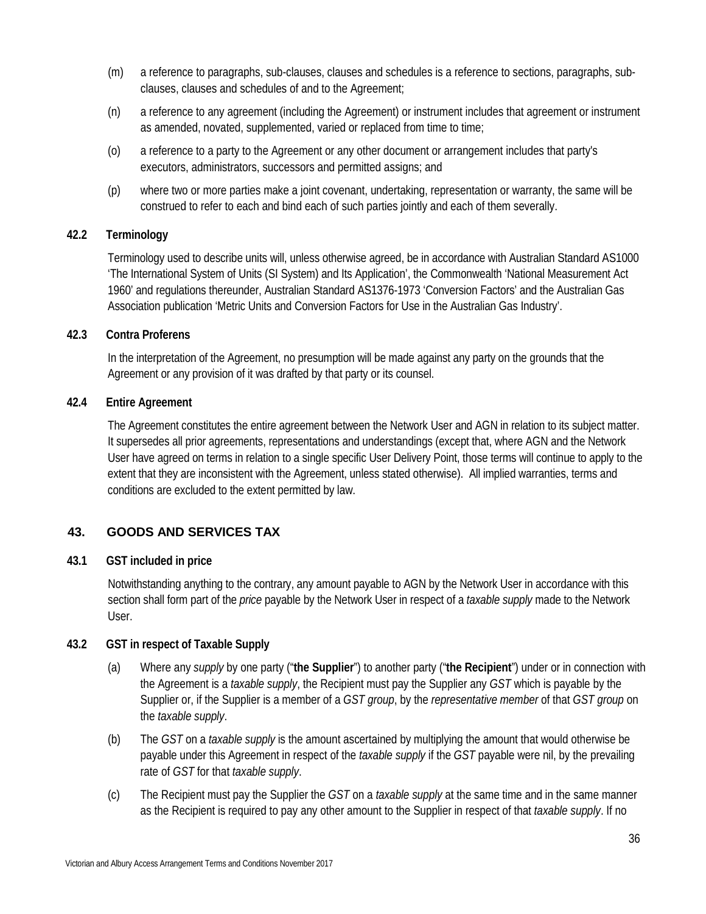(m) a reference to paragraphs, sub-clauses, clauses and schedules is a reference to sections, paragraphs, sub-clauses, clauses and schedules of and to the Agreement;

(n) a reference to any agreement (including the Agreement) or instrument includes that agreement or instrument as amended, novated, supplemented, varied or replaced from time to time;

(o) a reference to a party to the Agreement or any other document or arrangement includes that party's executors, administrators, successors and permitted assigns; and

(p) where two or more parties make a joint covenant, undertaking, representation or warranty, the same will be construed to refer to each and bind each of such parties jointly and each of them severally.

### 42.2 Terminology

Terminology used to describe units will, unless otherwise agreed, be in accordance with Australian Standard AS1000 'The International System of Units (SI System) and Its Application', the Commonwealth 'National Measurement Act 1960' and regulations thereunder, Australian Standard AS1376-1973 'Conversion Factors' and the Australian Gas Association publication 'Metric Units and Conversion Factors for Use in the Australian Gas Industry'.

### 42.3 Contra Proferens

In the interpretation of the Agreement, no presumption will be made against any party on the grounds that the Agreement or any provision of it was drafted by that party or its counsel.

### 42.4 Entire Agreement

The Agreement constitutes the entire agreement between the Network User and AGN in relation to its subject matter. It supersedes all prior agreements, representations and understandings (except that, where AGN and the Network User have agreed on terms in relation to a single specific User Delivery Point, those terms will continue to apply to the extent that they are inconsistent with the Agreement, unless stated otherwise). All implied warranties, terms and conditions are excluded to the extent permitted by law.

## 43. GOODS AND SERVICES TAX

### 43.1 GST included in price

Notwithstanding anything to the contrary, any amount payable to AGN by the Network User in accordance with this section shall form part of the *price* payable by the Network User in respect of a *taxable supply* made to the Network User.

### 43.2 GST in respect of Taxable Supply

(a) Where any *supply* by one party ("**the Supplier**") to another party ("**the Recipient**") under or in connection with the Agreement is a *taxable supply*, the Recipient must pay the Supplier any *GST* which is payable by the Supplier or, if the Supplier is a member of a *GST group*, by the *representative member* of that *GST group* on the *taxable supply*.

(b) The *GST* on a *taxable supply* is the amount ascertained by multiplying the amount that would otherwise be payable under this Agreement in respect of the *taxable supply* if the *GST* payable were nil, by the prevailing rate of *GST* for that *taxable supply*.

(c) The Recipient must pay the Supplier the *GST* on a *taxable supply* at the same time and in the same manner as the Recipient is required to pay any other amount to the Supplier in respect of that *taxable supply*. If no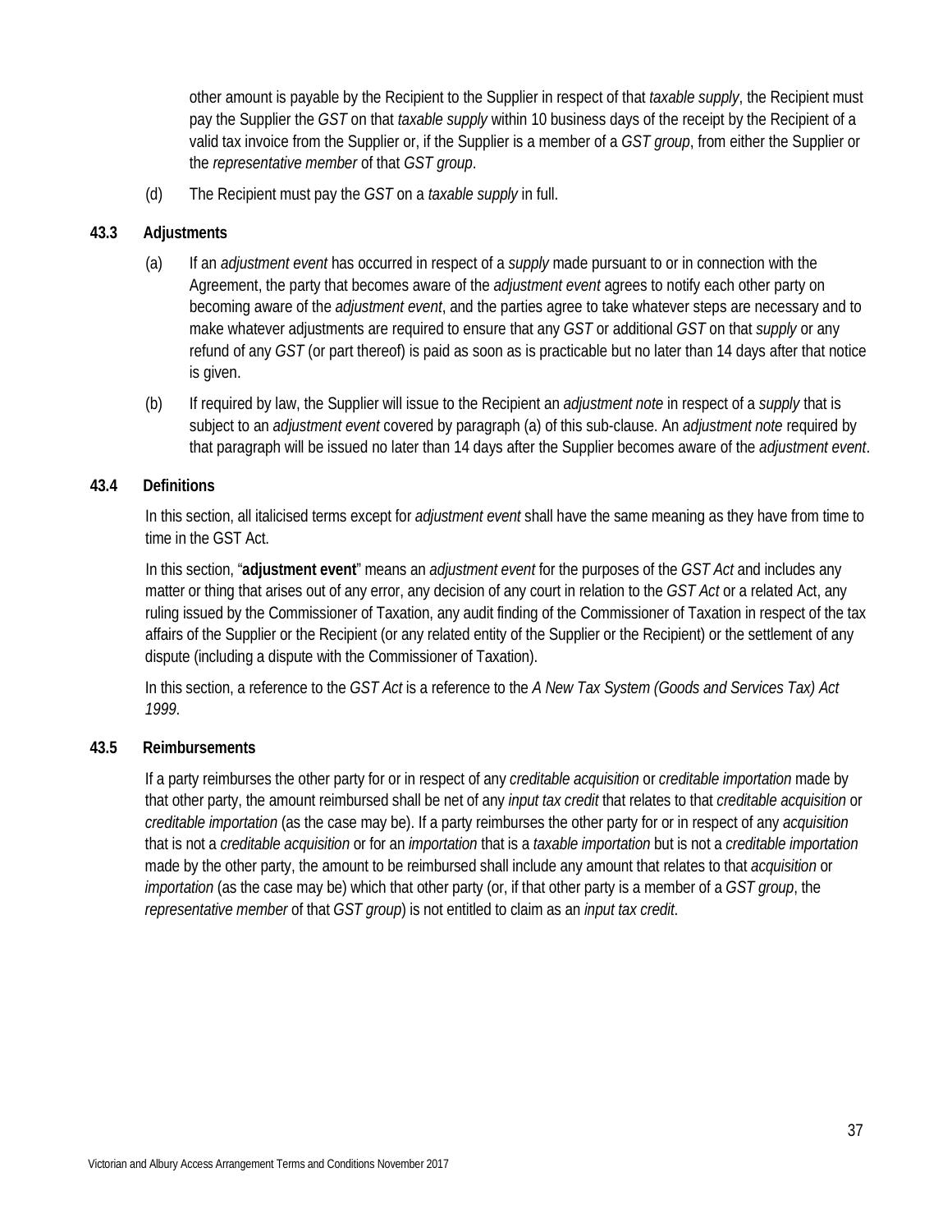other amount is payable by the Recipient to the Supplier in respect of that *taxable supply*, the Recipient must pay the Supplier the *GST* on that *taxable supply* within 10 business days of the receipt by the Recipient of a valid tax invoice from the Supplier or, if the Supplier is a member of a *GST group*, from either the Supplier or the *representative member* of that *GST group*.

(d) The Recipient must pay the *GST* on a *taxable supply* in full.

### 43.3 Adjustments

(a) If an *adjustment event* has occurred in respect of a *supply* made pursuant to or in connection with the Agreement, the party that becomes aware of the *adjustment event* agrees to notify each other party on becoming aware of the *adjustment event*, and the parties agree to take whatever steps are necessary and to make whatever adjustments are required to ensure that any *GST* or additional *GST* on that *supply* or any refund of any *GST* (or part thereof) is paid as soon as is practicable but no later than 14 days after that notice is given.

(b) If required by law, the Supplier will issue to the Recipient an *adjustment note* in respect of a *supply* that is subject to an *adjustment event* covered by paragraph (a) of this sub-clause. An *adjustment note* required by that paragraph will be issued no later than 14 days after the Supplier becomes aware of the *adjustment event*.

### 43.4 Definitions

In this section, all italicised terms except for *adjustment event* shall have the same meaning as they have from time to time in the GST Act.

In this section, "**adjustment event**" means an *adjustment event* for the purposes of the *GST Act* and includes any matter or thing that arises out of any error, any decision of any court in relation to the *GST Act* or a related Act, any ruling issued by the Commissioner of Taxation, any audit finding of the Commissioner of Taxation in respect of the tax affairs of the Supplier or the Recipient (or any related entity of the Supplier or the Recipient) or the settlement of any dispute (including a dispute with the Commissioner of Taxation).

In this section, a reference to the *GST Act* is a reference to the *A New Tax System (Goods and Services Tax) Act 1999*.

### 43.5 Reimbursements

If a party reimburses the other party for or in respect of any *creditable acquisition* or *creditable importation* made by that other party, the amount reimbursed shall be net of any *input tax credit* that relates to that *creditable acquisition* or *creditable importation* (as the case may be). If a party reimburses the other party for or in respect of any *acquisition* that is not a *creditable acquisition* or for an *importation* that is a *taxable importation* but is not a *creditable importation* made by the other party, the amount to be reimbursed shall include any amount that relates to that *acquisition* or *importation* (as the case may be) which that other party (or, if that other party is a member of a *GST group*, the *representative member* of that *GST group*) is not entitled to claim as an *input tax credit*.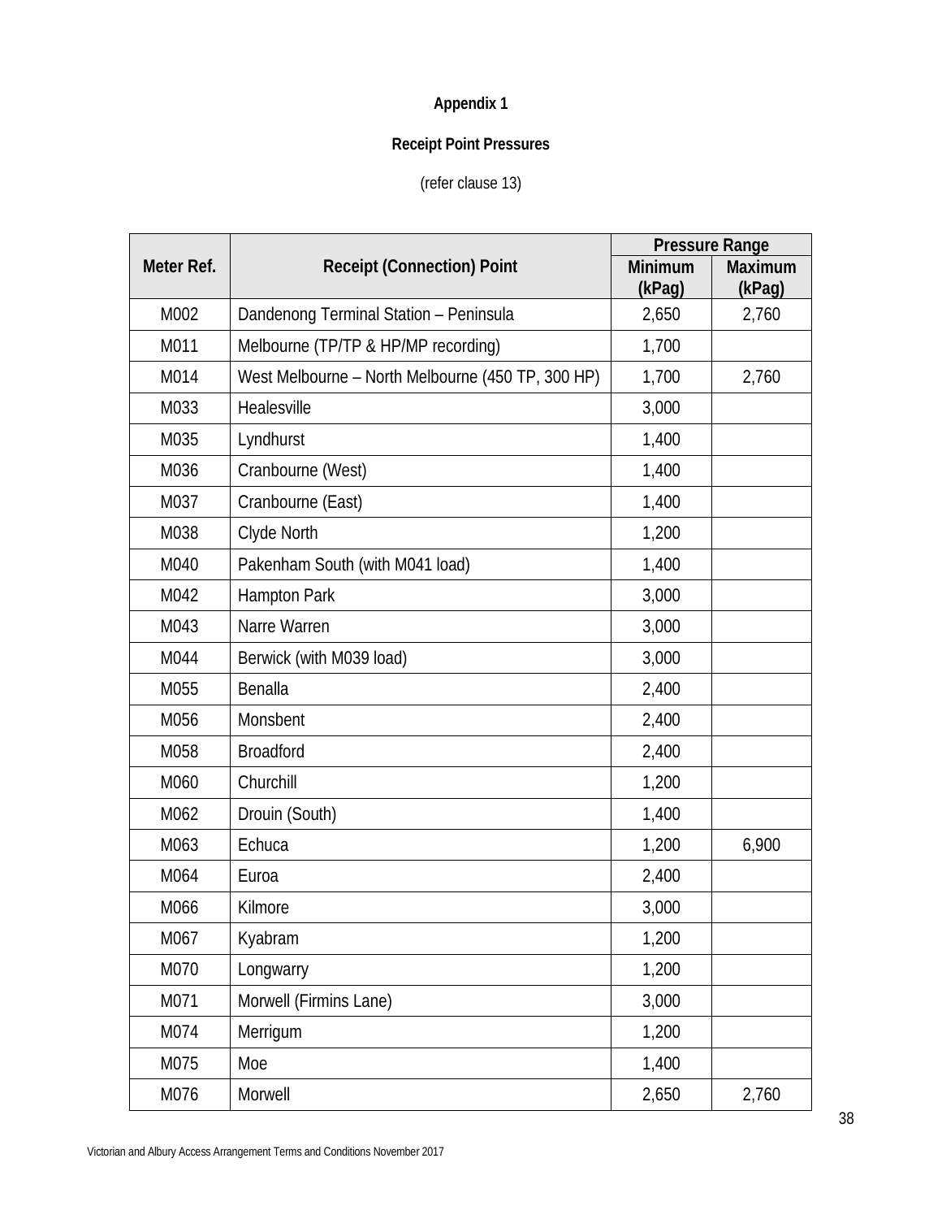**Appendix 1**

**Receipt Point Pressures**

(refer clause 13)

| Meter Ref. | Receipt (Connection) Point | Pressure Range | |
|---|---|---|---|
| | | Minimum (kPag) | Maximum (kPag) |
| M002 | Dandenong Terminal Station – Peninsula | 2,650 | 2,760 |
| M011 | Melbourne (TP/TP & HP/MP recording) | 1,700 | |
| M014 | West Melbourne – North Melbourne (450 TP, 300 HP) | 1,700 | 2,760 |
| M033 | Healesville | 3,000 | |
| M035 | Lyndhurst | 1,400 | |
| M036 | Cranbourne (West) | 1,400 | |
| M037 | Cranbourne (East) | 1,400 | |
| M038 | Clyde North | 1,200 | |
| M040 | Pakenham South (with M041 load) | 1,400 | |
| M042 | Hampton Park | 3,000 | |
| M043 | Narre Warren | 3,000 | |
| M044 | Berwick (with M039 load) | 3,000 | |
| M055 | Benalla | 2,400 | |
| M056 | Monsbent | 2,400 | |
| M058 | Broadford | 2,400 | |
| M060 | Churchill | 1,200 | |
| M062 | Drouin (South) | 1,400 | |
| M063 | Echuca | 1,200 | 6,900 |
| M064 | Euroa | 2,400 | |
| M066 | Kilmore | 3,000 | |
| M067 | Kyabram | 1,200 | |
| M070 | Longwarry | 1,200 | |
| M071 | Morwell (Firmins Lane) | 3,000 | |
| M074 | Merrigum | 1,200 | |
| M075 | Moe | 1,400 | |
| M076 | Morwell | 2,650 | 2,760 |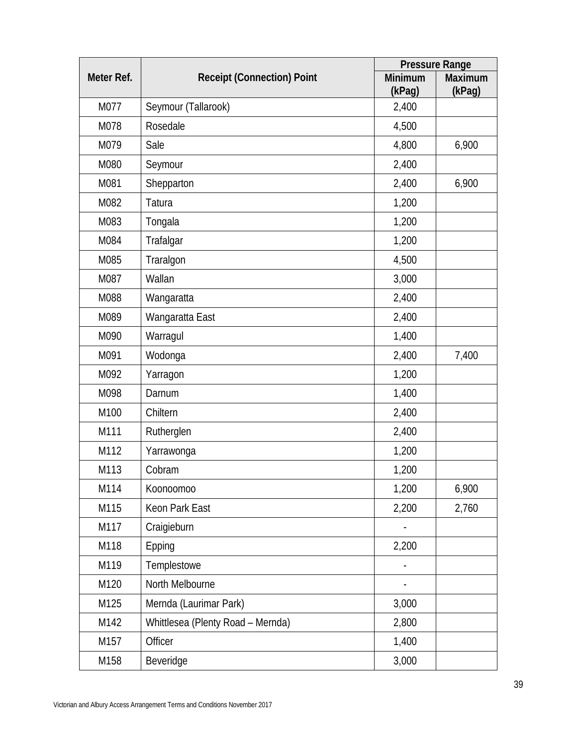| Meter Ref. | Receipt (Connection) Point | Pressure Range | |
|---|---|---|---|
| | | Minimum (kPag) | Maximum (kPag) |
| M077 | Seymour (Tallarook) | 2,400 | |
| M078 | Rosedale | 4,500 | |
| M079 | Sale | 4,800 | 6,900 |
| M080 | Seymour | 2,400 | |
| M081 | Shepparton | 2,400 | 6,900 |
| M082 | Tatura | 1,200 | |
| M083 | Tongala | 1,200 | |
| M084 | Trafalgar | 1,200 | |
| M085 | Traralgon | 4,500 | |
| M087 | Wallan | 3,000 | |
| M088 | Wangaratta | 2,400 | |
| M089 | Wangaratta East | 2,400 | |
| M090 | Warragul | 1,400 | |
| M091 | Wodonga | 2,400 | 7,400 |
| M092 | Yarragon | 1,200 | |
| M098 | Darnum | 1,400 | |
| M100 | Chiltern | 2,400 | |
| M111 | Rutherglen | 2,400 | |
| M112 | Yarrawonga | 1,200 | |
| M113 | Cobram | 1,200 | |
| M114 | Koonoomoo | 1,200 | 6,900 |
| M115 | Keon Park East | 2,200 | 2,760 |
| M117 | Craigieburn | - | |
| M118 | Epping | 2,200 | |
| M119 | Templestowe | - | |
| M120 | North Melbourne | - | |
| M125 | Mernda (Laurimar Park) | 3,000 | |
| M142 | Whittlesea (Plenty Road – Mernda) | 2,800 | |
| M157 | Officer | 1,400 | |
| M158 | Beveridge | 3,000 | |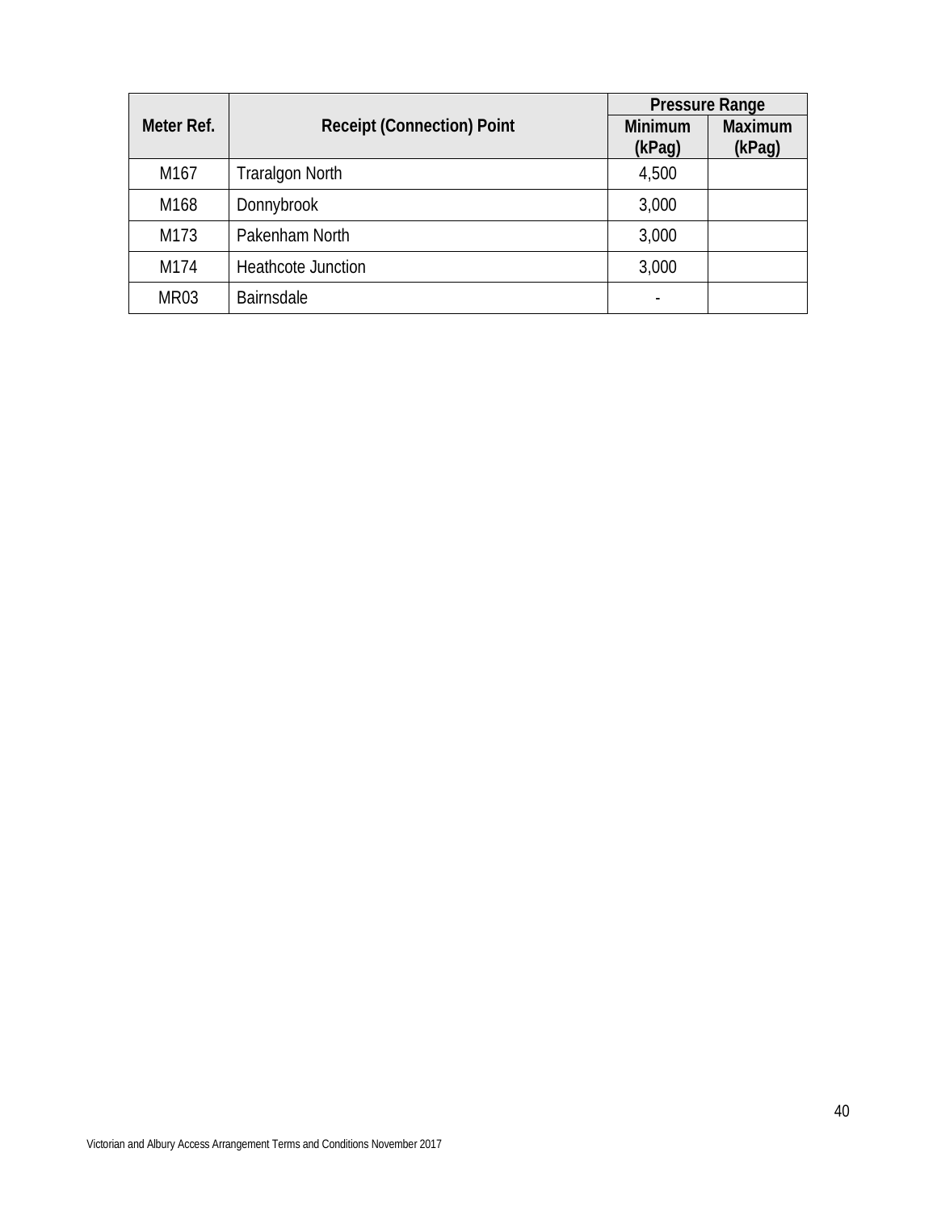| Meter Ref. | Receipt (Connection) Point | Pressure Range | |
|---|---|---|---|
| | | Minimum (kPag) | Maximum (kPag) |
| M167 | Traralgon North | 4,500 | |
| M168 | Donnybrook | 3,000 | |
| M173 | Pakenham North | 3,000 | |
| M174 | Heathcote Junction | 3,000 | |
| MR03 | Bairnsdale | - | |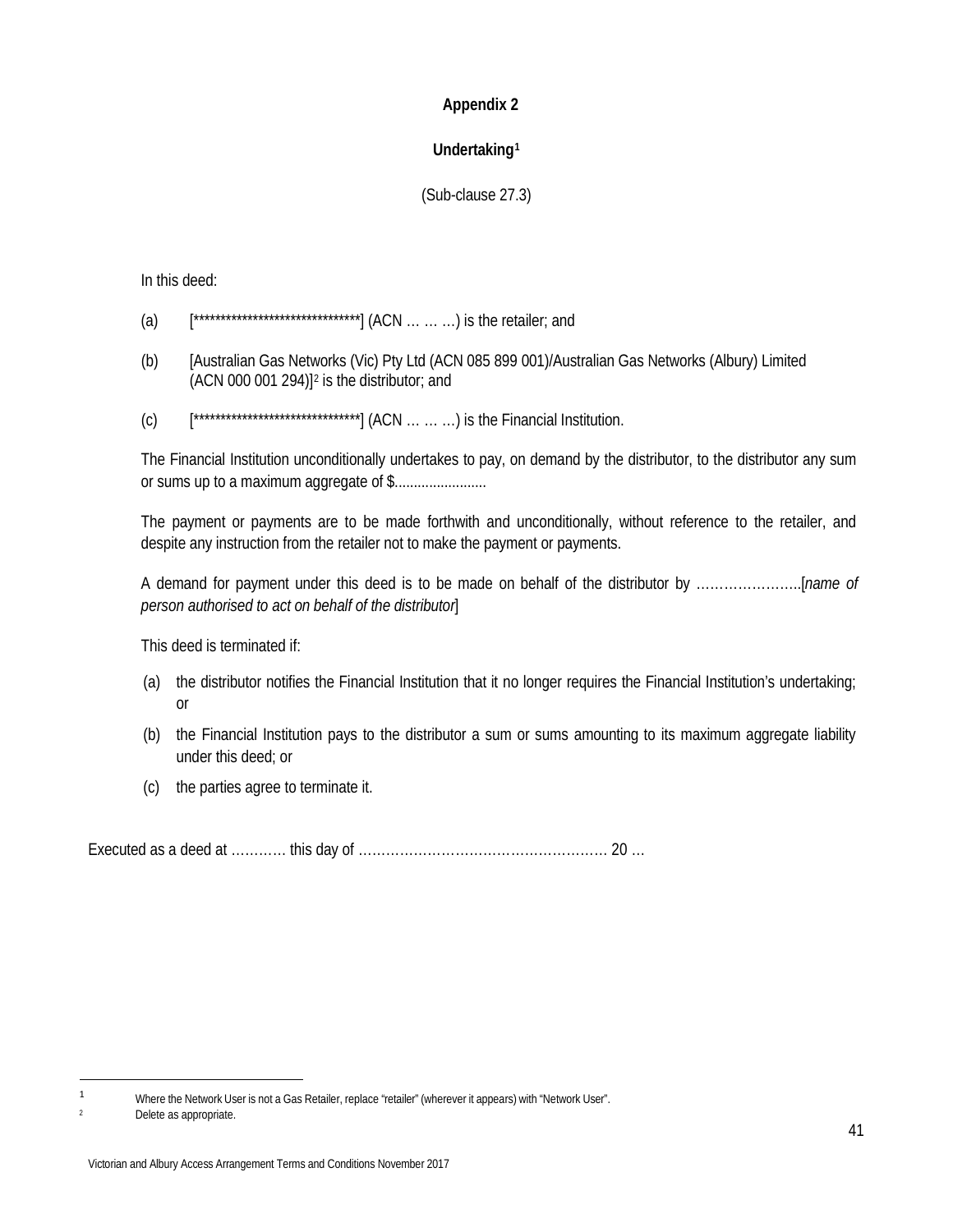# Appendix 2

## Undertaking[1]

(Sub-clause 27.3)

In this deed:

(a) [******************************] (ACN … … …) is the retailer; and

(b) [Australian Gas Networks (Vic) Pty Ltd (ACN 085 899 001)/Australian Gas Networks (Albury) Limited (ACN 000 001 294)][2] is the distributor; and

(c) [******************************] (ACN … … …) is the Financial Institution.

The Financial Institution unconditionally undertakes to pay, on demand by the distributor, to the distributor any sum or sums up to a maximum aggregate of $........................

The payment or payments are to be made forthwith and unconditionally, without reference to the retailer, and despite any instruction from the retailer not to make the payment or payments.

A demand for payment under this deed is to be made on behalf of the distributor by …………………..[*name of person authorised to act on behalf of the distributor*]

This deed is terminated if:

(a) the distributor notifies the Financial Institution that it no longer requires the Financial Institution's undertaking; or

(b) the Financial Institution pays to the distributor a sum or sums amounting to its maximum aggregate liability under this deed; or

(c) the parties agree to terminate it.

Executed as a deed at ………… this day of ……………………………………………… 20 …

---

[1] Where the Network User is not a Gas Retailer, replace "retailer" (wherever it appears) with "Network User".

[2] Delete as appropriate.